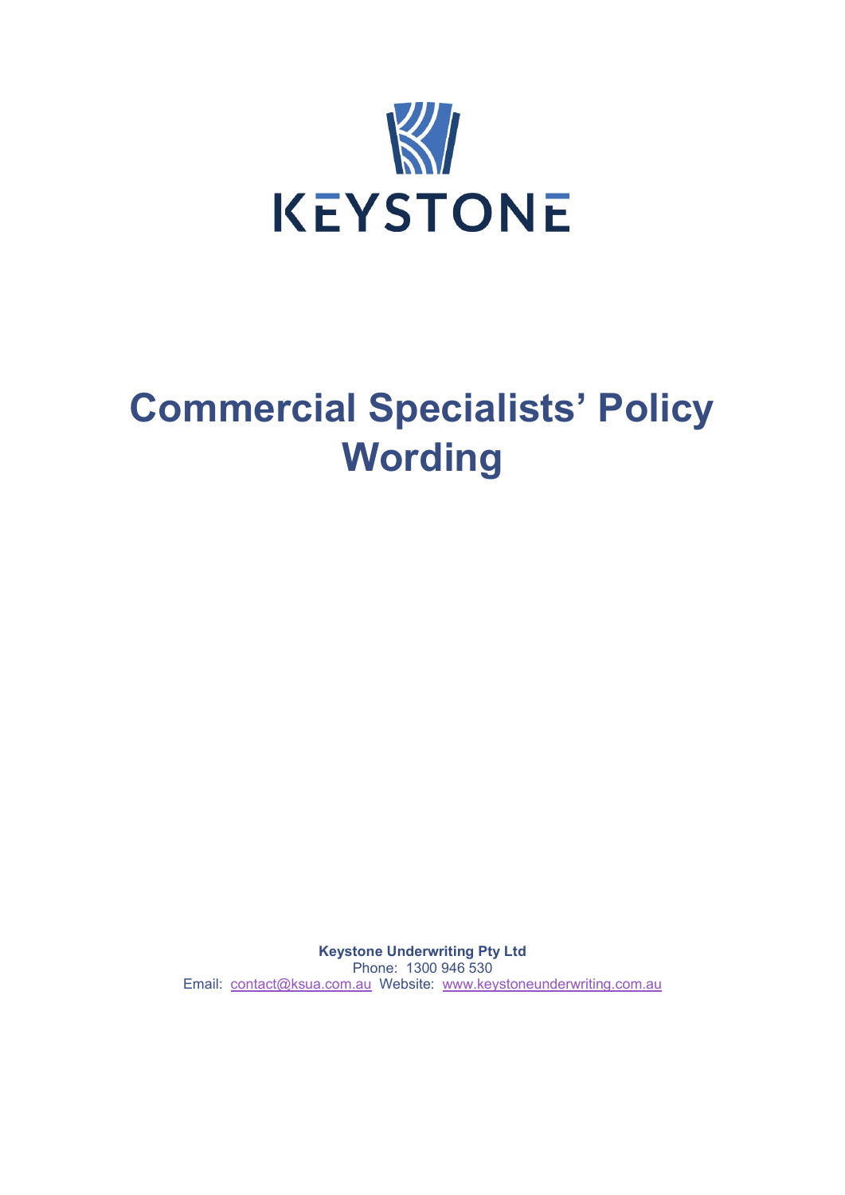KEYSTONE

# Commercial Specialists' Policy Wording

**Keystone Underwriting Pty Ltd**
Phone: 1300 946 530
Email: contact@ksua.com.au Website: www.keystoneunderwriting.com.au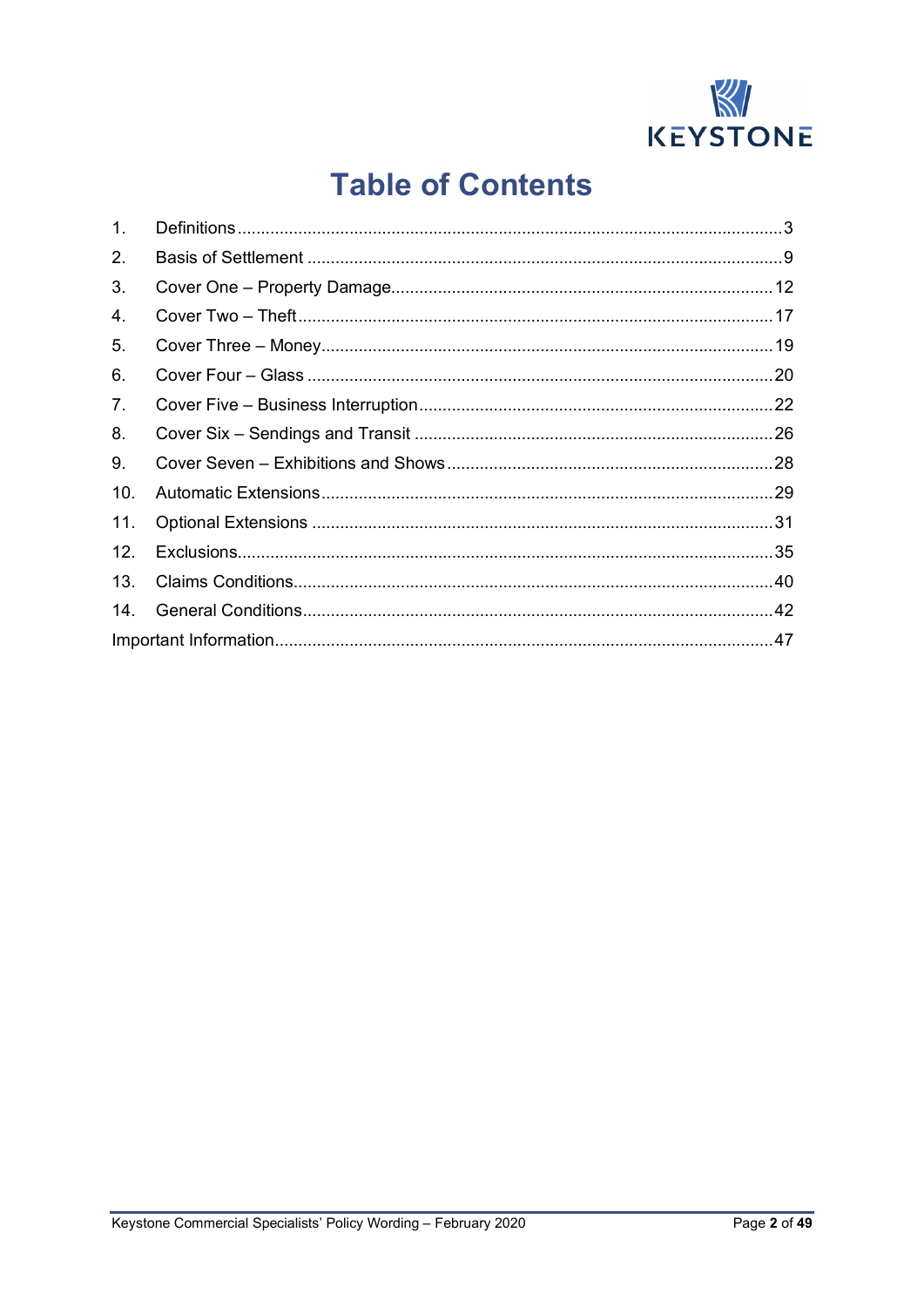# Table of Contents

1. Definitions ........................................................................ 3
2. Basis of Settlement ........................................................................ 9
3. Cover One – Property Damage ........................................................................ 12
4. Cover Two – Theft ........................................................................ 17
5. Cover Three – Money ........................................................................ 19
6. Cover Four – Glass ........................................................................ 20
7. Cover Five – Business Interruption ........................................................................ 22
8. Cover Six – Sendings and Transit ........................................................................ 26
9. Cover Seven – Exhibitions and Shows ........................................................................ 28
10. Automatic Extensions ........................................................................ 29
11. Optional Extensions ........................................................................ 31
12. Exclusions ........................................................................ 35
13. Claims Conditions ........................................................................ 40
14. General Conditions ........................................................................ 42

Important Information ........................................................................ 47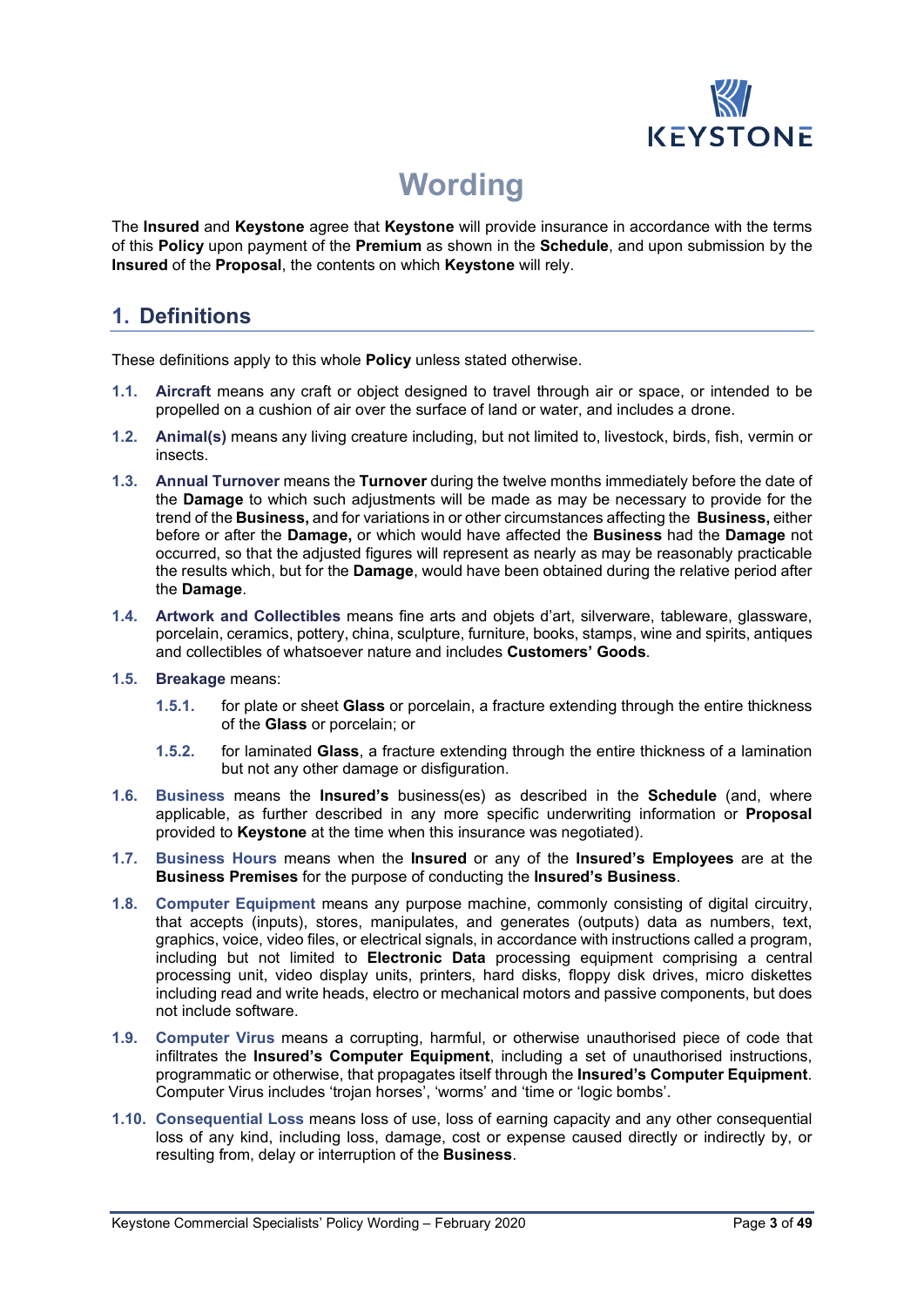# Wording

The **Insured** and **Keystone** agree that **Keystone** will provide insurance in accordance with the terms of this **Policy** upon payment of the **Premium** as shown in the **Schedule**, and upon submission by the **Insured** of the **Proposal**, the contents on which **Keystone** will rely.

## 1. Definitions

These definitions apply to this whole **Policy** unless stated otherwise.

**1.1. Aircraft** means any craft or object designed to travel through air or space, or intended to be propelled on a cushion of air over the surface of land or water, and includes a drone.

**1.2. Animal(s)** means any living creature including, but not limited to, livestock, birds, fish, vermin or insects.

**1.3. Annual Turnover** means the **Turnover** during the twelve months immediately before the date of the **Damage** to which such adjustments will be made as may be necessary to provide for the trend of the **Business,** and for variations in or other circumstances affecting the **Business,** either before or after the **Damage,** or which would have affected the **Business** had the **Damage** not occurred, so that the adjusted figures will represent as nearly as may be reasonably practicable the results which, but for the **Damage**, would have been obtained during the relative period after the **Damage**.

**1.4. Artwork and Collectibles** means fine arts and objets d'art, silverware, tableware, glassware, porcelain, ceramics, pottery, china, sculpture, furniture, books, stamps, wine and spirits, antiques and collectibles of whatsoever nature and includes **Customers' Goods**.

**1.5. Breakage** means:

- **1.5.1.** for plate or sheet **Glass** or porcelain, a fracture extending through the entire thickness of the **Glass** or porcelain; or
- **1.5.2.** for laminated **Glass**, a fracture extending through the entire thickness of a lamination but not any other damage or disfiguration.

**1.6. Business** means the **Insured's** business(es) as described in the **Schedule** (and, where applicable, as further described in any more specific underwriting information or **Proposal** provided to **Keystone** at the time when this insurance was negotiated).

**1.7. Business Hours** means when the **Insured** or any of the **Insured's Employees** are at the **Business Premises** for the purpose of conducting the **Insured's Business**.

**1.8. Computer Equipment** means any purpose machine, commonly consisting of digital circuitry, that accepts (inputs), stores, manipulates, and generates (outputs) data as numbers, text, graphics, voice, video files, or electrical signals, in accordance with instructions called a program, including but not limited to **Electronic Data** processing equipment comprising a central processing unit, video display units, printers, hard disks, floppy disk drives, micro diskettes including read and write heads, electro or mechanical motors and passive components, but does not include software.

**1.9. Computer Virus** means a corrupting, harmful, or otherwise unauthorised piece of code that infiltrates the **Insured's Computer Equipment**, including a set of unauthorised instructions, programmatic or otherwise, that propagates itself through the **Insured's Computer Equipment**. Computer Virus includes 'trojan horses', 'worms' and 'time or 'logic bombs'.

**1.10. Consequential Loss** means loss of use, loss of earning capacity and any other consequential loss of any kind, including loss, damage, cost or expense caused directly or indirectly by, or resulting from, delay or interruption of the **Business**.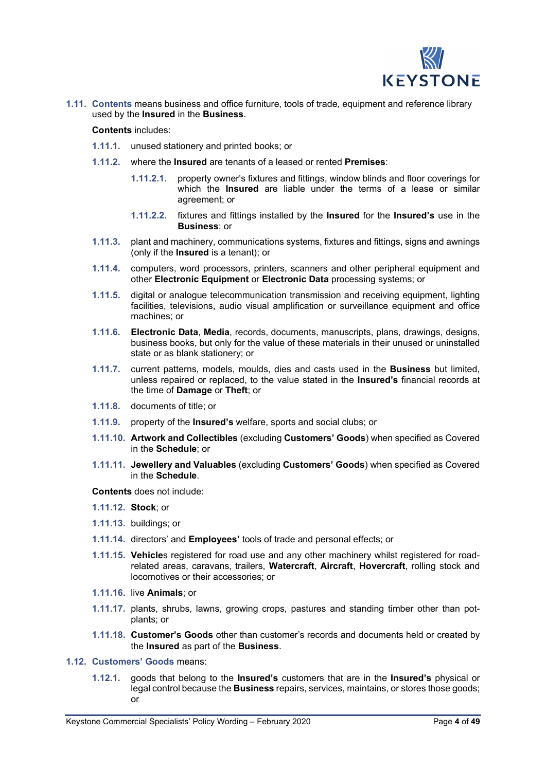**1.11. Contents** means business and office furniture, tools of trade, equipment and reference library used by the **Insured** in the **Business**.

**Contents** includes:

**1.11.1.** unused stationery and printed books; or

**1.11.2.** where the **Insured** are tenants of a leased or rented **Premises**:

- **1.11.2.1.** property owner's fixtures and fittings, window blinds and floor coverings for which the **Insured** are liable under the terms of a lease or similar agreement; or
- **1.11.2.2.** fixtures and fittings installed by the **Insured** for the **Insured's** use in the **Business**; or

**1.11.3.** plant and machinery, communications systems, fixtures and fittings, signs and awnings (only if the **Insured** is a tenant); or

**1.11.4.** computers, word processors, printers, scanners and other peripheral equipment and other **Electronic Equipment** or **Electronic Data** processing systems; or

**1.11.5.** digital or analogue telecommunication transmission and receiving equipment, lighting facilities, televisions, audio visual amplification or surveillance equipment and office machines; or

**1.11.6.** **Electronic Data**, **Media**, records, documents, manuscripts, plans, drawings, designs, business books, but only for the value of these materials in their unused or uninstalled state or as blank stationery; or

**1.11.7.** current patterns, models, moulds, dies and casts used in the **Business** but limited, unless repaired or replaced, to the value stated in the **Insured's** financial records at the time of **Damage** or **Theft**; or

**1.11.8.** documents of title; or

**1.11.9.** property of the **Insured's** welfare, sports and social clubs; or

**1.11.10.** **Artwork and Collectibles** (excluding **Customers' Goods**) when specified as Covered in the **Schedule**; or

**1.11.11.** **Jewellery and Valuables** (excluding **Customers' Goods**) when specified as Covered in the **Schedule**.

**Contents** does not include:

**1.11.12.** **Stock**; or

**1.11.13.** buildings; or

**1.11.14.** directors' and **Employees'** tools of trade and personal effects; or

**1.11.15.** **Vehicle**s registered for road use and any other machinery whilst registered for road-related areas, caravans, trailers, **Watercraft**, **Aircraft**, **Hovercraft**, rolling stock and locomotives or their accessories; or

**1.11.16.** live **Animals**; or

**1.11.17.** plants, shrubs, lawns, growing crops, pastures and standing timber other than pot-plants; or

**1.11.18.** **Customer's Goods** other than customer's records and documents held or created by the **Insured** as part of the **Business**.

**1.12. Customers' Goods** means:

**1.12.1.** goods that belong to the **Insured's** customers that are in the **Insured's** physical or legal control because the **Business** repairs, services, maintains, or stores those goods; or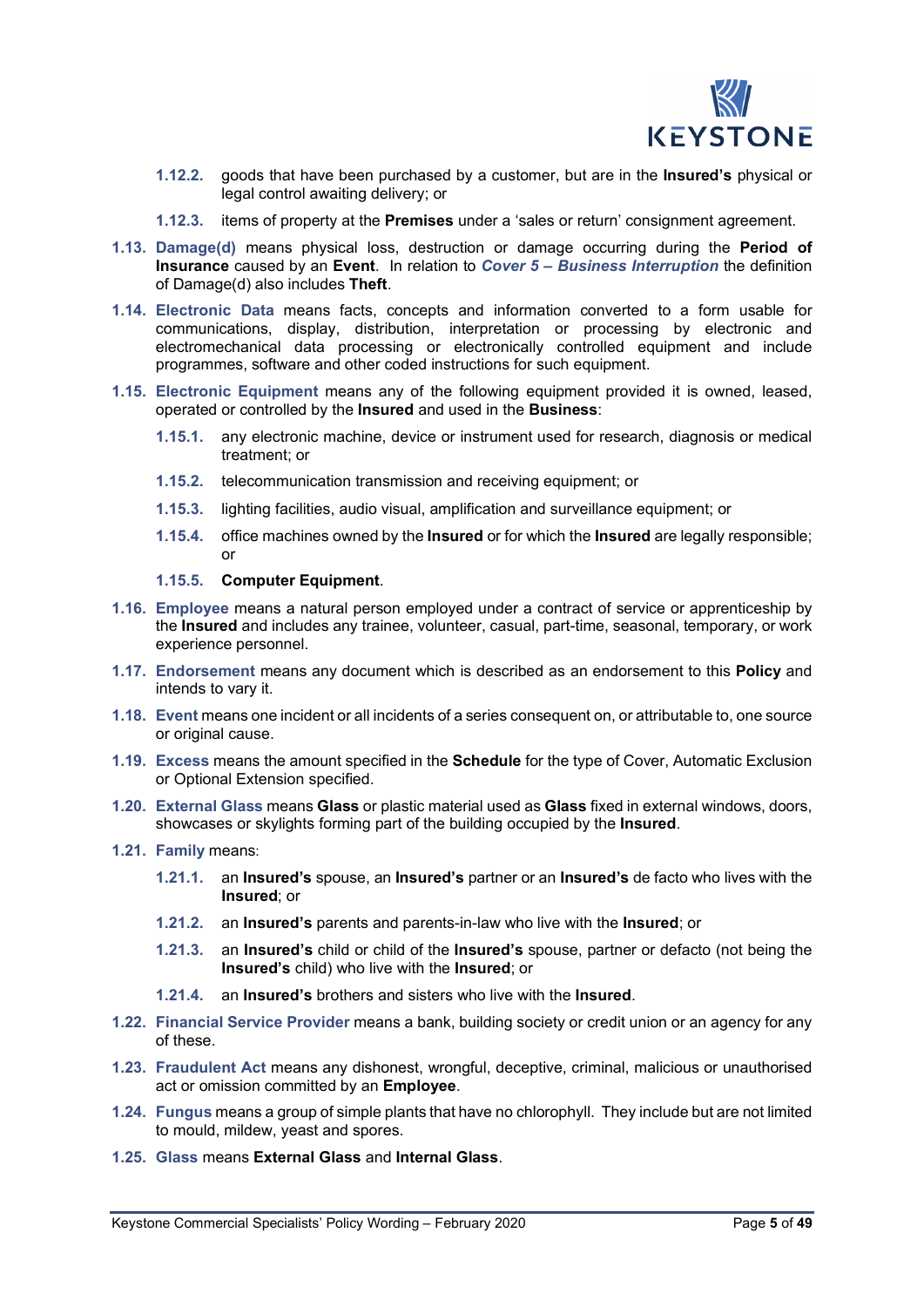1.12.2. goods that have been purchased by a customer, but are in the **Insured's** physical or legal control awaiting delivery; or

1.12.3. items of property at the **Premises** under a 'sales or return' consignment agreement.

**1.13. Damage(d)** means physical loss, destruction or damage occurring during the **Period of Insurance** caused by an **Event**. In relation to ***Cover 5 – Business Interruption*** the definition of Damage(d) also includes **Theft**.

**1.14. Electronic Data** means facts, concepts and information converted to a form usable for communications, display, distribution, interpretation or processing by electronic and electromechanical data processing or electronically controlled equipment and include programmes, software and other coded instructions for such equipment.

**1.15. Electronic Equipment** means any of the following equipment provided it is owned, leased, operated or controlled by the **Insured** and used in the **Business**:

1.15.1. any electronic machine, device or instrument used for research, diagnosis or medical treatment; or

1.15.2. telecommunication transmission and receiving equipment; or

1.15.3. lighting facilities, audio visual, amplification and surveillance equipment; or

1.15.4. office machines owned by the **Insured** or for which the **Insured** are legally responsible; or

1.15.5. **Computer Equipment**.

**1.16. Employee** means a natural person employed under a contract of service or apprenticeship by the **Insured** and includes any trainee, volunteer, casual, part-time, seasonal, temporary, or work experience personnel.

**1.17. Endorsement** means any document which is described as an endorsement to this **Policy** and intends to vary it.

**1.18. Event** means one incident or all incidents of a series consequent on, or attributable to, one source or original cause.

**1.19. Excess** means the amount specified in the **Schedule** for the type of Cover, Automatic Exclusion or Optional Extension specified.

**1.20. External Glass** means **Glass** or plastic material used as **Glass** fixed in external windows, doors, showcases or skylights forming part of the building occupied by the **Insured**.

**1.21. Family** means:

1.21.1. an **Insured's** spouse, an **Insured's** partner or an **Insured's** de facto who lives with the **Insured**; or

1.21.2. an **Insured's** parents and parents-in-law who live with the **Insured**; or

1.21.3. an **Insured's** child or child of the **Insured's** spouse, partner or defacto (not being the **Insured's** child) who live with the **Insured**; or

1.21.4. an **Insured's** brothers and sisters who live with the **Insured**.

**1.22. Financial Service Provider** means a bank, building society or credit union or an agency for any of these.

**1.23. Fraudulent Act** means any dishonest, wrongful, deceptive, criminal, malicious or unauthorised act or omission committed by an **Employee**.

**1.24. Fungus** means a group of simple plants that have no chlorophyll. They include but are not limited to mould, mildew, yeast and spores.

**1.25. Glass** means **External Glass** and **Internal Glass**.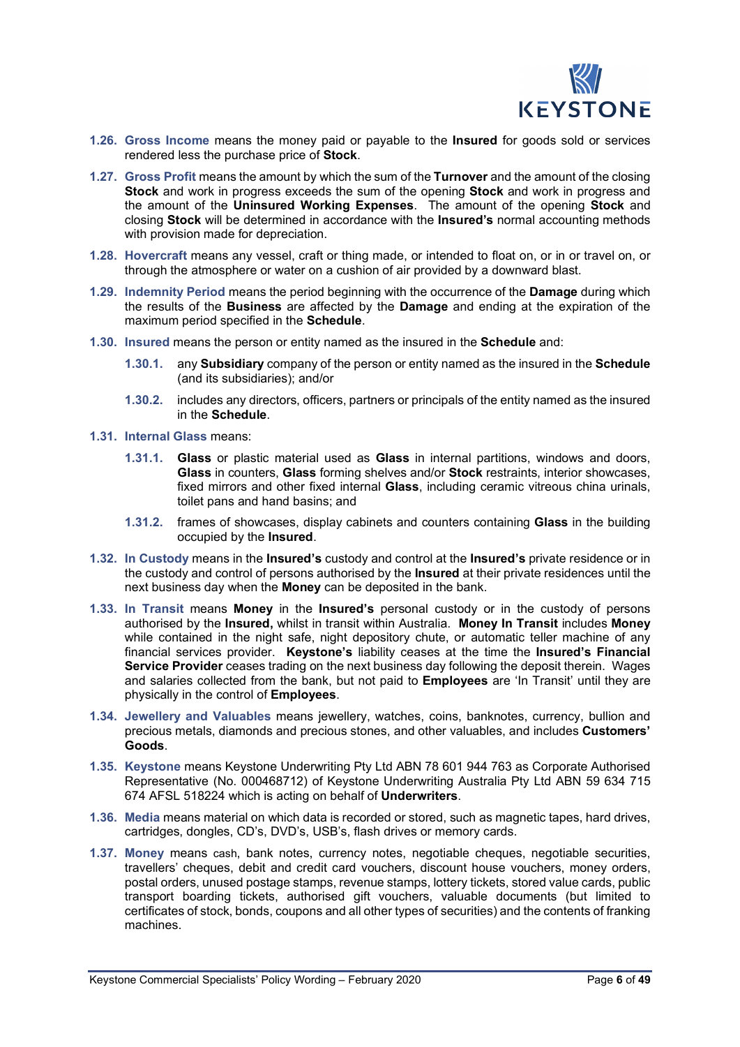**1.26. Gross Income** means the money paid or payable to the **Insured** for goods sold or services rendered less the purchase price of **Stock**.

**1.27. Gross Profit** means the amount by which the sum of the **Turnover** and the amount of the closing **Stock** and work in progress exceeds the sum of the opening **Stock** and work in progress and the amount of the **Uninsured Working Expenses**. The amount of the opening **Stock** and closing **Stock** will be determined in accordance with the **Insured's** normal accounting methods with provision made for depreciation.

**1.28. Hovercraft** means any vessel, craft or thing made, or intended to float on, or in or travel on, or through the atmosphere or water on a cushion of air provided by a downward blast.

**1.29. Indemnity Period** means the period beginning with the occurrence of the **Damage** during which the results of the **Business** are affected by the **Damage** and ending at the expiration of the maximum period specified in the **Schedule**.

**1.30. Insured** means the person or entity named as the insured in the **Schedule** and:

- **1.30.1.** any **Subsidiary** company of the person or entity named as the insured in the **Schedule** (and its subsidiaries); and/or
- **1.30.2.** includes any directors, officers, partners or principals of the entity named as the insured in the **Schedule**.

**1.31. Internal Glass** means:

- **1.31.1.** **Glass** or plastic material used as **Glass** in internal partitions, windows and doors, **Glass** in counters, **Glass** forming shelves and/or **Stock** restraints, interior showcases, fixed mirrors and other fixed internal **Glass**, including ceramic vitreous china urinals, toilet pans and hand basins; and
- **1.31.2.** frames of showcases, display cabinets and counters containing **Glass** in the building occupied by the **Insured**.

**1.32. In Custody** means in the **Insured's** custody and control at the **Insured's** private residence or in the custody and control of persons authorised by the **Insured** at their private residences until the next business day when the **Money** can be deposited in the bank.

**1.33. In Transit** means **Money** in the **Insured's** personal custody or in the custody of persons authorised by the **Insured,** whilst in transit within Australia. **Money In Transit** includes **Money** while contained in the night safe, night depository chute, or automatic teller machine of any financial services provider. **Keystone's** liability ceases at the time the **Insured's Financial Service Provider** ceases trading on the next business day following the deposit therein. Wages and salaries collected from the bank, but not paid to **Employees** are 'In Transit' until they are physically in the control of **Employees**.

**1.34. Jewellery and Valuables** means jewellery, watches, coins, banknotes, currency, bullion and precious metals, diamonds and precious stones, and other valuables, and includes **Customers' Goods**.

**1.35. Keystone** means Keystone Underwriting Pty Ltd ABN 78 601 944 763 as Corporate Authorised Representative (No. 000468712) of Keystone Underwriting Australia Pty Ltd ABN 59 634 715 674 AFSL 518224 which is acting on behalf of **Underwriters**.

**1.36. Media** means material on which data is recorded or stored, such as magnetic tapes, hard drives, cartridges, dongles, CD's, DVD's, USB's, flash drives or memory cards.

**1.37. Money** means cash, bank notes, currency notes, negotiable cheques, negotiable securities, travellers' cheques, debit and credit card vouchers, discount house vouchers, money orders, postal orders, unused postage stamps, revenue stamps, lottery tickets, stored value cards, public transport boarding tickets, authorised gift vouchers, valuable documents (but limited to certificates of stock, bonds, coupons and all other types of securities) and the contents of franking machines.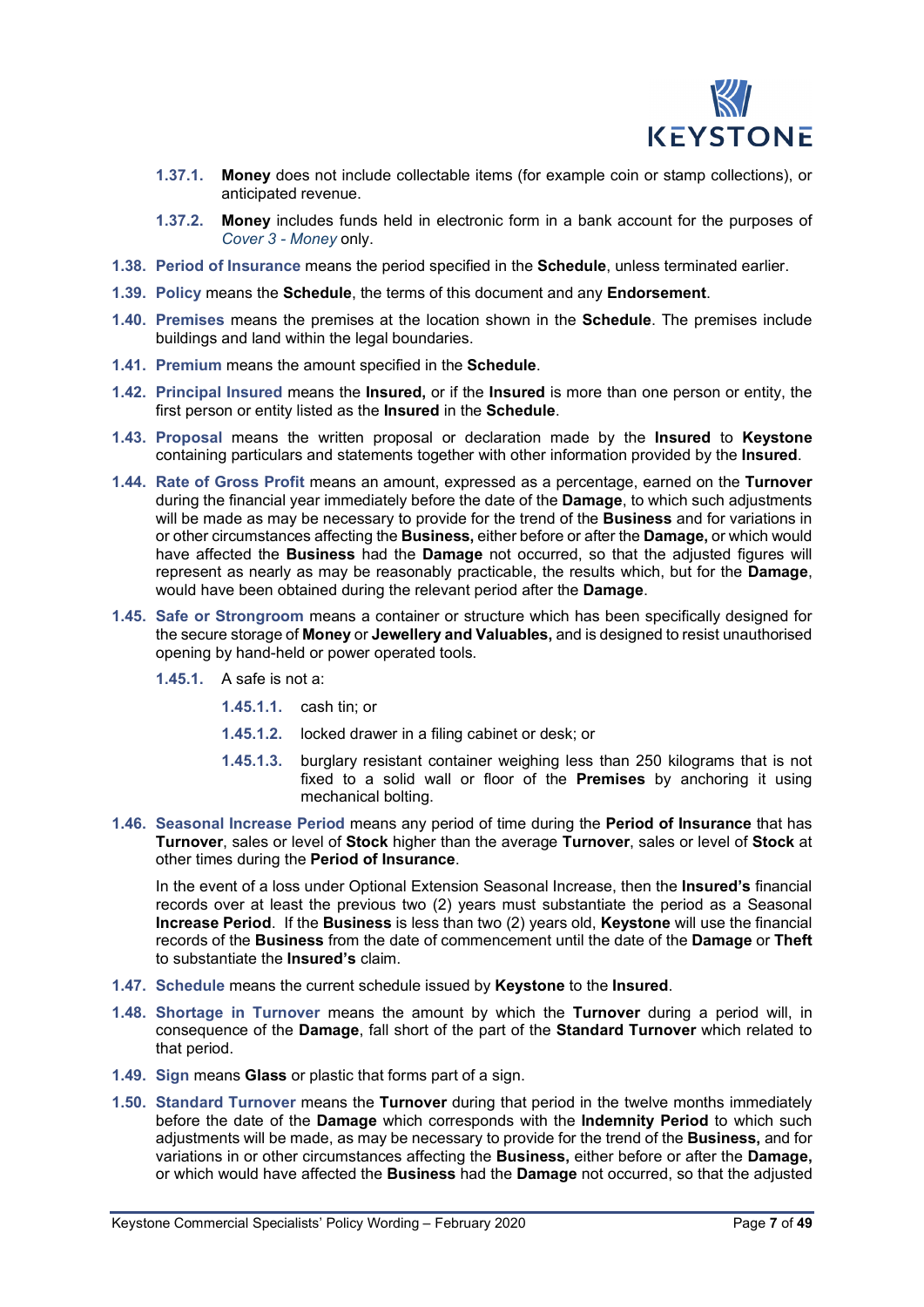1.37.1. **Money** does not include collectable items (for example coin or stamp collections), or anticipated revenue.

1.37.2. **Money** includes funds held in electronic form in a bank account for the purposes of *Cover 3 - Money* only.

1.38. **Period of Insurance** means the period specified in the **Schedule**, unless terminated earlier.

1.39. **Policy** means the **Schedule**, the terms of this document and any **Endorsement**.

1.40. **Premises** means the premises at the location shown in the **Schedule**. The premises include buildings and land within the legal boundaries.

1.41. **Premium** means the amount specified in the **Schedule**.

1.42. **Principal Insured** means the **Insured,** or if the **Insured** is more than one person or entity, the first person or entity listed as the **Insured** in the **Schedule**.

1.43. **Proposal** means the written proposal or declaration made by the **Insured** to **Keystone** containing particulars and statements together with other information provided by the **Insured**.

1.44. **Rate of Gross Profit** means an amount, expressed as a percentage, earned on the **Turnover** during the financial year immediately before the date of the **Damage**, to which such adjustments will be made as may be necessary to provide for the trend of the **Business** and for variations in or other circumstances affecting the **Business,** either before or after the **Damage,** or which would have affected the **Business** had the **Damage** not occurred, so that the adjusted figures will represent as nearly as may be reasonably practicable, the results which, but for the **Damage**, would have been obtained during the relevant period after the **Damage**.

1.45. **Safe or Strongroom** means a container or structure which has been specifically designed for the secure storage of **Money** or **Jewellery and Valuables,** and is designed to resist unauthorised opening by hand-held or power operated tools.

1.45.1. A safe is not a:

1.45.1.1. cash tin; or

1.45.1.2. locked drawer in a filing cabinet or desk; or

1.45.1.3. burglary resistant container weighing less than 250 kilograms that is not fixed to a solid wall or floor of the **Premises** by anchoring it using mechanical bolting.

1.46. **Seasonal Increase Period** means any period of time during the **Period of Insurance** that has **Turnover**, sales or level of **Stock** higher than the average **Turnover**, sales or level of **Stock** at other times during the **Period of Insurance**.

In the event of a loss under Optional Extension Seasonal Increase, then the **Insured's** financial records over at least the previous two (2) years must substantiate the period as a Seasonal **Increase Period**. If the **Business** is less than two (2) years old, **Keystone** will use the financial records of the **Business** from the date of commencement until the date of the **Damage** or **Theft** to substantiate the **Insured's** claim.

1.47. **Schedule** means the current schedule issued by **Keystone** to the **Insured**.

1.48. **Shortage in Turnover** means the amount by which the **Turnover** during a period will, in consequence of the **Damage**, fall short of the part of the **Standard Turnover** which related to that period.

1.49. **Sign** means **Glass** or plastic that forms part of a sign.

1.50. **Standard Turnover** means the **Turnover** during that period in the twelve months immediately before the date of the **Damage** which corresponds with the **Indemnity Period** to which such adjustments will be made, as may be necessary to provide for the trend of the **Business,** and for variations in or other circumstances affecting the **Business,** either before or after the **Damage,** or which would have affected the **Business** had the **Damage** not occurred, so that the adjusted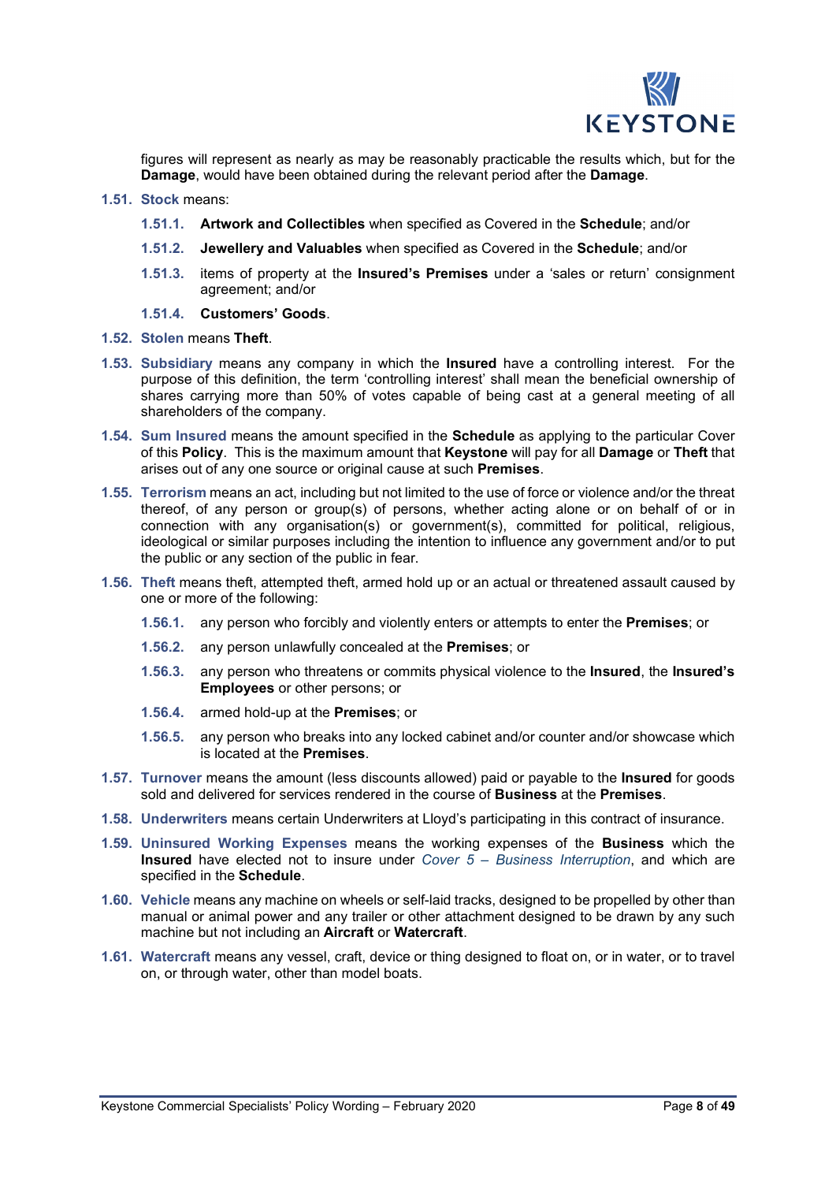figures will represent as nearly as may be reasonably practicable the results which, but for the **Damage**, would have been obtained during the relevant period after the **Damage**.

**1.51. Stock** means:

- **1.51.1.** **Artwork and Collectibles** when specified as Covered in the **Schedule**; and/or
- **1.51.2.** **Jewellery and Valuables** when specified as Covered in the **Schedule**; and/or
- **1.51.3.** items of property at the **Insured's Premises** under a 'sales or return' consignment agreement; and/or
- **1.51.4.** **Customers' Goods**.

**1.52. Stolen** means **Theft**.

**1.53. Subsidiary** means any company in which the **Insured** have a controlling interest. For the purpose of this definition, the term 'controlling interest' shall mean the beneficial ownership of shares carrying more than 50% of votes capable of being cast at a general meeting of all shareholders of the company.

**1.54. Sum Insured** means the amount specified in the **Schedule** as applying to the particular Cover of this **Policy**. This is the maximum amount that **Keystone** will pay for all **Damage** or **Theft** that arises out of any one source or original cause at such **Premises**.

**1.55. Terrorism** means an act, including but not limited to the use of force or violence and/or the threat thereof, of any person or group(s) of persons, whether acting alone or on behalf of or in connection with any organisation(s) or government(s), committed for political, religious, ideological or similar purposes including the intention to influence any government and/or to put the public or any section of the public in fear.

**1.56. Theft** means theft, attempted theft, armed hold up or an actual or threatened assault caused by one or more of the following:

- **1.56.1.** any person who forcibly and violently enters or attempts to enter the **Premises**; or
- **1.56.2.** any person unlawfully concealed at the **Premises**; or
- **1.56.3.** any person who threatens or commits physical violence to the **Insured**, the **Insured's Employees** or other persons; or
- **1.56.4.** armed hold-up at the **Premises**; or
- **1.56.5.** any person who breaks into any locked cabinet and/or counter and/or showcase which is located at the **Premises**.

**1.57. Turnover** means the amount (less discounts allowed) paid or payable to the **Insured** for goods sold and delivered for services rendered in the course of **Business** at the **Premises**.

**1.58. Underwriters** means certain Underwriters at Lloyd's participating in this contract of insurance.

**1.59. Uninsured Working Expenses** means the working expenses of the **Business** which the **Insured** have elected not to insure under *Cover 5 – Business Interruption*, and which are specified in the **Schedule**.

**1.60. Vehicle** means any machine on wheels or self-laid tracks, designed to be propelled by other than manual or animal power and any trailer or other attachment designed to be drawn by any such machine but not including an **Aircraft** or **Watercraft**.

**1.61. Watercraft** means any vessel, craft, device or thing designed to float on, or in water, or to travel on, or through water, other than model boats.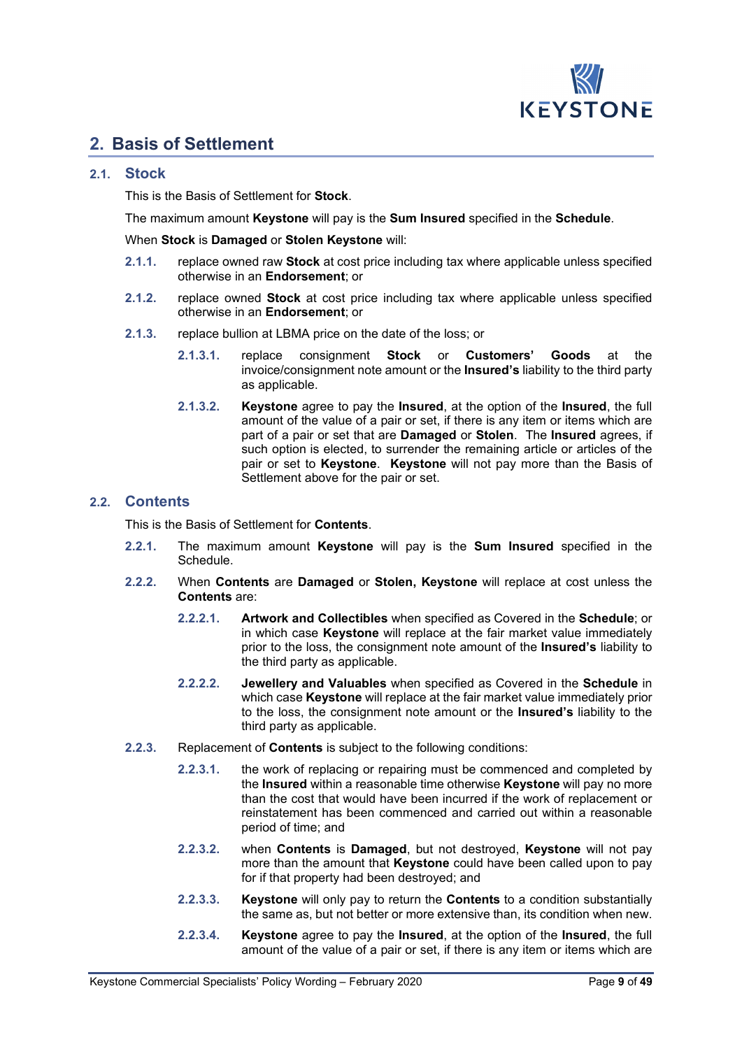## 2. Basis of Settlement

### 2.1. Stock

This is the Basis of Settlement for **Stock**.

The maximum amount **Keystone** will pay is the **Sum Insured** specified in the **Schedule**.

When **Stock** is **Damaged** or **Stolen Keystone** will:

**2.1.1.** replace owned raw **Stock** at cost price including tax where applicable unless specified otherwise in an **Endorsement**; or

**2.1.2.** replace owned **Stock** at cost price including tax where applicable unless specified otherwise in an **Endorsement**; or

**2.1.3.** replace bullion at LBMA price on the date of the loss; or

**2.1.3.1.** replace consignment **Stock** or **Customers' Goods** at the invoice/consignment note amount or the **Insured's** liability to the third party as applicable.

**2.1.3.2.** **Keystone** agree to pay the **Insured**, at the option of the **Insured**, the full amount of the value of a pair or set, if there is any item or items which are part of a pair or set that are **Damaged** or **Stolen**. The **Insured** agrees, if such option is elected, to surrender the remaining article or articles of the pair or set to **Keystone**. **Keystone** will not pay more than the Basis of Settlement above for the pair or set.

### 2.2. Contents

This is the Basis of Settlement for **Contents**.

**2.2.1.** The maximum amount **Keystone** will pay is the **Sum Insured** specified in the Schedule.

**2.2.2.** When **Contents** are **Damaged** or **Stolen, Keystone** will replace at cost unless the **Contents** are:

**2.2.2.1.** **Artwork and Collectibles** when specified as Covered in the **Schedule**; or in which case **Keystone** will replace at the fair market value immediately prior to the loss, the consignment note amount of the **Insured's** liability to the third party as applicable.

**2.2.2.2.** **Jewellery and Valuables** when specified as Covered in the **Schedule** in which case **Keystone** will replace at the fair market value immediately prior to the loss, the consignment note amount or the **Insured's** liability to the third party as applicable.

**2.2.3.** Replacement of **Contents** is subject to the following conditions:

**2.2.3.1.** the work of replacing or repairing must be commenced and completed by the **Insured** within a reasonable time otherwise **Keystone** will pay no more than the cost that would have been incurred if the work of replacement or reinstatement has been commenced and carried out within a reasonable period of time; and

**2.2.3.2.** when **Contents** is **Damaged**, but not destroyed, **Keystone** will not pay more than the amount that **Keystone** could have been called upon to pay for if that property had been destroyed; and

**2.2.3.3.** **Keystone** will only pay to return the **Contents** to a condition substantially the same as, but not better or more extensive than, its condition when new.

**2.2.3.4.** **Keystone** agree to pay the **Insured**, at the option of the **Insured**, the full amount of the value of a pair or set, if there is any item or items which are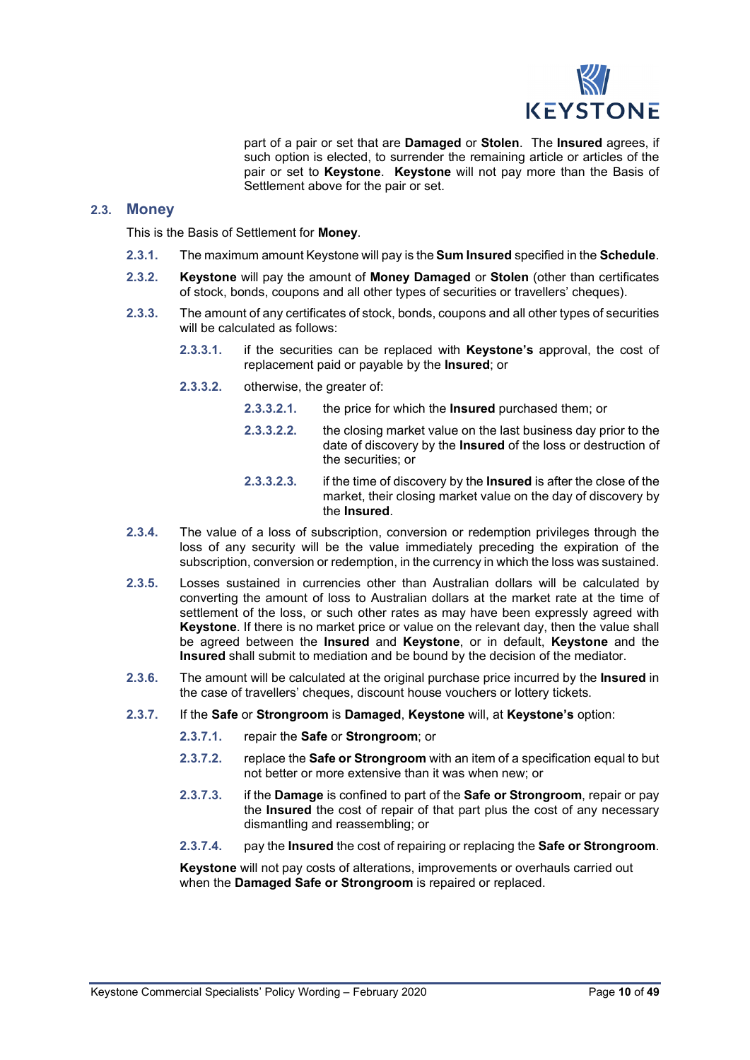part of a pair or set that are **Damaged** or **Stolen**. The **Insured** agrees, if such option is elected, to surrender the remaining article or articles of the pair or set to **Keystone**. **Keystone** will not pay more than the Basis of Settlement above for the pair or set.

## 2.3. Money

This is the Basis of Settlement for **Money**.

**2.3.1.** The maximum amount Keystone will pay is the **Sum Insured** specified in the **Schedule**.

**2.3.2.** **Keystone** will pay the amount of **Money Damaged** or **Stolen** (other than certificates of stock, bonds, coupons and all other types of securities or travellers' cheques).

**2.3.3.** The amount of any certificates of stock, bonds, coupons and all other types of securities will be calculated as follows:

- **2.3.3.1.** if the securities can be replaced with **Keystone's** approval, the cost of replacement paid or payable by the **Insured**; or
- **2.3.3.2.** otherwise, the greater of:
  - **2.3.3.2.1.** the price for which the **Insured** purchased them; or
  - **2.3.3.2.2.** the closing market value on the last business day prior to the date of discovery by the **Insured** of the loss or destruction of the securities; or
  - **2.3.3.2.3.** if the time of discovery by the **Insured** is after the close of the market, their closing market value on the day of discovery by the **Insured**.

**2.3.4.** The value of a loss of subscription, conversion or redemption privileges through the loss of any security will be the value immediately preceding the expiration of the subscription, conversion or redemption, in the currency in which the loss was sustained.

**2.3.5.** Losses sustained in currencies other than Australian dollars will be calculated by converting the amount of loss to Australian dollars at the market rate at the time of settlement of the loss, or such other rates as may have been expressly agreed with **Keystone**. If there is no market price or value on the relevant day, then the value shall be agreed between the **Insured** and **Keystone**, or in default, **Keystone** and the **Insured** shall submit to mediation and be bound by the decision of the mediator.

**2.3.6.** The amount will be calculated at the original purchase price incurred by the **Insured** in the case of travellers' cheques, discount house vouchers or lottery tickets.

**2.3.7.** If the **Safe** or **Strongroom** is **Damaged**, **Keystone** will, at **Keystone's** option:

- **2.3.7.1.** repair the **Safe** or **Strongroom**; or
- **2.3.7.2.** replace the **Safe or Strongroom** with an item of a specification equal to but not better or more extensive than it was when new; or
- **2.3.7.3.** if the **Damage** is confined to part of the **Safe or Strongroom**, repair or pay the **Insured** the cost of repair of that part plus the cost of any necessary dismantling and reassembling; or
- **2.3.7.4.** pay the **Insured** the cost of repairing or replacing the **Safe or Strongroom**.

**Keystone** will not pay costs of alterations, improvements or overhauls carried out when the **Damaged Safe or Strongroom** is repaired or replaced.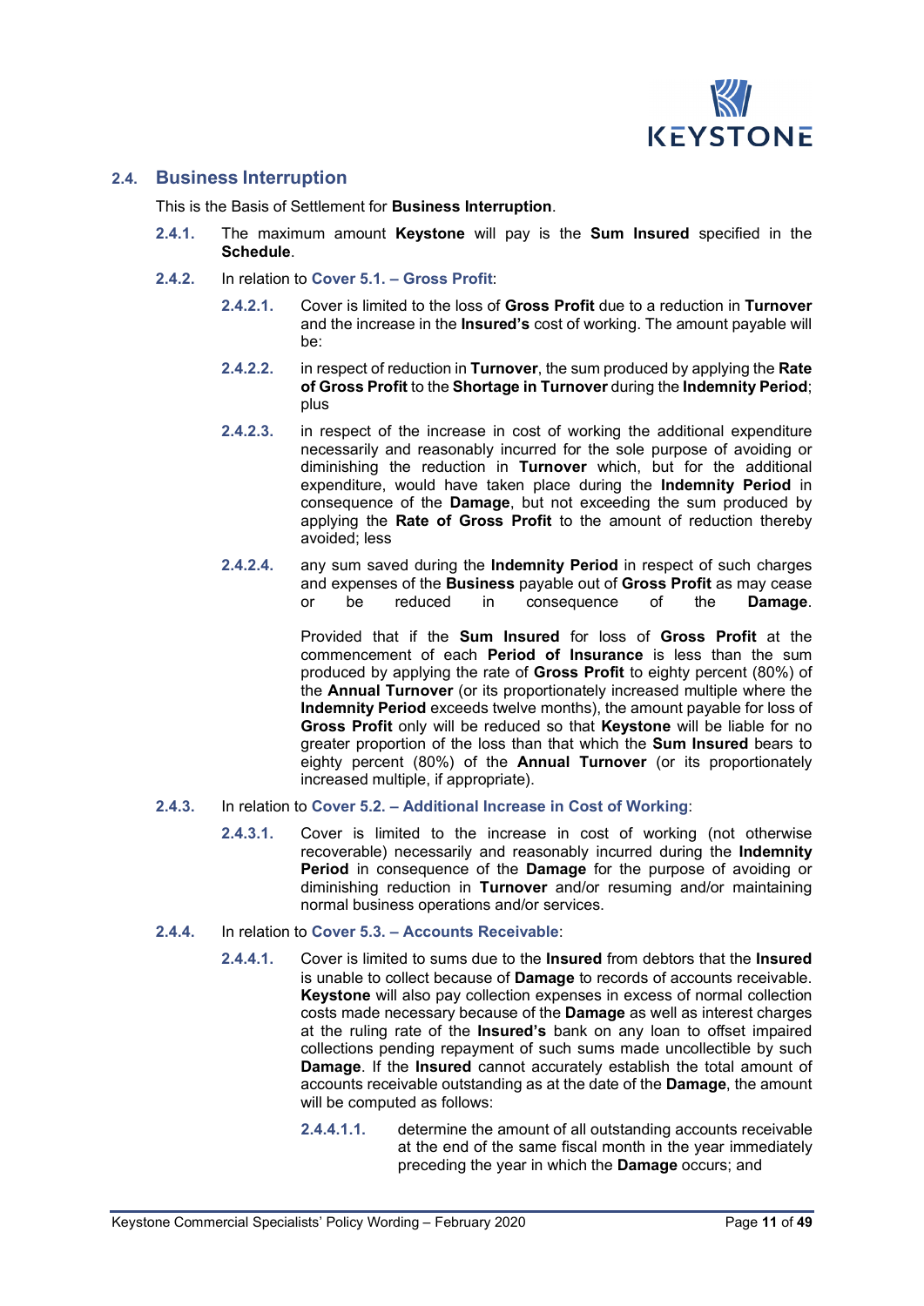## 2.4. Business Interruption

This is the Basis of Settlement for **Business Interruption**.

**2.4.1.** The maximum amount **Keystone** will pay is the **Sum Insured** specified in the **Schedule**.

**2.4.2.** In relation to **Cover 5.1. – Gross Profit**:

**2.4.2.1.** Cover is limited to the loss of **Gross Profit** due to a reduction in **Turnover** and the increase in the **Insured's** cost of working. The amount payable will be:

**2.4.2.2.** in respect of reduction in **Turnover**, the sum produced by applying the **Rate of Gross Profit** to the **Shortage in Turnover** during the **Indemnity Period**; plus

**2.4.2.3.** in respect of the increase in cost of working the additional expenditure necessarily and reasonably incurred for the sole purpose of avoiding or diminishing the reduction in **Turnover** which, but for the additional expenditure, would have taken place during the **Indemnity Period** in consequence of the **Damage**, but not exceeding the sum produced by applying the **Rate of Gross Profit** to the amount of reduction thereby avoided; less

**2.4.2.4.** any sum saved during the **Indemnity Period** in respect of such charges and expenses of the **Business** payable out of **Gross Profit** as may cease or be reduced in consequence of the **Damage**.

Provided that if the **Sum Insured** for loss of **Gross Profit** at the commencement of each **Period of Insurance** is less than the sum produced by applying the rate of **Gross Profit** to eighty percent (80%) of the **Annual Turnover** (or its proportionately increased multiple where the **Indemnity Period** exceeds twelve months), the amount payable for loss of **Gross Profit** only will be reduced so that **Keystone** will be liable for no greater proportion of the loss than that which the **Sum Insured** bears to eighty percent (80%) of the **Annual Turnover** (or its proportionately increased multiple, if appropriate).

**2.4.3.** In relation to **Cover 5.2. – Additional Increase in Cost of Working**:

**2.4.3.1.** Cover is limited to the increase in cost of working (not otherwise recoverable) necessarily and reasonably incurred during the **Indemnity Period** in consequence of the **Damage** for the purpose of avoiding or diminishing reduction in **Turnover** and/or resuming and/or maintaining normal business operations and/or services.

**2.4.4.** In relation to **Cover 5.3. – Accounts Receivable**:

**2.4.4.1.** Cover is limited to sums due to the **Insured** from debtors that the **Insured** is unable to collect because of **Damage** to records of accounts receivable. **Keystone** will also pay collection expenses in excess of normal collection costs made necessary because of the **Damage** as well as interest charges at the ruling rate of the **Insured's** bank on any loan to offset impaired collections pending repayment of such sums made uncollectible by such **Damage**. If the **Insured** cannot accurately establish the total amount of accounts receivable outstanding as at the date of the **Damage**, the amount will be computed as follows:

**2.4.4.1.1.** determine the amount of all outstanding accounts receivable at the end of the same fiscal month in the year immediately preceding the year in which the **Damage** occurs; and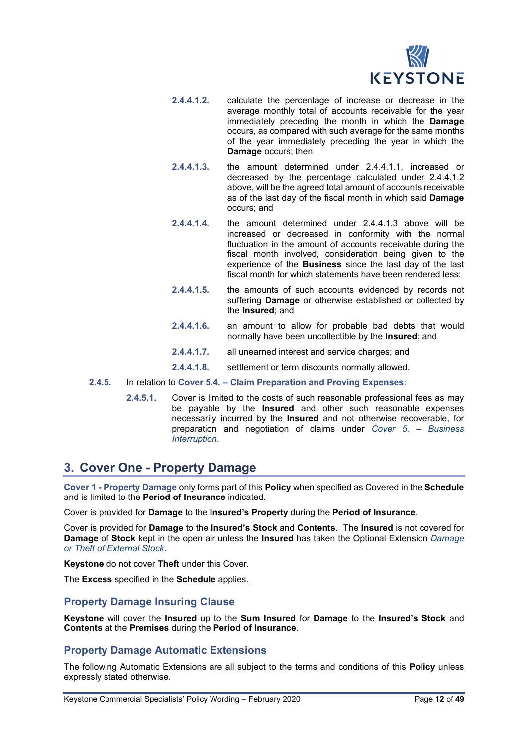**2.4.4.1.2.** calculate the percentage of increase or decrease in the average monthly total of accounts receivable for the year immediately preceding the month in which the **Damage** occurs, as compared with such average for the same months of the year immediately preceding the year in which the **Damage** occurs; then

**2.4.4.1.3.** the amount determined under 2.4.4.1.1, increased or decreased by the percentage calculated under 2.4.4.1.2 above, will be the agreed total amount of accounts receivable as of the last day of the fiscal month in which said **Damage** occurs; and

**2.4.4.1.4.** the amount determined under 2.4.4.1.3 above will be increased or decreased in conformity with the normal fluctuation in the amount of accounts receivable during the fiscal month involved, consideration being given to the experience of the **Business** since the last day of the last fiscal month for which statements have been rendered less:

**2.4.4.1.5.** the amounts of such accounts evidenced by records not suffering **Damage** or otherwise established or collected by the **Insured**; and

**2.4.4.1.6.** an amount to allow for probable bad debts that would normally have been uncollectible by the **Insured**; and

**2.4.4.1.7.** all unearned interest and service charges; and

**2.4.4.1.8.** settlement or term discounts normally allowed.

**2.4.5.** In relation to **Cover 5.4. – Claim Preparation and Proving Expenses**:

**2.4.5.1.** Cover is limited to the costs of such reasonable professional fees as may be payable by the **Insured** and other such reasonable expenses necessarily incurred by the **Insured** and not otherwise recoverable, for preparation and negotiation of claims under *Cover 5. – Business Interruption*.

## 3. Cover One - Property Damage

**Cover 1 - Property Damage** only forms part of this **Policy** when specified as Covered in the **Schedule** and is limited to the **Period of Insurance** indicated.

Cover is provided for **Damage** to the **Insured's Property** during the **Period of Insurance**.

Cover is provided for **Damage** to the **Insured's Stock** and **Contents**. The **Insured** is not covered for **Damage** of **Stock** kept in the open air unless the **Insured** has taken the Optional Extension *Damage or Theft of External Stock*.

**Keystone** do not cover **Theft** under this Cover.

The **Excess** specified in the **Schedule** applies.

### Property Damage Insuring Clause

**Keystone** will cover the **Insured** up to the **Sum Insured** for **Damage** to the **Insured's Stock** and **Contents** at the **Premises** during the **Period of Insurance**.

### Property Damage Automatic Extensions

The following Automatic Extensions are all subject to the terms and conditions of this **Policy** unless expressly stated otherwise.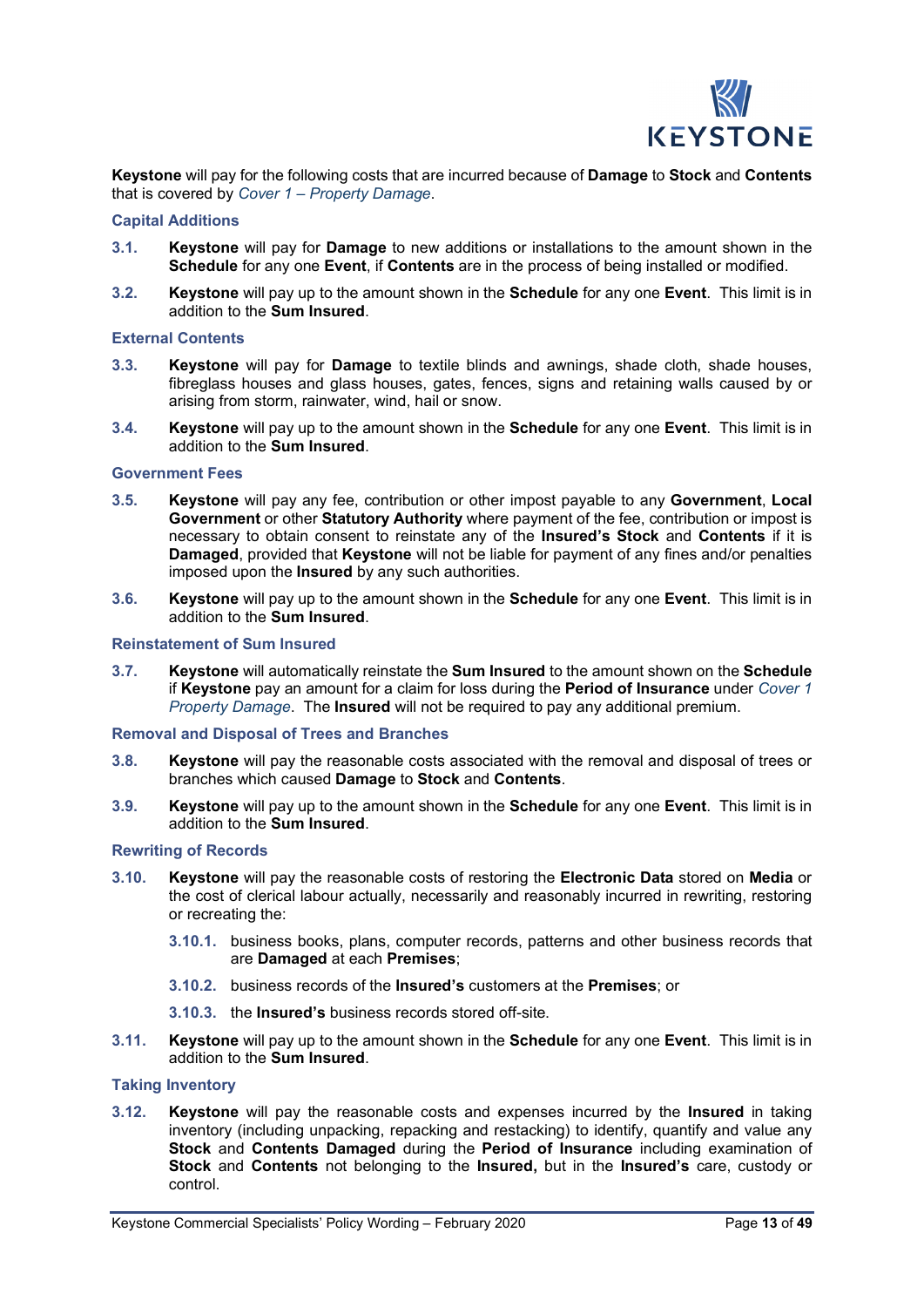**Keystone** will pay for the following costs that are incurred because of **Damage** to **Stock** and **Contents** that is covered by *Cover 1 – Property Damage*.

### Capital Additions

**3.1.** **Keystone** will pay for **Damage** to new additions or installations to the amount shown in the **Schedule** for any one **Event**, if **Contents** are in the process of being installed or modified.

**3.2.** **Keystone** will pay up to the amount shown in the **Schedule** for any one **Event**. This limit is in addition to the **Sum Insured**.

### External Contents

**3.3.** **Keystone** will pay for **Damage** to textile blinds and awnings, shade cloth, shade houses, fibreglass houses and glass houses, gates, fences, signs and retaining walls caused by or arising from storm, rainwater, wind, hail or snow.

**3.4.** **Keystone** will pay up to the amount shown in the **Schedule** for any one **Event**. This limit is in addition to the **Sum Insured**.

### Government Fees

**3.5.** **Keystone** will pay any fee, contribution or other impost payable to any **Government**, **Local Government** or other **Statutory Authority** where payment of the fee, contribution or impost is necessary to obtain consent to reinstate any of the **Insured's Stock** and **Contents** if it is **Damaged**, provided that **Keystone** will not be liable for payment of any fines and/or penalties imposed upon the **Insured** by any such authorities.

**3.6.** **Keystone** will pay up to the amount shown in the **Schedule** for any one **Event**. This limit is in addition to the **Sum Insured**.

### Reinstatement of Sum Insured

**3.7.** **Keystone** will automatically reinstate the **Sum Insured** to the amount shown on the **Schedule** if **Keystone** pay an amount for a claim for loss during the **Period of Insurance** under *Cover 1 Property Damage*. The **Insured** will not be required to pay any additional premium.

### Removal and Disposal of Trees and Branches

**3.8.** **Keystone** will pay the reasonable costs associated with the removal and disposal of trees or branches which caused **Damage** to **Stock** and **Contents**.

**3.9.** **Keystone** will pay up to the amount shown in the **Schedule** for any one **Event**. This limit is in addition to the **Sum Insured**.

### Rewriting of Records

**3.10.** **Keystone** will pay the reasonable costs of restoring the **Electronic Data** stored on **Media** or the cost of clerical labour actually, necessarily and reasonably incurred in rewriting, restoring or recreating the:

- **3.10.1.** business books, plans, computer records, patterns and other business records that are **Damaged** at each **Premises**;
- **3.10.2.** business records of the **Insured's** customers at the **Premises**; or
- **3.10.3.** the **Insured's** business records stored off-site.

**3.11.** **Keystone** will pay up to the amount shown in the **Schedule** for any one **Event**. This limit is in addition to the **Sum Insured**.

### Taking Inventory

**3.12.** **Keystone** will pay the reasonable costs and expenses incurred by the **Insured** in taking inventory (including unpacking, repacking and restacking) to identify, quantify and value any **Stock** and **Contents Damaged** during the **Period of Insurance** including examination of **Stock** and **Contents** not belonging to the **Insured,** but in the **Insured's** care, custody or control.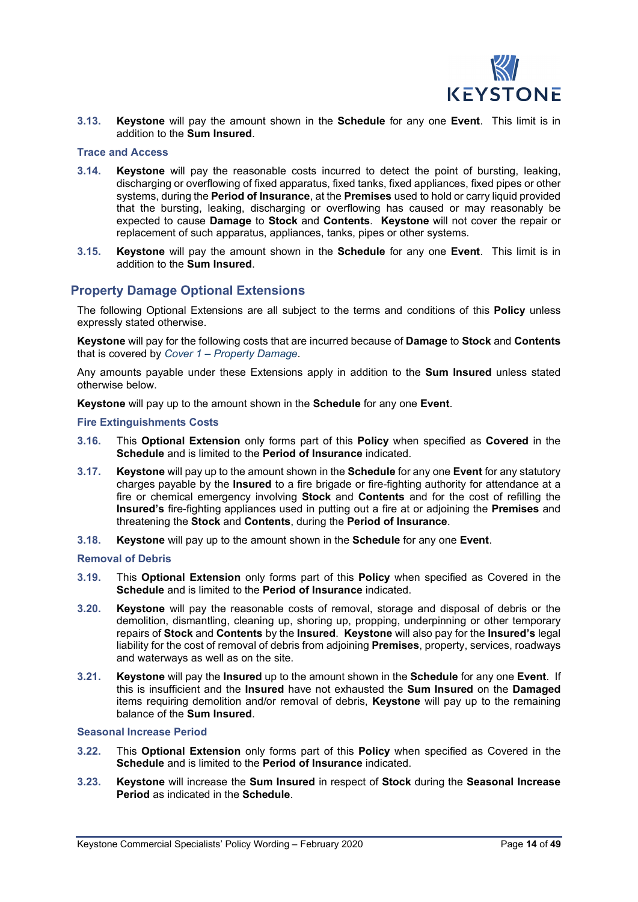**3.13.** **Keystone** will pay the amount shown in the **Schedule** for any one **Event**. This limit is in addition to the **Sum Insured**.

### Trace and Access

**3.14.** **Keystone** will pay the reasonable costs incurred to detect the point of bursting, leaking, discharging or overflowing of fixed apparatus, fixed tanks, fixed appliances, fixed pipes or other systems, during the **Period of Insurance**, at the **Premises** used to hold or carry liquid provided that the bursting, leaking, discharging or overflowing has caused or may reasonably be expected to cause **Damage** to **Stock** and **Contents**. **Keystone** will not cover the repair or replacement of such apparatus, appliances, tanks, pipes or other systems.

**3.15.** **Keystone** will pay the amount shown in the **Schedule** for any one **Event**. This limit is in addition to the **Sum Insured**.

## Property Damage Optional Extensions

The following Optional Extensions are all subject to the terms and conditions of this **Policy** unless expressly stated otherwise.

**Keystone** will pay for the following costs that are incurred because of **Damage** to **Stock** and **Contents** that is covered by *Cover 1 – Property Damage*.

Any amounts payable under these Extensions apply in addition to the **Sum Insured** unless stated otherwise below.

**Keystone** will pay up to the amount shown in the **Schedule** for any one **Event**.

### Fire Extinguishments Costs

**3.16.** This **Optional Extension** only forms part of this **Policy** when specified as **Covered** in the **Schedule** and is limited to the **Period of Insurance** indicated.

**3.17.** **Keystone** will pay up to the amount shown in the **Schedule** for any one **Event** for any statutory charges payable by the **Insured** to a fire brigade or fire-fighting authority for attendance at a fire or chemical emergency involving **Stock** and **Contents** and for the cost of refilling the **Insured's** fire-fighting appliances used in putting out a fire at or adjoining the **Premises** and threatening the **Stock** and **Contents**, during the **Period of Insurance**.

**3.18.** **Keystone** will pay up to the amount shown in the **Schedule** for any one **Event**.

### Removal of Debris

**3.19.** This **Optional Extension** only forms part of this **Policy** when specified as Covered in the **Schedule** and is limited to the **Period of Insurance** indicated.

**3.20.** **Keystone** will pay the reasonable costs of removal, storage and disposal of debris or the demolition, dismantling, cleaning up, shoring up, propping, underpinning or other temporary repairs of **Stock** and **Contents** by the **Insured**. **Keystone** will also pay for the **Insured's** legal liability for the cost of removal of debris from adjoining **Premises**, property, services, roadways and waterways as well as on the site.

**3.21.** **Keystone** will pay the **Insured** up to the amount shown in the **Schedule** for any one **Event**. If this is insufficient and the **Insured** have not exhausted the **Sum Insured** on the **Damaged** items requiring demolition and/or removal of debris, **Keystone** will pay up to the remaining balance of the **Sum Insured**.

### Seasonal Increase Period

**3.22.** This **Optional Extension** only forms part of this **Policy** when specified as Covered in the **Schedule** and is limited to the **Period of Insurance** indicated.

**3.23.** **Keystone** will increase the **Sum Insured** in respect of **Stock** during the **Seasonal Increase Period** as indicated in the **Schedule**.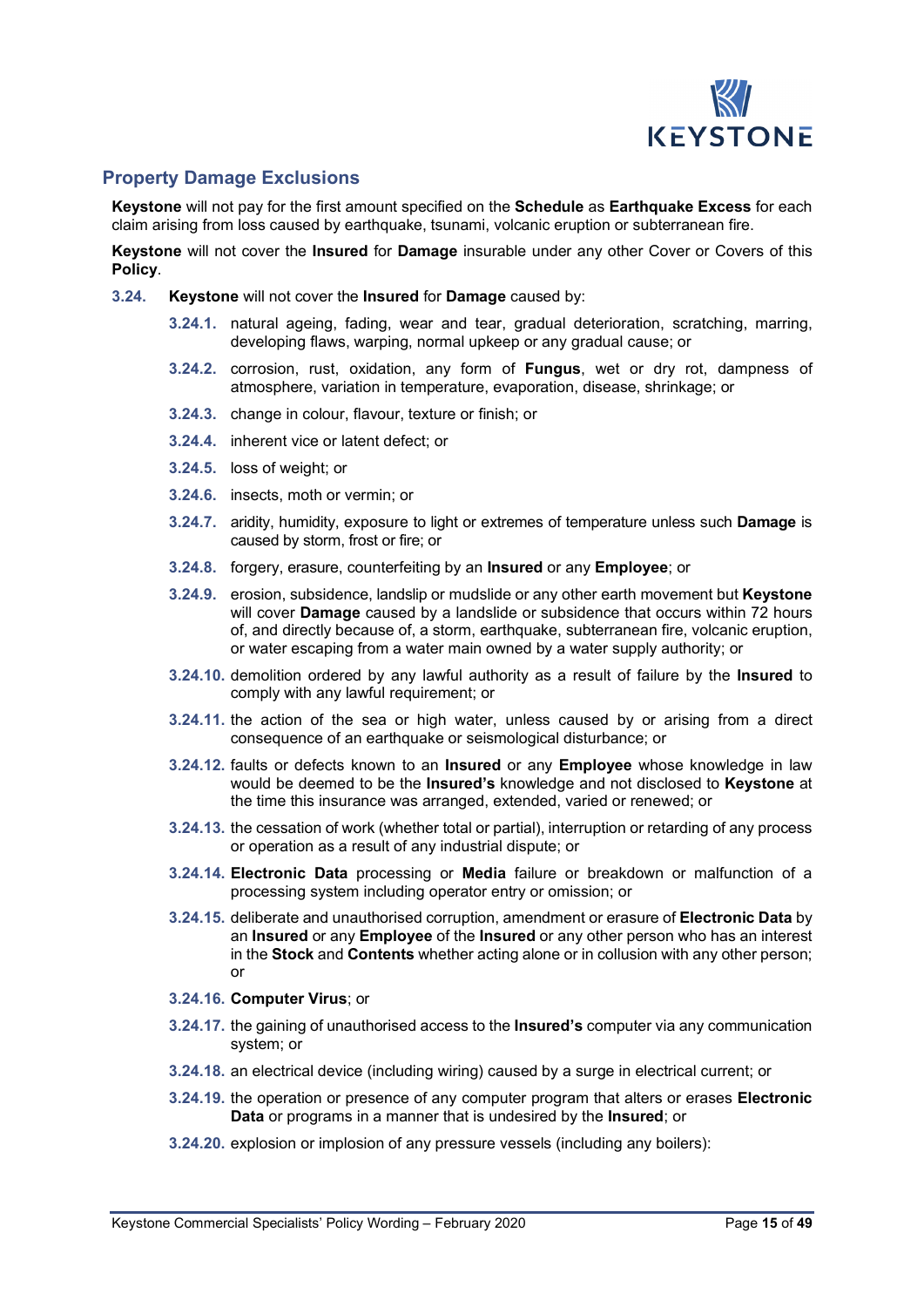## Property Damage Exclusions

**Keystone** will not pay for the first amount specified on the **Schedule** as **Earthquake Excess** for each claim arising from loss caused by earthquake, tsunami, volcanic eruption or subterranean fire.

**Keystone** will not cover the **Insured** for **Damage** insurable under any other Cover or Covers of this **Policy**.

**3.24.** **Keystone** will not cover the **Insured** for **Damage** caused by:

- **3.24.1.** natural ageing, fading, wear and tear, gradual deterioration, scratching, marring, developing flaws, warping, normal upkeep or any gradual cause; or
- **3.24.2.** corrosion, rust, oxidation, any form of **Fungus**, wet or dry rot, dampness of atmosphere, variation in temperature, evaporation, disease, shrinkage; or
- **3.24.3.** change in colour, flavour, texture or finish; or
- **3.24.4.** inherent vice or latent defect; or
- **3.24.5.** loss of weight; or
- **3.24.6.** insects, moth or vermin; or
- **3.24.7.** aridity, humidity, exposure to light or extremes of temperature unless such **Damage** is caused by storm, frost or fire; or
- **3.24.8.** forgery, erasure, counterfeiting by an **Insured** or any **Employee**; or
- **3.24.9.** erosion, subsidence, landslip or mudslide or any other earth movement but **Keystone** will cover **Damage** caused by a landslide or subsidence that occurs within 72 hours of, and directly because of, a storm, earthquake, subterranean fire, volcanic eruption, or water escaping from a water main owned by a water supply authority; or
- **3.24.10.** demolition ordered by any lawful authority as a result of failure by the **Insured** to comply with any lawful requirement; or
- **3.24.11.** the action of the sea or high water, unless caused by or arising from a direct consequence of an earthquake or seismological disturbance; or
- **3.24.12.** faults or defects known to an **Insured** or any **Employee** whose knowledge in law would be deemed to be the **Insured's** knowledge and not disclosed to **Keystone** at the time this insurance was arranged, extended, varied or renewed; or
- **3.24.13.** the cessation of work (whether total or partial), interruption or retarding of any process or operation as a result of any industrial dispute; or
- **3.24.14.** **Electronic Data** processing or **Media** failure or breakdown or malfunction of a processing system including operator entry or omission; or
- **3.24.15.** deliberate and unauthorised corruption, amendment or erasure of **Electronic Data** by an **Insured** or any **Employee** of the **Insured** or any other person who has an interest in the **Stock** and **Contents** whether acting alone or in collusion with any other person; or
- **3.24.16.** **Computer Virus**; or
- **3.24.17.** the gaining of unauthorised access to the **Insured's** computer via any communication system; or
- **3.24.18.** an electrical device (including wiring) caused by a surge in electrical current; or
- **3.24.19.** the operation or presence of any computer program that alters or erases **Electronic Data** or programs in a manner that is undesired by the **Insured**; or
- **3.24.20.** explosion or implosion of any pressure vessels (including any boilers):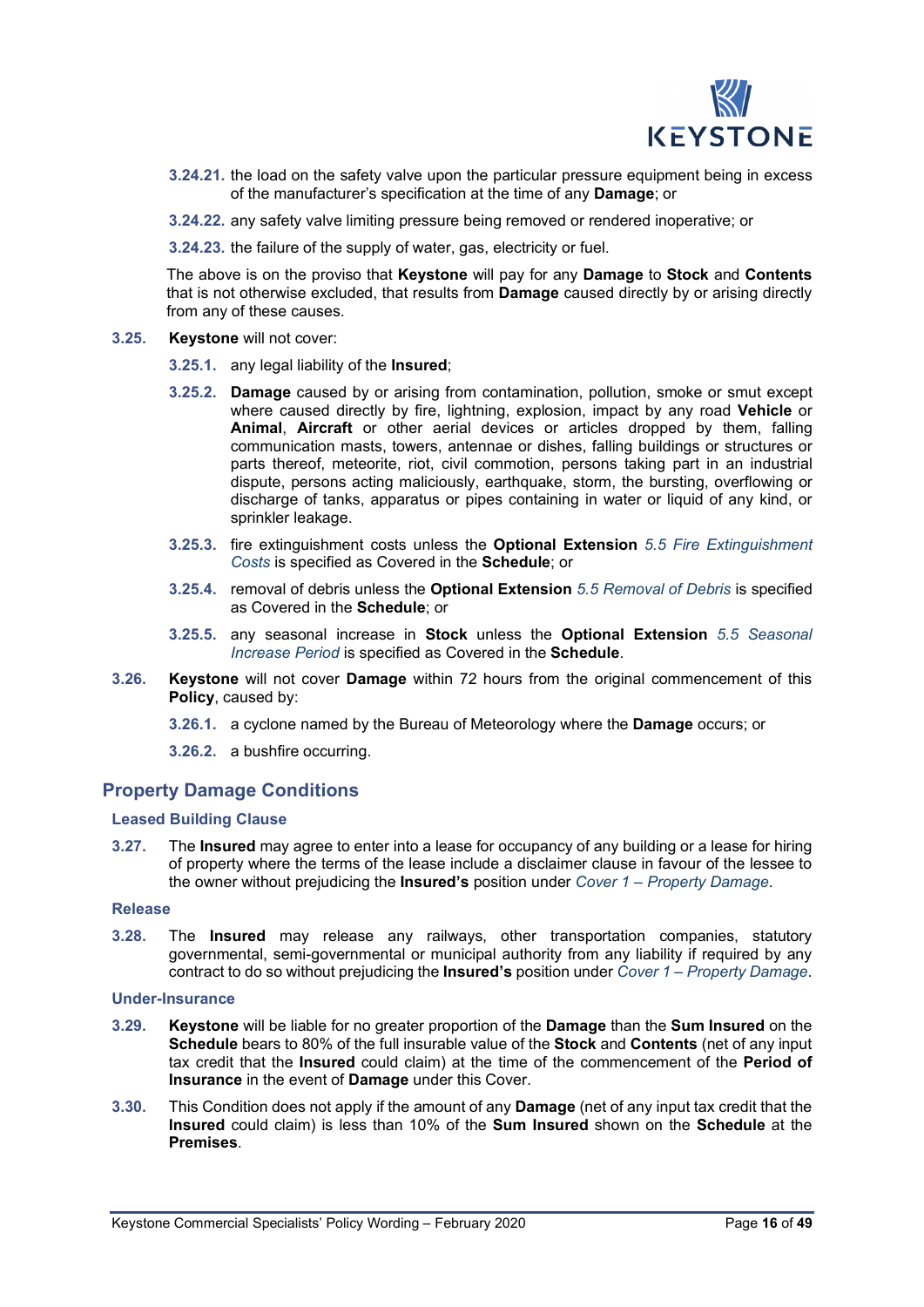**3.24.21.** the load on the safety valve upon the particular pressure equipment being in excess of the manufacturer's specification at the time of any **Damage**; or

**3.24.22.** any safety valve limiting pressure being removed or rendered inoperative; or

**3.24.23.** the failure of the supply of water, gas, electricity or fuel.

The above is on the proviso that **Keystone** will pay for any **Damage** to **Stock** and **Contents** that is not otherwise excluded, that results from **Damage** caused directly by or arising directly from any of these causes.

**3.25.** **Keystone** will not cover:

**3.25.1.** any legal liability of the **Insured**;

**3.25.2.** **Damage** caused by or arising from contamination, pollution, smoke or smut except where caused directly by fire, lightning, explosion, impact by any road **Vehicle** or **Animal**, **Aircraft** or other aerial devices or articles dropped by them, falling communication masts, towers, antennae or dishes, falling buildings or structures or parts thereof, meteorite, riot, civil commotion, persons taking part in an industrial dispute, persons acting maliciously, earthquake, storm, the bursting, overflowing or discharge of tanks, apparatus or pipes containing in water or liquid of any kind, or sprinkler leakage.

**3.25.3.** fire extinguishment costs unless the **Optional Extension** *5.5 Fire Extinguishment Costs* is specified as Covered in the **Schedule**; or

**3.25.4.** removal of debris unless the **Optional Extension** *5.5 Removal of Debris* is specified as Covered in the **Schedule**; or

**3.25.5.** any seasonal increase in **Stock** unless the **Optional Extension** *5.5 Seasonal Increase Period* is specified as Covered in the **Schedule**.

**3.26.** **Keystone** will not cover **Damage** within 72 hours from the original commencement of this **Policy**, caused by:

**3.26.1.** a cyclone named by the Bureau of Meteorology where the **Damage** occurs; or

**3.26.2.** a bushfire occurring.

## Property Damage Conditions

### Leased Building Clause

**3.27.** The **Insured** may agree to enter into a lease for occupancy of any building or a lease for hiring of property where the terms of the lease include a disclaimer clause in favour of the lessee to the owner without prejudicing the **Insured's** position under *Cover 1 – Property Damage*.

### Release

**3.28.** The **Insured** may release any railways, other transportation companies, statutory governmental, semi-governmental or municipal authority from any liability if required by any contract to do so without prejudicing the **Insured's** position under *Cover 1 – Property Damage*.

### Under-Insurance

**3.29.** **Keystone** will be liable for no greater proportion of the **Damage** than the **Sum Insured** on the **Schedule** bears to 80% of the full insurable value of the **Stock** and **Contents** (net of any input tax credit that the **Insured** could claim) at the time of the commencement of the **Period of Insurance** in the event of **Damage** under this Cover.

**3.30.** This Condition does not apply if the amount of any **Damage** (net of any input tax credit that the **Insured** could claim) is less than 10% of the **Sum Insured** shown on the **Schedule** at the **Premises**.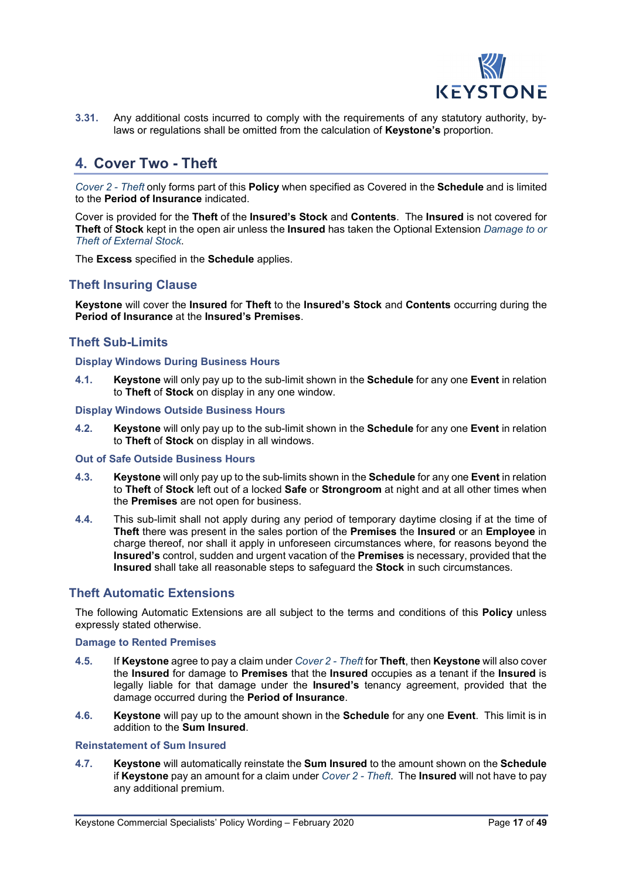3.31. Any additional costs incurred to comply with the requirements of any statutory authority, by-laws or regulations shall be omitted from the calculation of **Keystone's** proportion.

## 4. Cover Two - Theft

*Cover 2 - Theft* only forms part of this **Policy** when specified as Covered in the **Schedule** and is limited to the **Period of Insurance** indicated.

Cover is provided for the **Theft** of the **Insured's Stock** and **Contents**. The **Insured** is not covered for **Theft** of **Stock** kept in the open air unless the **Insured** has taken the Optional Extension *Damage to or Theft of External Stock*.

The **Excess** specified in the **Schedule** applies.

### Theft Insuring Clause

**Keystone** will cover the **Insured** for **Theft** to the **Insured's Stock** and **Contents** occurring during the **Period of Insurance** at the **Insured's Premises**.

### Theft Sub-Limits

#### Display Windows During Business Hours

4.1. **Keystone** will only pay up to the sub-limit shown in the **Schedule** for any one **Event** in relation to **Theft** of **Stock** on display in any one window.

#### Display Windows Outside Business Hours

4.2. **Keystone** will only pay up to the sub-limit shown in the **Schedule** for any one **Event** in relation to **Theft** of **Stock** on display in all windows.

#### Out of Safe Outside Business Hours

4.3. **Keystone** will only pay up to the sub-limits shown in the **Schedule** for any one **Event** in relation to **Theft** of **Stock** left out of a locked **Safe** or **Strongroom** at night and at all other times when the **Premises** are not open for business.

4.4. This sub-limit shall not apply during any period of temporary daytime closing if at the time of **Theft** there was present in the sales portion of the **Premises** the **Insured** or an **Employee** in charge thereof, nor shall it apply in unforeseen circumstances where, for reasons beyond the **Insured's** control, sudden and urgent vacation of the **Premises** is necessary, provided that the **Insured** shall take all reasonable steps to safeguard the **Stock** in such circumstances.

### Theft Automatic Extensions

The following Automatic Extensions are all subject to the terms and conditions of this **Policy** unless expressly stated otherwise.

#### Damage to Rented Premises

4.5. If **Keystone** agree to pay a claim under *Cover 2 - Theft* for **Theft**, then **Keystone** will also cover the **Insured** for damage to **Premises** that the **Insured** occupies as a tenant if the **Insured** is legally liable for that damage under the **Insured's** tenancy agreement, provided that the damage occurred during the **Period of Insurance**.

4.6. **Keystone** will pay up to the amount shown in the **Schedule** for any one **Event**. This limit is in addition to the **Sum Insured**.

#### Reinstatement of Sum Insured

4.7. **Keystone** will automatically reinstate the **Sum Insured** to the amount shown on the **Schedule** if **Keystone** pay an amount for a claim under *Cover 2 - Theft*. The **Insured** will not have to pay any additional premium.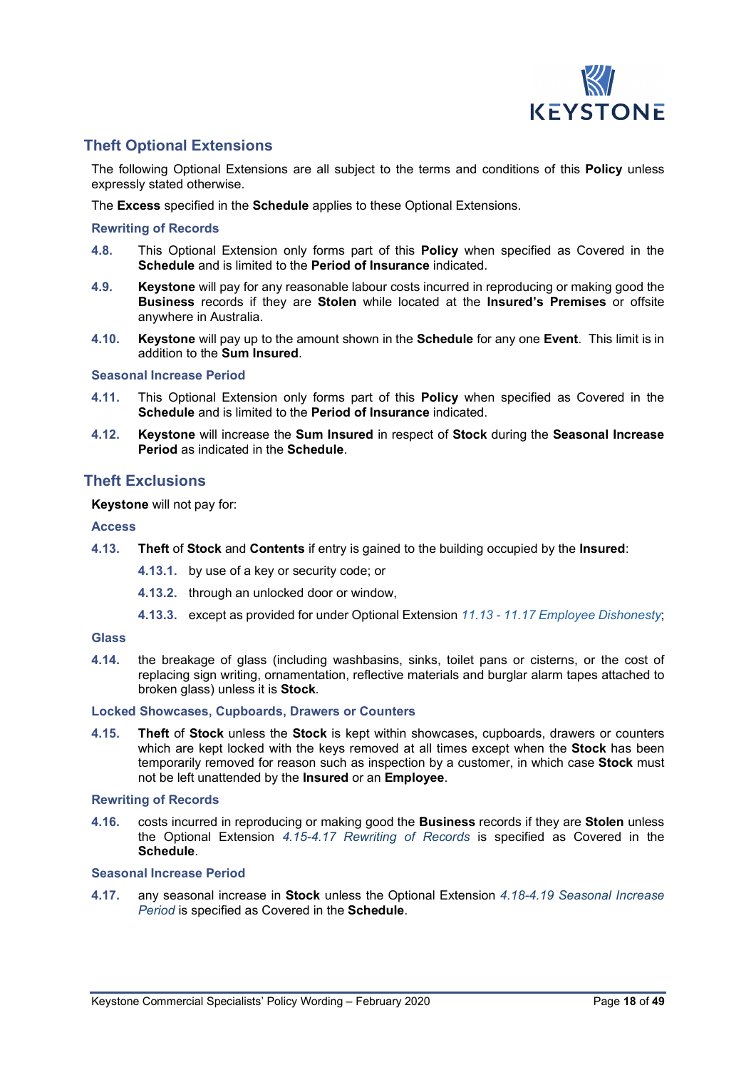## Theft Optional Extensions

The following Optional Extensions are all subject to the terms and conditions of this **Policy** unless expressly stated otherwise.

The **Excess** specified in the **Schedule** applies to these Optional Extensions.

### Rewriting of Records

**4.8.** This Optional Extension only forms part of this **Policy** when specified as Covered in the **Schedule** and is limited to the **Period of Insurance** indicated.

**4.9.** **Keystone** will pay for any reasonable labour costs incurred in reproducing or making good the **Business** records if they are **Stolen** while located at the **Insured's Premises** or offsite anywhere in Australia.

**4.10.** **Keystone** will pay up to the amount shown in the **Schedule** for any one **Event**. This limit is in addition to the **Sum Insured**.

### Seasonal Increase Period

**4.11.** This Optional Extension only forms part of this **Policy** when specified as Covered in the **Schedule** and is limited to the **Period of Insurance** indicated.

**4.12.** **Keystone** will increase the **Sum Insured** in respect of **Stock** during the **Seasonal Increase Period** as indicated in the **Schedule**.

## Theft Exclusions

**Keystone** will not pay for:

### Access

**4.13.** **Theft** of **Stock** and **Contents** if entry is gained to the building occupied by the **Insured**:

- **4.13.1.** by use of a key or security code; or
- **4.13.2.** through an unlocked door or window,
- **4.13.3.** except as provided for under Optional Extension *11.13 - 11.17 Employee Dishonesty*;

### Glass

**4.14.** the breakage of glass (including washbasins, sinks, toilet pans or cisterns, or the cost of replacing sign writing, ornamentation, reflective materials and burglar alarm tapes attached to broken glass) unless it is **Stock**.

### Locked Showcases, Cupboards, Drawers or Counters

**4.15.** **Theft** of **Stock** unless the **Stock** is kept within showcases, cupboards, drawers or counters which are kept locked with the keys removed at all times except when the **Stock** has been temporarily removed for reason such as inspection by a customer, in which case **Stock** must not be left unattended by the **Insured** or an **Employee**.

### Rewriting of Records

**4.16.** costs incurred in reproducing or making good the **Business** records if they are **Stolen** unless the Optional Extension *4.15-4.17 Rewriting of Records* is specified as Covered in the **Schedule**.

### Seasonal Increase Period

**4.17.** any seasonal increase in **Stock** unless the Optional Extension *4.18-4.19 Seasonal Increase Period* is specified as Covered in the **Schedule**.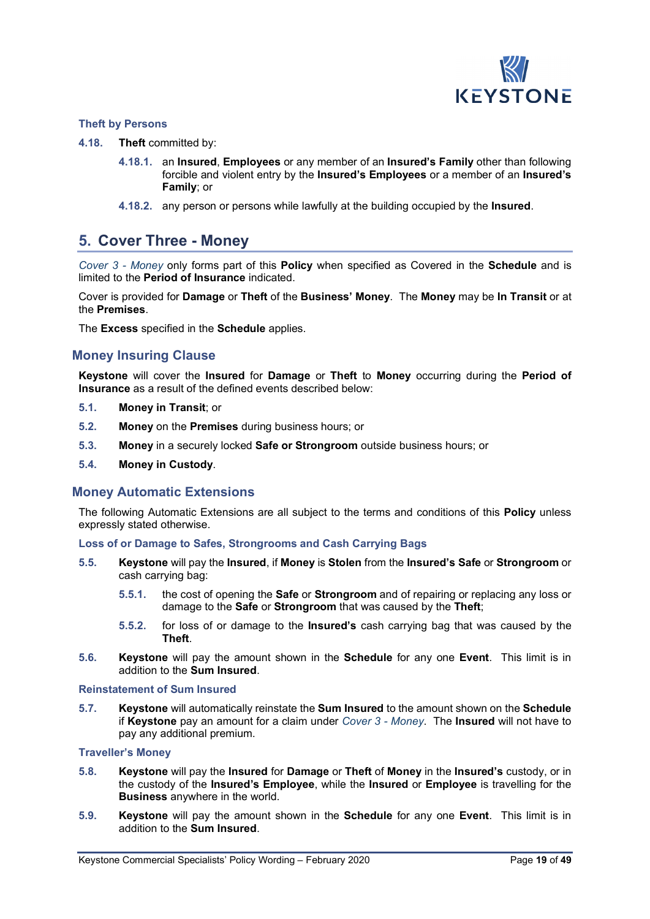### Theft by Persons

**4.18.** **Theft** committed by:

- **4.18.1.** an **Insured**, **Employees** or any member of an **Insured's Family** other than following forcible and violent entry by the **Insured's Employees** or a member of an **Insured's Family**; or
- **4.18.2.** any person or persons while lawfully at the building occupied by the **Insured**.

## 5. Cover Three - Money

*Cover 3 - Money* only forms part of this **Policy** when specified as Covered in the **Schedule** and is limited to the **Period of Insurance** indicated.

Cover is provided for **Damage** or **Theft** of the **Business' Money**. The **Money** may be **In Transit** or at the **Premises**.

The **Excess** specified in the **Schedule** applies.

### Money Insuring Clause

**Keystone** will cover the **Insured** for **Damage** or **Theft** to **Money** occurring during the **Period of Insurance** as a result of the defined events described below:

**5.1.** **Money in Transit**; or

**5.2.** **Money** on the **Premises** during business hours; or

**5.3.** **Money** in a securely locked **Safe or Strongroom** outside business hours; or

**5.4.** **Money in Custody**.

### Money Automatic Extensions

The following Automatic Extensions are all subject to the terms and conditions of this **Policy** unless expressly stated otherwise.

#### Loss of or Damage to Safes, Strongrooms and Cash Carrying Bags

**5.5.** **Keystone** will pay the **Insured**, if **Money** is **Stolen** from the **Insured's Safe** or **Strongroom** or cash carrying bag:

- **5.5.1.** the cost of opening the **Safe** or **Strongroom** and of repairing or replacing any loss or damage to the **Safe** or **Strongroom** that was caused by the **Theft**;
- **5.5.2.** for loss of or damage to the **Insured's** cash carrying bag that was caused by the **Theft**.

**5.6.** **Keystone** will pay the amount shown in the **Schedule** for any one **Event**. This limit is in addition to the **Sum Insured**.

#### Reinstatement of Sum Insured

**5.7.** **Keystone** will automatically reinstate the **Sum Insured** to the amount shown on the **Schedule** if **Keystone** pay an amount for a claim under *Cover 3 - Money*. The **Insured** will not have to pay any additional premium.

#### Traveller's Money

**5.8.** **Keystone** will pay the **Insured** for **Damage** or **Theft** of **Money** in the **Insured's** custody, or in the custody of the **Insured's Employee**, while the **Insured** or **Employee** is travelling for the **Business** anywhere in the world.

**5.9.** **Keystone** will pay the amount shown in the **Schedule** for any one **Event**. This limit is in addition to the **Sum Insured**.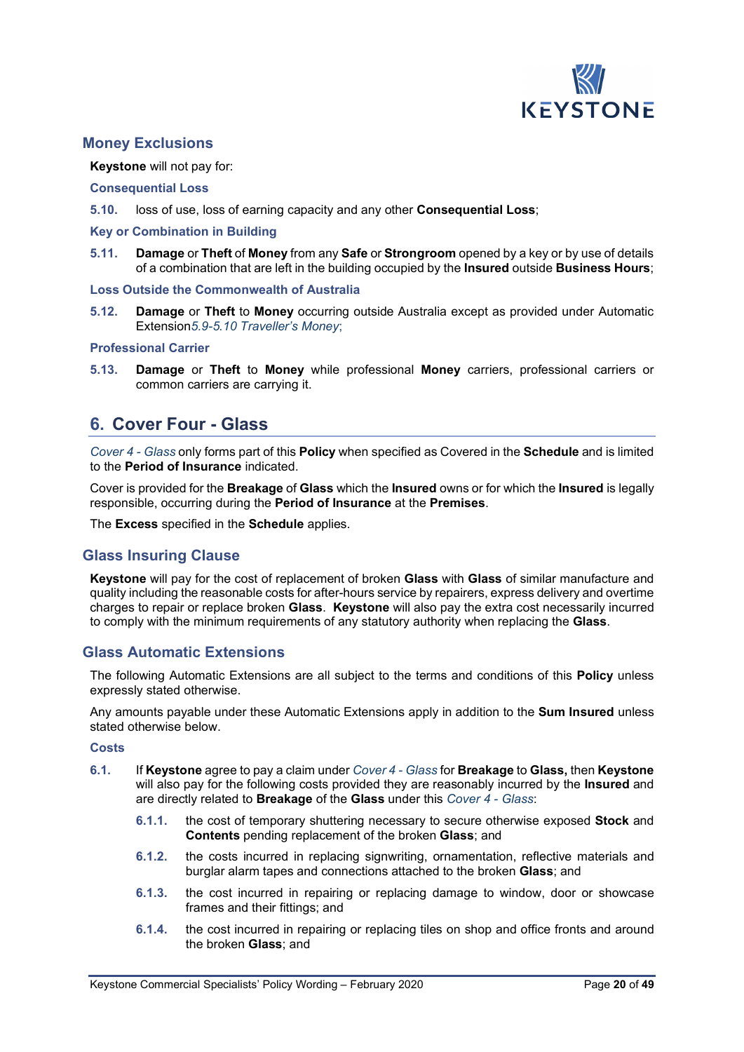## Money Exclusions

**Keystone** will not pay for:

### Consequential Loss

**5.10.** loss of use, loss of earning capacity and any other **Consequential Loss**;

### Key or Combination in Building

**5.11.** **Damage** or **Theft** of **Money** from any **Safe** or **Strongroom** opened by a key or by use of details of a combination that are left in the building occupied by the **Insured** outside **Business Hours**;

### Loss Outside the Commonwealth of Australia

**5.12.** **Damage** or **Theft** to **Money** occurring outside Australia except as provided under Automatic Extension*5.9-5.10 Traveller's Money*;

### Professional Carrier

**5.13.** **Damage** or **Theft** to **Money** while professional **Money** carriers, professional carriers or common carriers are carrying it.

# 6. Cover Four - Glass

*Cover 4 - Glass* only forms part of this **Policy** when specified as Covered in the **Schedule** and is limited to the **Period of Insurance** indicated.

Cover is provided for the **Breakage** of **Glass** which the **Insured** owns or for which the **Insured** is legally responsible, occurring during the **Period of Insurance** at the **Premises**.

The **Excess** specified in the **Schedule** applies.

## Glass Insuring Clause

**Keystone** will pay for the cost of replacement of broken **Glass** with **Glass** of similar manufacture and quality including the reasonable costs for after-hours service by repairers, express delivery and overtime charges to repair or replace broken **Glass**. **Keystone** will also pay the extra cost necessarily incurred to comply with the minimum requirements of any statutory authority when replacing the **Glass**.

## Glass Automatic Extensions

The following Automatic Extensions are all subject to the terms and conditions of this **Policy** unless expressly stated otherwise.

Any amounts payable under these Automatic Extensions apply in addition to the **Sum Insured** unless stated otherwise below.

### Costs

**6.1.** If **Keystone** agree to pay a claim under *Cover 4 - Glass* for **Breakage** to **Glass,** then **Keystone** will also pay for the following costs provided they are reasonably incurred by the **Insured** and are directly related to **Breakage** of the **Glass** under this *Cover 4 - Glass*:

- **6.1.1.** the cost of temporary shuttering necessary to secure otherwise exposed **Stock** and **Contents** pending replacement of the broken **Glass**; and
- **6.1.2.** the costs incurred in replacing signwriting, ornamentation, reflective materials and burglar alarm tapes and connections attached to the broken **Glass**; and
- **6.1.3.** the cost incurred in repairing or replacing damage to window, door or showcase frames and their fittings; and
- **6.1.4.** the cost incurred in repairing or replacing tiles on shop and office fronts and around the broken **Glass**; and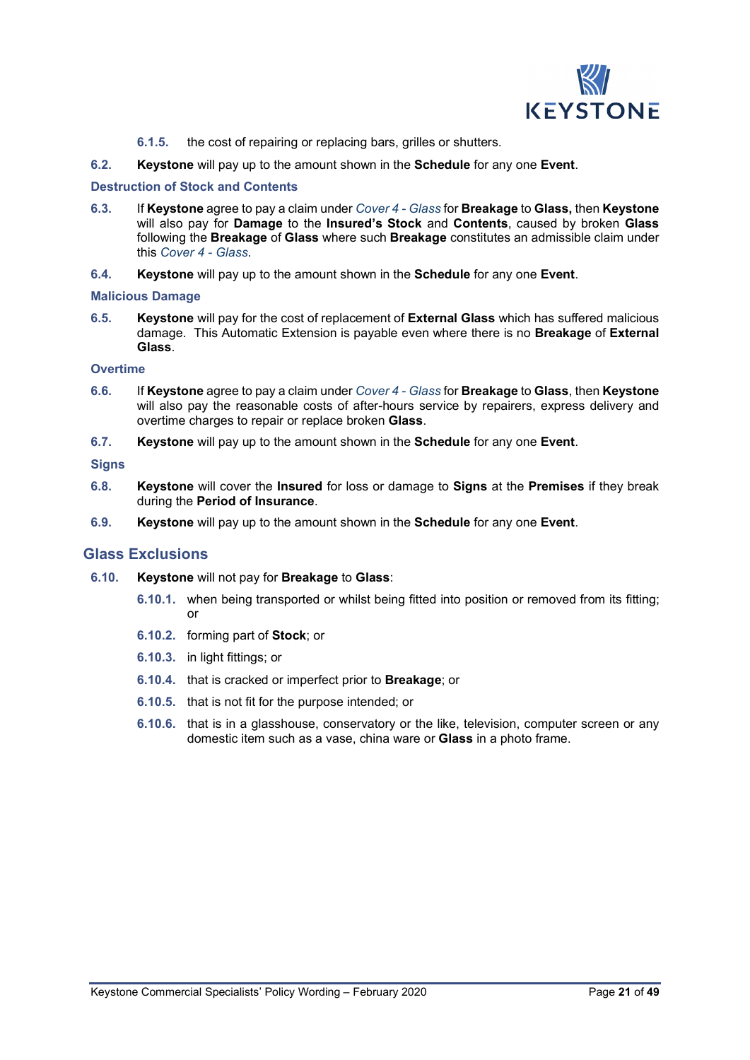6.1.5. the cost of repairing or replacing bars, grilles or shutters.

6.2. **Keystone** will pay up to the amount shown in the **Schedule** for any one **Event**.

### Destruction of Stock and Contents

6.3. If **Keystone** agree to pay a claim under *Cover 4 - Glass* for **Breakage** to **Glass,** then **Keystone** will also pay for **Damage** to the **Insured's Stock** and **Contents**, caused by broken **Glass** following the **Breakage** of **Glass** where such **Breakage** constitutes an admissible claim under this *Cover 4 - Glass*.

6.4. **Keystone** will pay up to the amount shown in the **Schedule** for any one **Event**.

### Malicious Damage

6.5. **Keystone** will pay for the cost of replacement of **External Glass** which has suffered malicious damage. This Automatic Extension is payable even where there is no **Breakage** of **External Glass**.

### Overtime

6.6. If **Keystone** agree to pay a claim under *Cover 4 - Glass* for **Breakage** to **Glass**, then **Keystone** will also pay the reasonable costs of after-hours service by repairers, express delivery and overtime charges to repair or replace broken **Glass**.

6.7. **Keystone** will pay up to the amount shown in the **Schedule** for any one **Event**.

### Signs

6.8. **Keystone** will cover the **Insured** for loss or damage to **Signs** at the **Premises** if they break during the **Period of Insurance**.

6.9. **Keystone** will pay up to the amount shown in the **Schedule** for any one **Event**.

## Glass Exclusions

6.10. **Keystone** will not pay for **Breakage** to **Glass**:

6.10.1. when being transported or whilst being fitted into position or removed from its fitting; or

6.10.2. forming part of **Stock**; or

6.10.3. in light fittings; or

6.10.4. that is cracked or imperfect prior to **Breakage**; or

6.10.5. that is not fit for the purpose intended; or

6.10.6. that is in a glasshouse, conservatory or the like, television, computer screen or any domestic item such as a vase, china ware or **Glass** in a photo frame.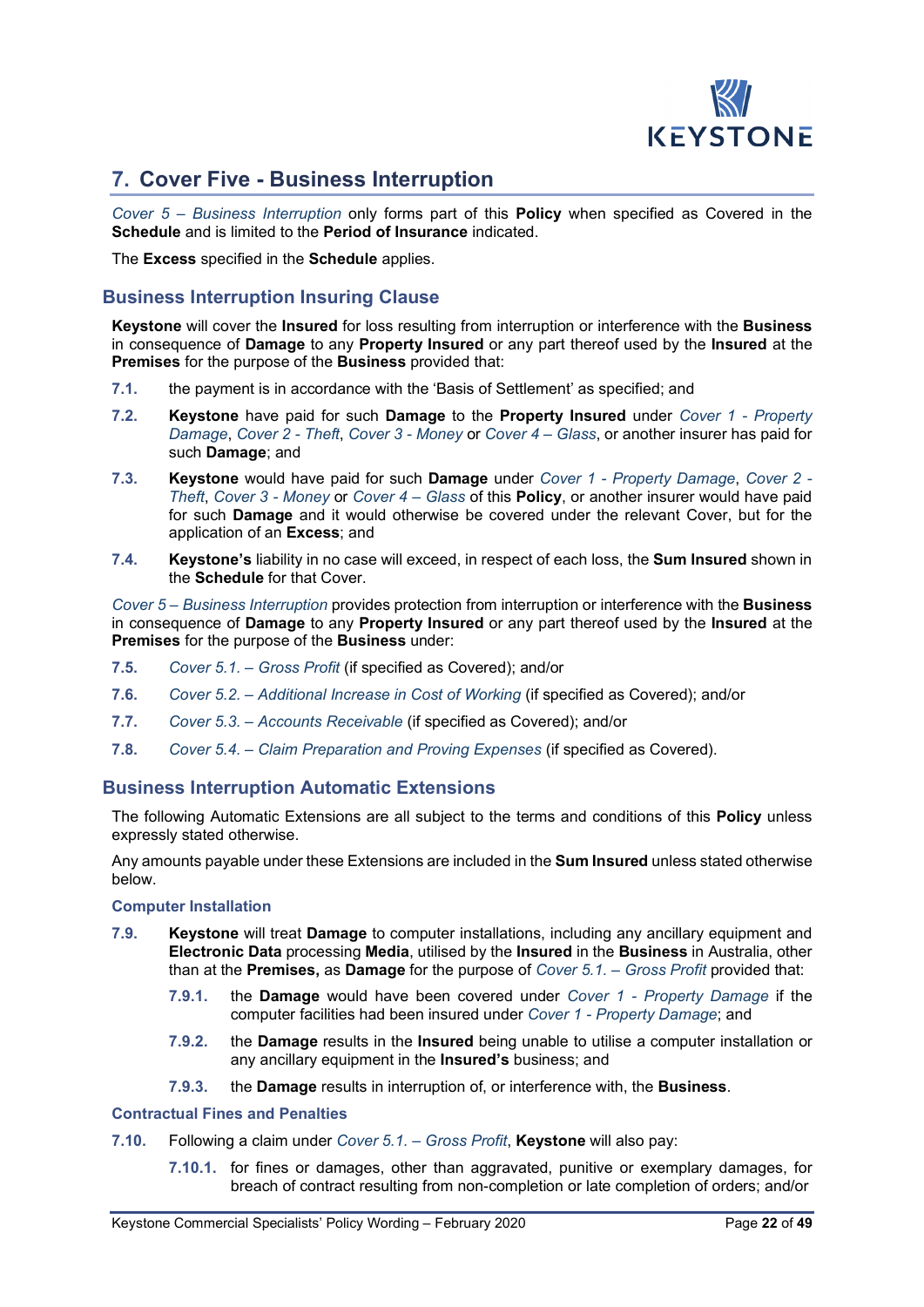## 7. Cover Five - Business Interruption

*Cover 5 – Business Interruption* only forms part of this **Policy** when specified as Covered in the **Schedule** and is limited to the **Period of Insurance** indicated.

The **Excess** specified in the **Schedule** applies.

### Business Interruption Insuring Clause

**Keystone** will cover the **Insured** for loss resulting from interruption or interference with the **Business** in consequence of **Damage** to any **Property Insured** or any part thereof used by the **Insured** at the **Premises** for the purpose of the **Business** provided that:

**7.1.** the payment is in accordance with the 'Basis of Settlement' as specified; and

**7.2.** **Keystone** have paid for such **Damage** to the **Property Insured** under *Cover 1 - Property Damage*, *Cover 2 - Theft*, *Cover 3 - Money* or *Cover 4 – Glass*, or another insurer has paid for such **Damage**; and

**7.3.** **Keystone** would have paid for such **Damage** under *Cover 1 - Property Damage*, *Cover 2 - Theft*, *Cover 3 - Money* or *Cover 4 – Glass* of this **Policy**, or another insurer would have paid for such **Damage** and it would otherwise be covered under the relevant Cover, but for the application of an **Excess**; and

**7.4.** **Keystone's** liability in no case will exceed, in respect of each loss, the **Sum Insured** shown in the **Schedule** for that Cover.

*Cover 5 – Business Interruption* provides protection from interruption or interference with the **Business** in consequence of **Damage** to any **Property Insured** or any part thereof used by the **Insured** at the **Premises** for the purpose of the **Business** under:

**7.5.** *Cover 5.1. – Gross Profit* (if specified as Covered); and/or

**7.6.** *Cover 5.2. – Additional Increase in Cost of Working* (if specified as Covered); and/or

**7.7.** *Cover 5.3. – Accounts Receivable* (if specified as Covered); and/or

**7.8.** *Cover 5.4. – Claim Preparation and Proving Expenses* (if specified as Covered).

### Business Interruption Automatic Extensions

The following Automatic Extensions are all subject to the terms and conditions of this **Policy** unless expressly stated otherwise.

Any amounts payable under these Extensions are included in the **Sum Insured** unless stated otherwise below.

#### Computer Installation

**7.9.** **Keystone** will treat **Damage** to computer installations, including any ancillary equipment and **Electronic Data** processing **Media**, utilised by the **Insured** in the **Business** in Australia, other than at the **Premises,** as **Damage** for the purpose of *Cover 5.1. – Gross Profit* provided that:

- **7.9.1.** the **Damage** would have been covered under *Cover 1 - Property Damage* if the computer facilities had been insured under *Cover 1 - Property Damage*; and
- **7.9.2.** the **Damage** results in the **Insured** being unable to utilise a computer installation or any ancillary equipment in the **Insured's** business; and
- **7.9.3.** the **Damage** results in interruption of, or interference with, the **Business**.

#### Contractual Fines and Penalties

**7.10.** Following a claim under *Cover 5.1. – Gross Profit*, **Keystone** will also pay:

- **7.10.1.** for fines or damages, other than aggravated, punitive or exemplary damages, for breach of contract resulting from non-completion or late completion of orders; and/or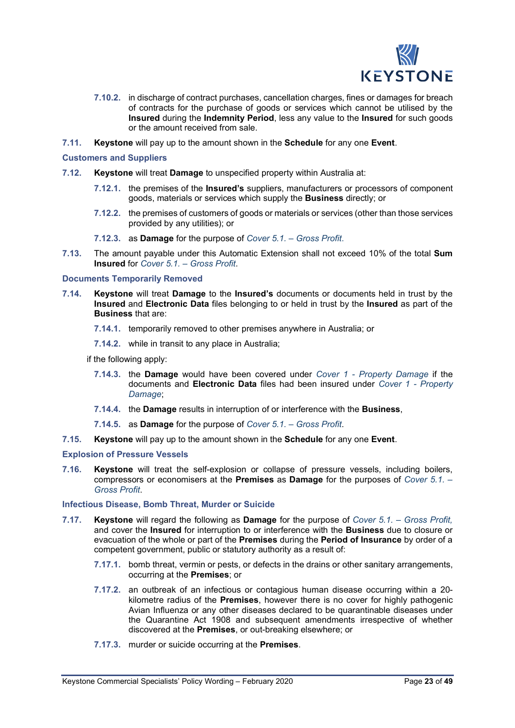7.10.2. in discharge of contract purchases, cancellation charges, fines or damages for breach of contracts for the purchase of goods or services which cannot be utilised by the **Insured** during the **Indemnity Period**, less any value to the **Insured** for such goods or the amount received from sale.

7.11. **Keystone** will pay up to the amount shown in the **Schedule** for any one **Event**.

### Customers and Suppliers

7.12. **Keystone** will treat **Damage** to unspecified property within Australia at:

7.12.1. the premises of the **Insured's** suppliers, manufacturers or processors of component goods, materials or services which supply the **Business** directly; or

7.12.2. the premises of customers of goods or materials or services (other than those services provided by any utilities); or

7.12.3. as **Damage** for the purpose of *Cover 5.1. – Gross Profit*.

7.13. The amount payable under this Automatic Extension shall not exceed 10% of the total **Sum Insured** for *Cover 5.1. – Gross Profit*.

### Documents Temporarily Removed

7.14. **Keystone** will treat **Damage** to the **Insured's** documents or documents held in trust by the **Insured** and **Electronic Data** files belonging to or held in trust by the **Insured** as part of the **Business** that are:

7.14.1. temporarily removed to other premises anywhere in Australia; or

7.14.2. while in transit to any place in Australia;

if the following apply:

7.14.3. the **Damage** would have been covered under *Cover 1 - Property Damage* if the documents and **Electronic Data** files had been insured under *Cover 1 - Property Damage*;

7.14.4. the **Damage** results in interruption of or interference with the **Business**,

7.14.5. as **Damage** for the purpose of *Cover 5.1. – Gross Profit*.

7.15. **Keystone** will pay up to the amount shown in the **Schedule** for any one **Event**.

### Explosion of Pressure Vessels

7.16. **Keystone** will treat the self-explosion or collapse of pressure vessels, including boilers, compressors or economisers at the **Premises** as **Damage** for the purposes of *Cover 5.1. – Gross Profit*.

### Infectious Disease, Bomb Threat, Murder or Suicide

7.17. **Keystone** will regard the following as **Damage** for the purpose of *Cover 5.1. – Gross Profit,* and cover the **Insured** for interruption to or interference with the **Business** due to closure or evacuation of the whole or part of the **Premises** during the **Period of Insurance** by order of a competent government, public or statutory authority as a result of:

7.17.1. bomb threat, vermin or pests, or defects in the drains or other sanitary arrangements, occurring at the **Premises**; or

7.17.2. an outbreak of an infectious or contagious human disease occurring within a 20-kilometre radius of the **Premises**, however there is no cover for highly pathogenic Avian Influenza or any other diseases declared to be quarantinable diseases under the Quarantine Act 1908 and subsequent amendments irrespective of whether discovered at the **Premises**, or out-breaking elsewhere; or

7.17.3. murder or suicide occurring at the **Premises**.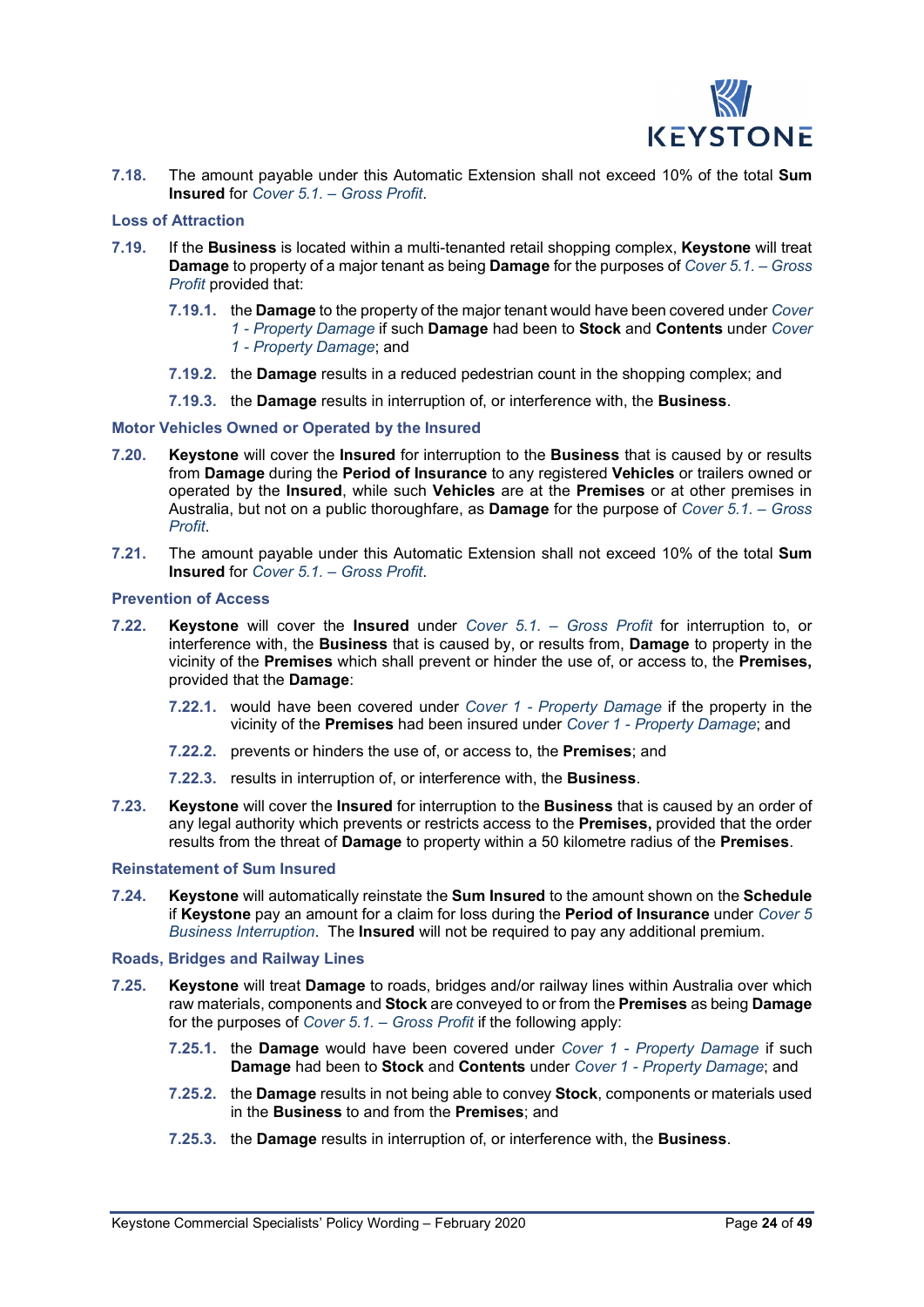**7.18.** The amount payable under this Automatic Extension shall not exceed 10% of the total **Sum Insured** for *Cover 5.1. – Gross Profit*.

### Loss of Attraction

**7.19.** If the **Business** is located within a multi-tenanted retail shopping complex, **Keystone** will treat **Damage** to property of a major tenant as being **Damage** for the purposes of *Cover 5.1. – Gross Profit* provided that:

- **7.19.1.** the **Damage** to the property of the major tenant would have been covered under *Cover 1 - Property Damage* if such **Damage** had been to **Stock** and **Contents** under *Cover 1 - Property Damage*; and
- **7.19.2.** the **Damage** results in a reduced pedestrian count in the shopping complex; and
- **7.19.3.** the **Damage** results in interruption of, or interference with, the **Business**.

### Motor Vehicles Owned or Operated by the Insured

**7.20.** **Keystone** will cover the **Insured** for interruption to the **Business** that is caused by or results from **Damage** during the **Period of Insurance** to any registered **Vehicles** or trailers owned or operated by the **Insured**, while such **Vehicles** are at the **Premises** or at other premises in Australia, but not on a public thoroughfare, as **Damage** for the purpose of *Cover 5.1. – Gross Profit*.

**7.21.** The amount payable under this Automatic Extension shall not exceed 10% of the total **Sum Insured** for *Cover 5.1. – Gross Profit*.

### Prevention of Access

**7.22.** **Keystone** will cover the **Insured** under *Cover 5.1. – Gross Profit* for interruption to, or interference with, the **Business** that is caused by, or results from, **Damage** to property in the vicinity of the **Premises** which shall prevent or hinder the use of, or access to, the **Premises,** provided that the **Damage**:

- **7.22.1.** would have been covered under *Cover 1 - Property Damage* if the property in the vicinity of the **Premises** had been insured under *Cover 1 - Property Damage*; and
- **7.22.2.** prevents or hinders the use of, or access to, the **Premises**; and
- **7.22.3.** results in interruption of, or interference with, the **Business**.

**7.23.** **Keystone** will cover the **Insured** for interruption to the **Business** that is caused by an order of any legal authority which prevents or restricts access to the **Premises,** provided that the order results from the threat of **Damage** to property within a 50 kilometre radius of the **Premises**.

### Reinstatement of Sum Insured

**7.24.** **Keystone** will automatically reinstate the **Sum Insured** to the amount shown on the **Schedule** if **Keystone** pay an amount for a claim for loss during the **Period of Insurance** under *Cover 5 Business Interruption*. The **Insured** will not be required to pay any additional premium.

### Roads, Bridges and Railway Lines

**7.25.** **Keystone** will treat **Damage** to roads, bridges and/or railway lines within Australia over which raw materials, components and **Stock** are conveyed to or from the **Premises** as being **Damage** for the purposes of *Cover 5.1. – Gross Profit* if the following apply:

- **7.25.1.** the **Damage** would have been covered under *Cover 1 - Property Damage* if such **Damage** had been to **Stock** and **Contents** under *Cover 1 - Property Damage*; and
- **7.25.2.** the **Damage** results in not being able to convey **Stock**, components or materials used in the **Business** to and from the **Premises**; and
- **7.25.3.** the **Damage** results in interruption of, or interference with, the **Business**.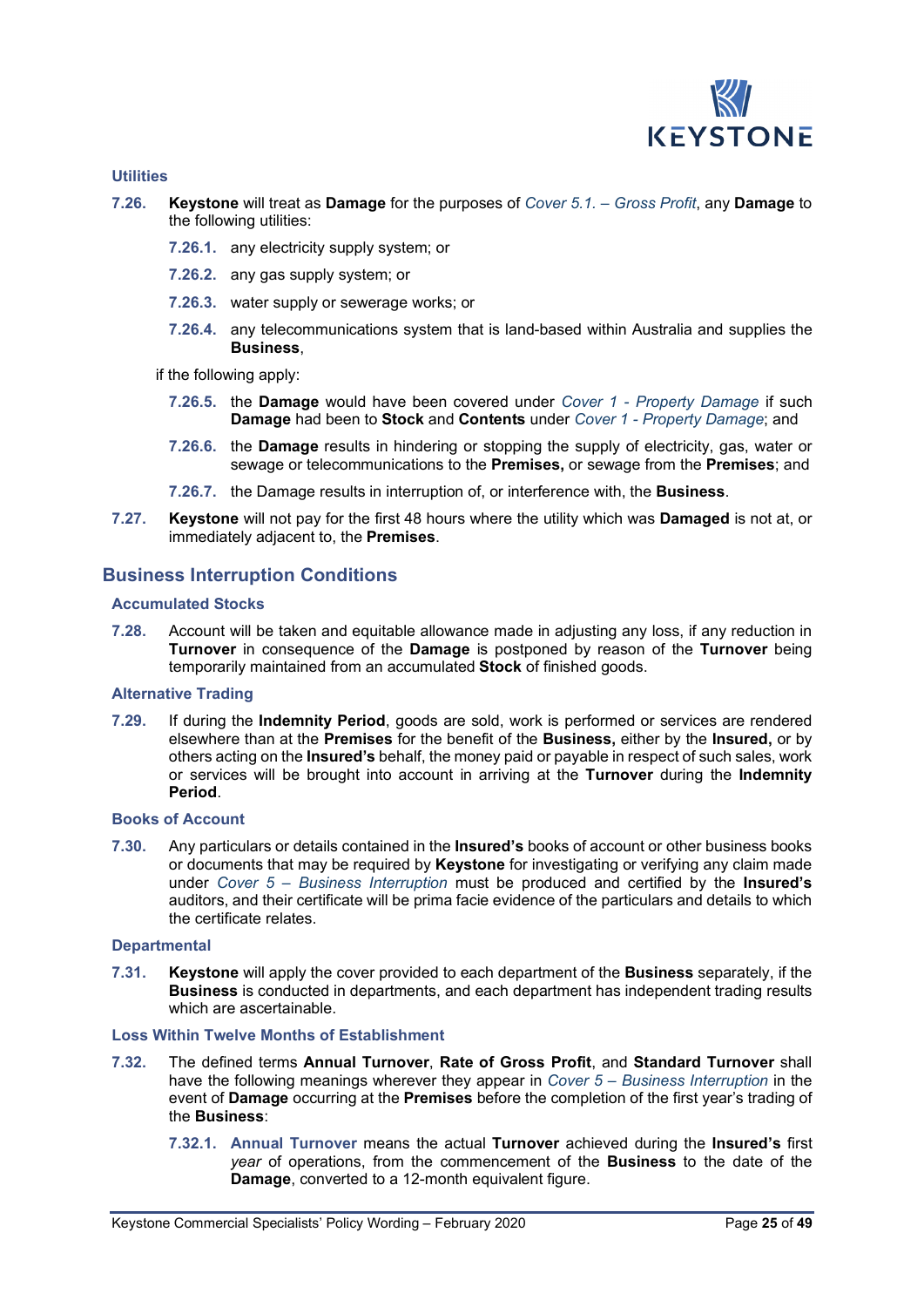### Utilities

**7.26.** **Keystone** will treat as **Damage** for the purposes of *Cover 5.1. – Gross Profit*, any **Damage** to the following utilities:

- **7.26.1.** any electricity supply system; or
- **7.26.2.** any gas supply system; or
- **7.26.3.** water supply or sewerage works; or
- **7.26.4.** any telecommunications system that is land-based within Australia and supplies the **Business**,

if the following apply:

- **7.26.5.** the **Damage** would have been covered under *Cover 1 - Property Damage* if such **Damage** had been to **Stock** and **Contents** under *Cover 1 - Property Damage*; and
- **7.26.6.** the **Damage** results in hindering or stopping the supply of electricity, gas, water or sewage or telecommunications to the **Premises,** or sewage from the **Premises**; and
- **7.26.7.** the Damage results in interruption of, or interference with, the **Business**.

**7.27.** **Keystone** will not pay for the first 48 hours where the utility which was **Damaged** is not at, or immediately adjacent to, the **Premises**.

## Business Interruption Conditions

### Accumulated Stocks

**7.28.** Account will be taken and equitable allowance made in adjusting any loss, if any reduction in **Turnover** in consequence of the **Damage** is postponed by reason of the **Turnover** being temporarily maintained from an accumulated **Stock** of finished goods.

### Alternative Trading

**7.29.** If during the **Indemnity Period**, goods are sold, work is performed or services are rendered elsewhere than at the **Premises** for the benefit of the **Business,** either by the **Insured,** or by others acting on the **Insured's** behalf, the money paid or payable in respect of such sales, work or services will be brought into account in arriving at the **Turnover** during the **Indemnity Period**.

### Books of Account

**7.30.** Any particulars or details contained in the **Insured's** books of account or other business books or documents that may be required by **Keystone** for investigating or verifying any claim made under *Cover 5 – Business Interruption* must be produced and certified by the **Insured's** auditors, and their certificate will be prima facie evidence of the particulars and details to which the certificate relates.

### Departmental

**7.31.** **Keystone** will apply the cover provided to each department of the **Business** separately, if the **Business** is conducted in departments, and each department has independent trading results which are ascertainable.

### Loss Within Twelve Months of Establishment

**7.32.** The defined terms **Annual Turnover**, **Rate of Gross Profit**, and **Standard Turnover** shall have the following meanings wherever they appear in *Cover 5 – Business Interruption* in the event of **Damage** occurring at the **Premises** before the completion of the first year's trading of the **Business**:

- **7.32.1.** **Annual Turnover** means the actual **Turnover** achieved during the **Insured's** first *year* of operations, from the commencement of the **Business** to the date of the **Damage**, converted to a 12-month equivalent figure.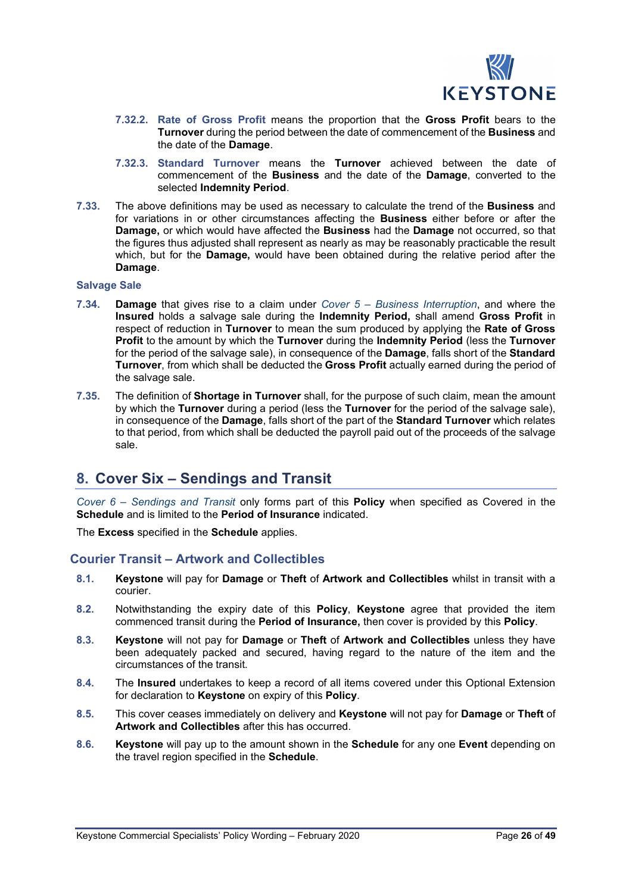**7.32.2. Rate of Gross Profit** means the proportion that the **Gross Profit** bears to the **Turnover** during the period between the date of commencement of the **Business** and the date of the **Damage**.

**7.32.3. Standard Turnover** means the **Turnover** achieved between the date of commencement of the **Business** and the date of the **Damage**, converted to the selected **Indemnity Period**.

**7.33.** The above definitions may be used as necessary to calculate the trend of the **Business** and for variations in or other circumstances affecting the **Business** either before or after the **Damage,** or which would have affected the **Business** had the **Damage** not occurred, so that the figures thus adjusted shall represent as nearly as may be reasonably practicable the result which, but for the **Damage,** would have been obtained during the relative period after the **Damage**.

### Salvage Sale

**7.34.** **Damage** that gives rise to a claim under *Cover 5 – Business Interruption*, and where the **Insured** holds a salvage sale during the **Indemnity Period,** shall amend **Gross Profit** in respect of reduction in **Turnover** to mean the sum produced by applying the **Rate of Gross Profit** to the amount by which the **Turnover** during the **Indemnity Period** (less the **Turnover** for the period of the salvage sale), in consequence of the **Damage**, falls short of the part of the **Standard Turnover**, from which shall be deducted the **Gross Profit** actually earned during the period of the salvage sale.

**7.35.** The definition of **Shortage in Turnover** shall, for the purpose of such claim, mean the amount by which the **Turnover** during a period (less the **Turnover** for the period of the salvage sale), in consequence of the **Damage**, falls short of the part of the **Standard Turnover** which relates to that period, from which shall be deducted the payroll paid out of the proceeds of the salvage sale.

## 8. Cover Six – Sendings and Transit

*Cover 6 – Sendings and Transit* only forms part of this **Policy** when specified as Covered in the **Schedule** and is limited to the **Period of Insurance** indicated.

The **Excess** specified in the **Schedule** applies.

### Courier Transit – Artwork and Collectibles

**8.1.** **Keystone** will pay for **Damage** or **Theft** of **Artwork and Collectibles** whilst in transit with a courier.

**8.2.** Notwithstanding the expiry date of this **Policy**, **Keystone** agree that provided the item commenced transit during the **Period of Insurance,** then cover is provided by this **Policy**.

**8.3.** **Keystone** will not pay for **Damage** or **Theft** of **Artwork and Collectibles** unless they have been adequately packed and secured, having regard to the nature of the item and the circumstances of the transit.

**8.4.** The **Insured** undertakes to keep a record of all items covered under this Optional Extension for declaration to **Keystone** on expiry of this **Policy**.

**8.5.** This cover ceases immediately on delivery and **Keystone** will not pay for **Damage** or **Theft** of **Artwork and Collectibles** after this has occurred.

**8.6.** **Keystone** will pay up to the amount shown in the **Schedule** for any one **Event** depending on the travel region specified in the **Schedule**.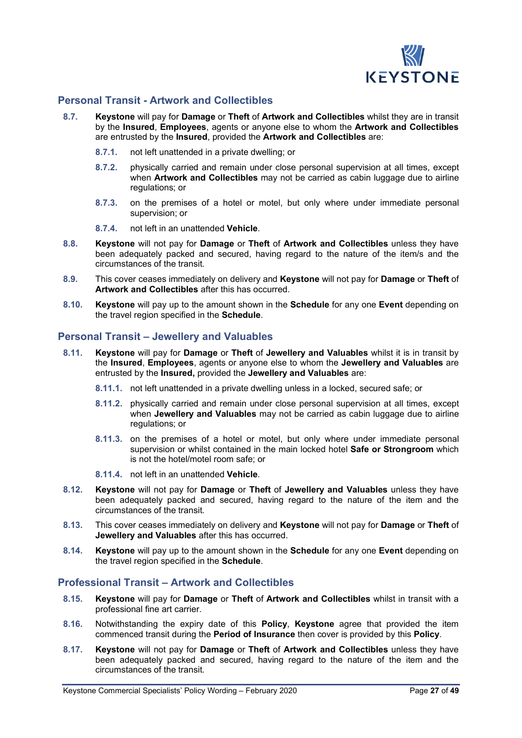## Personal Transit - Artwork and Collectibles

**8.7.** **Keystone** will pay for **Damage** or **Theft** of **Artwork and Collectibles** whilst they are in transit by the **Insured**, **Employees**, agents or anyone else to whom the **Artwork and Collectibles** are entrusted by the **Insured**, provided the **Artwork and Collectibles** are:

**8.7.1.** not left unattended in a private dwelling; or

**8.7.2.** physically carried and remain under close personal supervision at all times, except when **Artwork and Collectibles** may not be carried as cabin luggage due to airline regulations; or

**8.7.3.** on the premises of a hotel or motel, but only where under immediate personal supervision; or

**8.7.4.** not left in an unattended **Vehicle**.

**8.8.** **Keystone** will not pay for **Damage** or **Theft** of **Artwork and Collectibles** unless they have been adequately packed and secured, having regard to the nature of the item/s and the circumstances of the transit.

**8.9.** This cover ceases immediately on delivery and **Keystone** will not pay for **Damage** or **Theft** of **Artwork and Collectibles** after this has occurred.

**8.10.** **Keystone** will pay up to the amount shown in the **Schedule** for any one **Event** depending on the travel region specified in the **Schedule**.

## Personal Transit – Jewellery and Valuables

**8.11.** **Keystone** will pay for **Damage** or **Theft** of **Jewellery and Valuables** whilst it is in transit by the **Insured**, **Employees**, agents or anyone else to whom the **Jewellery and Valuables** are entrusted by the **Insured,** provided the **Jewellery and Valuables** are:

**8.11.1.** not left unattended in a private dwelling unless in a locked, secured safe; or

**8.11.2.** physically carried and remain under close personal supervision at all times, except when **Jewellery and Valuables** may not be carried as cabin luggage due to airline regulations; or

**8.11.3.** on the premises of a hotel or motel, but only where under immediate personal supervision or whilst contained in the main locked hotel **Safe or Strongroom** which is not the hotel/motel room safe; or

**8.11.4.** not left in an unattended **Vehicle**.

**8.12.** **Keystone** will not pay for **Damage** or **Theft** of **Jewellery and Valuables** unless they have been adequately packed and secured, having regard to the nature of the item and the circumstances of the transit.

**8.13.** This cover ceases immediately on delivery and **Keystone** will not pay for **Damage** or **Theft** of **Jewellery and Valuables** after this has occurred.

**8.14.** **Keystone** will pay up to the amount shown in the **Schedule** for any one **Event** depending on the travel region specified in the **Schedule**.

## Professional Transit – Artwork and Collectibles

**8.15.** **Keystone** will pay for **Damage** or **Theft** of **Artwork and Collectibles** whilst in transit with a professional fine art carrier.

**8.16.** Notwithstanding the expiry date of this **Policy**, **Keystone** agree that provided the item commenced transit during the **Period of Insurance** then cover is provided by this **Policy**.

**8.17.** **Keystone** will not pay for **Damage** or **Theft** of **Artwork and Collectibles** unless they have been adequately packed and secured, having regard to the nature of the item and the circumstances of the transit.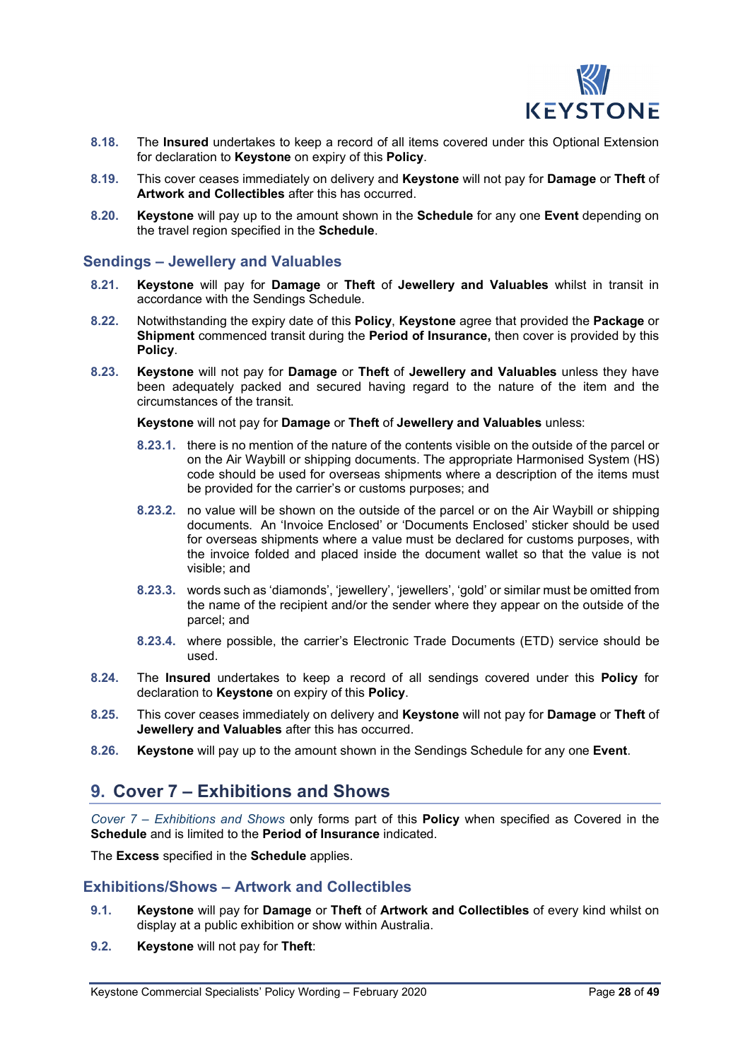**8.18.** The **Insured** undertakes to keep a record of all items covered under this Optional Extension for declaration to **Keystone** on expiry of this **Policy**.

**8.19.** This cover ceases immediately on delivery and **Keystone** will not pay for **Damage** or **Theft** of **Artwork and Collectibles** after this has occurred.

**8.20.** **Keystone** will pay up to the amount shown in the **Schedule** for any one **Event** depending on the travel region specified in the **Schedule**.

### Sendings – Jewellery and Valuables

**8.21.** **Keystone** will pay for **Damage** or **Theft** of **Jewellery and Valuables** whilst in transit in accordance with the Sendings Schedule.

**8.22.** Notwithstanding the expiry date of this **Policy**, **Keystone** agree that provided the **Package** or **Shipment** commenced transit during the **Period of Insurance,** then cover is provided by this **Policy**.

**8.23.** **Keystone** will not pay for **Damage** or **Theft** of **Jewellery and Valuables** unless they have been adequately packed and secured having regard to the nature of the item and the circumstances of the transit.

**Keystone** will not pay for **Damage** or **Theft** of **Jewellery and Valuables** unless:

- **8.23.1.** there is no mention of the nature of the contents visible on the outside of the parcel or on the Air Waybill or shipping documents. The appropriate Harmonised System (HS) code should be used for overseas shipments where a description of the items must be provided for the carrier's or customs purposes; and
- **8.23.2.** no value will be shown on the outside of the parcel or on the Air Waybill or shipping documents. An 'Invoice Enclosed' or 'Documents Enclosed' sticker should be used for overseas shipments where a value must be declared for customs purposes, with the invoice folded and placed inside the document wallet so that the value is not visible; and
- **8.23.3.** words such as 'diamonds', 'jewellery', 'jewellers', 'gold' or similar must be omitted from the name of the recipient and/or the sender where they appear on the outside of the parcel; and
- **8.23.4.** where possible, the carrier's Electronic Trade Documents (ETD) service should be used.

**8.24.** The **Insured** undertakes to keep a record of all sendings covered under this **Policy** for declaration to **Keystone** on expiry of this **Policy**.

**8.25.** This cover ceases immediately on delivery and **Keystone** will not pay for **Damage** or **Theft** of **Jewellery and Valuables** after this has occurred.

**8.26.** **Keystone** will pay up to the amount shown in the Sendings Schedule for any one **Event**.

## 9. Cover 7 – Exhibitions and Shows

*Cover 7 – Exhibitions and Shows* only forms part of this **Policy** when specified as Covered in the **Schedule** and is limited to the **Period of Insurance** indicated.

The **Excess** specified in the **Schedule** applies.

### Exhibitions/Shows – Artwork and Collectibles

**9.1.** **Keystone** will pay for **Damage** or **Theft** of **Artwork and Collectibles** of every kind whilst on display at a public exhibition or show within Australia.

**9.2.** **Keystone** will not pay for **Theft**: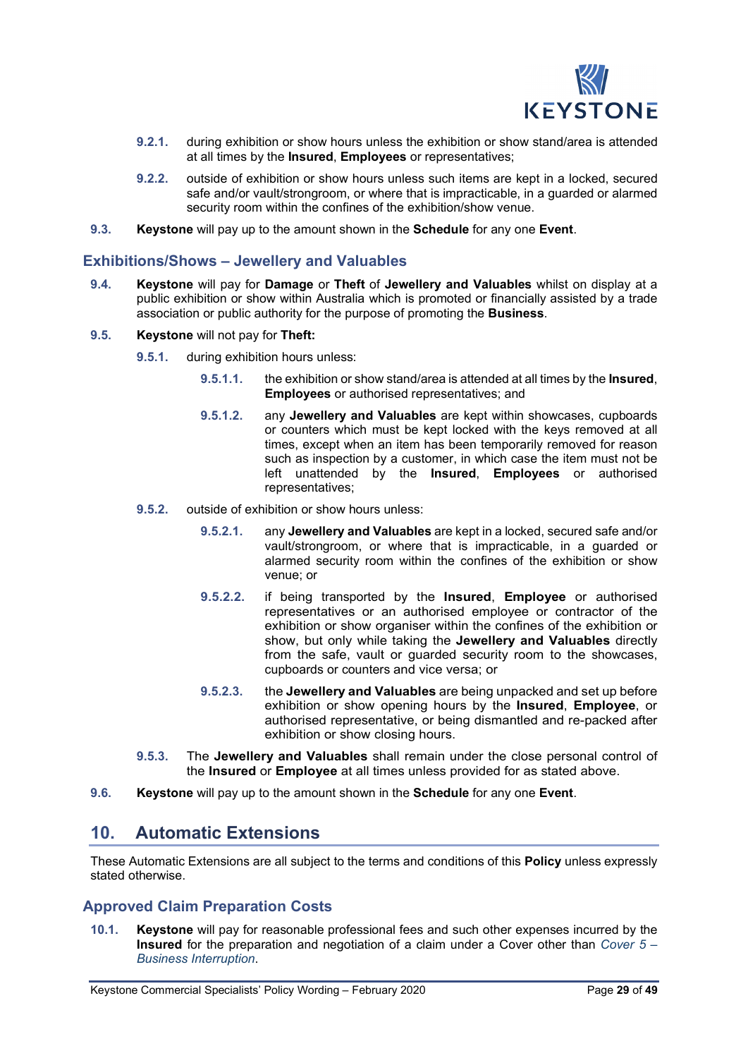9.2.1. during exhibition or show hours unless the exhibition or show stand/area is attended at all times by the **Insured**, **Employees** or representatives;

9.2.2. outside of exhibition or show hours unless such items are kept in a locked, secured safe and/or vault/strongroom, or where that is impracticable, in a guarded or alarmed security room within the confines of the exhibition/show venue.

9.3. **Keystone** will pay up to the amount shown in the **Schedule** for any one **Event**.

### Exhibitions/Shows – Jewellery and Valuables

9.4. **Keystone** will pay for **Damage** or **Theft** of **Jewellery and Valuables** whilst on display at a public exhibition or show within Australia which is promoted or financially assisted by a trade association or public authority for the purpose of promoting the **Business**.

9.5. **Keystone** will not pay for **Theft:**

9.5.1. during exhibition hours unless:

9.5.1.1. the exhibition or show stand/area is attended at all times by the **Insured**, **Employees** or authorised representatives; and

9.5.1.2. any **Jewellery and Valuables** are kept within showcases, cupboards or counters which must be kept locked with the keys removed at all times, except when an item has been temporarily removed for reason such as inspection by a customer, in which case the item must not be left unattended by the **Insured**, **Employees** or authorised representatives;

9.5.2. outside of exhibition or show hours unless:

9.5.2.1. any **Jewellery and Valuables** are kept in a locked, secured safe and/or vault/strongroom, or where that is impracticable, in a guarded or alarmed security room within the confines of the exhibition or show venue; or

9.5.2.2. if being transported by the **Insured**, **Employee** or authorised representatives or an authorised employee or contractor of the exhibition or show organiser within the confines of the exhibition or show, but only while taking the **Jewellery and Valuables** directly from the safe, vault or guarded security room to the showcases, cupboards or counters and vice versa; or

9.5.2.3. the **Jewellery and Valuables** are being unpacked and set up before exhibition or show opening hours by the **Insured**, **Employee**, or authorised representative, or being dismantled and re-packed after exhibition or show closing hours.

9.5.3. The **Jewellery and Valuables** shall remain under the close personal control of the **Insured** or **Employee** at all times unless provided for as stated above.

9.6. **Keystone** will pay up to the amount shown in the **Schedule** for any one **Event**.

## 10. Automatic Extensions

These Automatic Extensions are all subject to the terms and conditions of this **Policy** unless expressly stated otherwise.

### Approved Claim Preparation Costs

10.1. **Keystone** will pay for reasonable professional fees and such other expenses incurred by the **Insured** for the preparation and negotiation of a claim under a Cover other than *Cover 5 – Business Interruption*.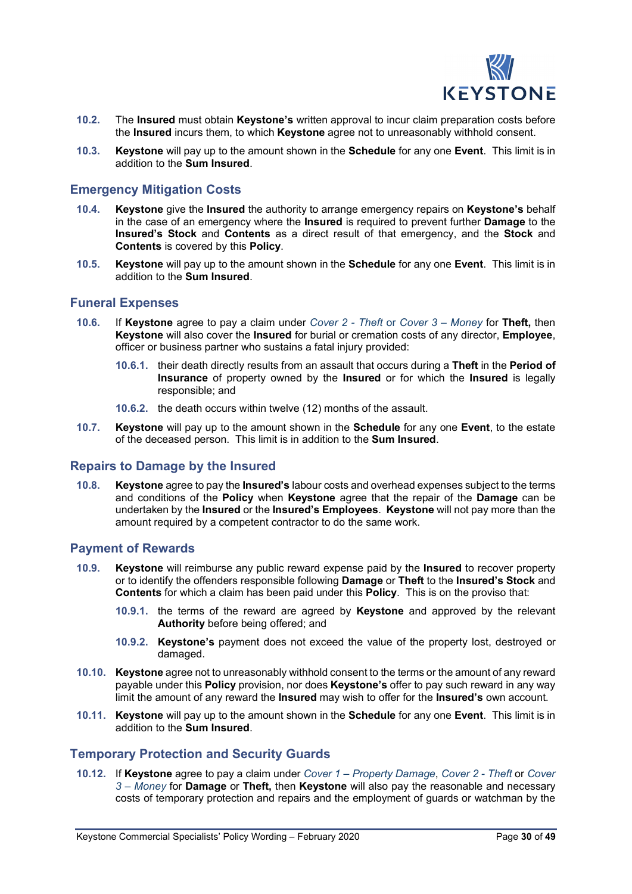**10.2.** The **Insured** must obtain **Keystone's** written approval to incur claim preparation costs before the **Insured** incurs them, to which **Keystone** agree not to unreasonably withhold consent.

**10.3.** **Keystone** will pay up to the amount shown in the **Schedule** for any one **Event**. This limit is in addition to the **Sum Insured**.

## Emergency Mitigation Costs

**10.4.** **Keystone** give the **Insured** the authority to arrange emergency repairs on **Keystone's** behalf in the case of an emergency where the **Insured** is required to prevent further **Damage** to the **Insured's Stock** and **Contents** as a direct result of that emergency, and the **Stock** and **Contents** is covered by this **Policy**.

**10.5.** **Keystone** will pay up to the amount shown in the **Schedule** for any one **Event**. This limit is in addition to the **Sum Insured**.

## Funeral Expenses

**10.6.** If **Keystone** agree to pay a claim under *Cover 2 - Theft* or *Cover 3 – Money* for **Theft,** then **Keystone** will also cover the **Insured** for burial or cremation costs of any director, **Employee**, officer or business partner who sustains a fatal injury provided:

- **10.6.1.** their death directly results from an assault that occurs during a **Theft** in the **Period of Insurance** of property owned by the **Insured** or for which the **Insured** is legally responsible; and
- **10.6.2.** the death occurs within twelve (12) months of the assault.

**10.7.** **Keystone** will pay up to the amount shown in the **Schedule** for any one **Event**, to the estate of the deceased person. This limit is in addition to the **Sum Insured**.

## Repairs to Damage by the Insured

**10.8.** **Keystone** agree to pay the **Insured's** labour costs and overhead expenses subject to the terms and conditions of the **Policy** when **Keystone** agree that the repair of the **Damage** can be undertaken by the **Insured** or the **Insured's Employees**. **Keystone** will not pay more than the amount required by a competent contractor to do the same work.

## Payment of Rewards

**10.9.** **Keystone** will reimburse any public reward expense paid by the **Insured** to recover property or to identify the offenders responsible following **Damage** or **Theft** to the **Insured's Stock** and **Contents** for which a claim has been paid under this **Policy**. This is on the proviso that:

- **10.9.1.** the terms of the reward are agreed by **Keystone** and approved by the relevant **Authority** before being offered; and
- **10.9.2.** **Keystone's** payment does not exceed the value of the property lost, destroyed or damaged.

**10.10.** **Keystone** agree not to unreasonably withhold consent to the terms or the amount of any reward payable under this **Policy** provision, nor does **Keystone's** offer to pay such reward in any way limit the amount of any reward the **Insured** may wish to offer for the **Insured's** own account.

**10.11.** **Keystone** will pay up to the amount shown in the **Schedule** for any one **Event**. This limit is in addition to the **Sum Insured**.

## Temporary Protection and Security Guards

**10.12.** If **Keystone** agree to pay a claim under *Cover 1 – Property Damage*, *Cover 2 - Theft* or *Cover 3 – Money* for **Damage** or **Theft,** then **Keystone** will also pay the reasonable and necessary costs of temporary protection and repairs and the employment of guards or watchman by the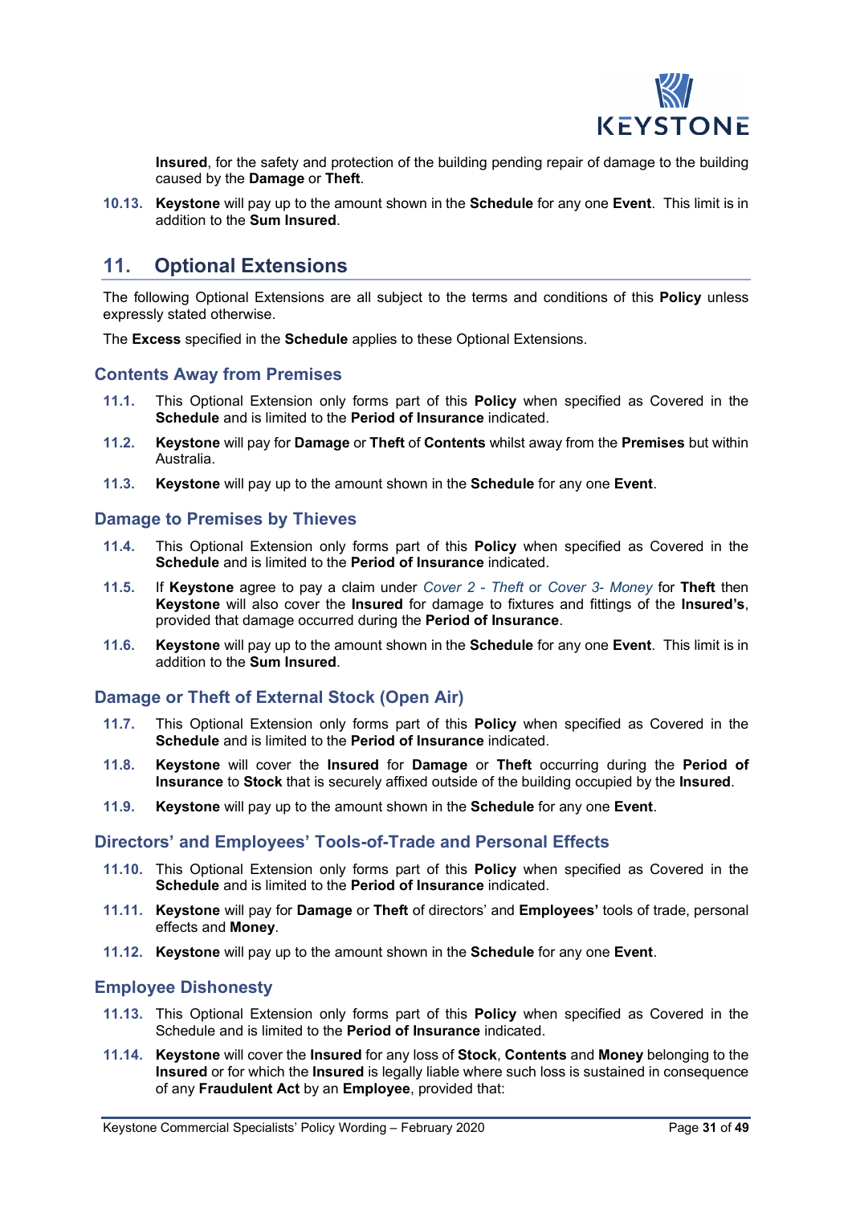**Insured**, for the safety and protection of the building pending repair of damage to the building caused by the **Damage** or **Theft**.

**10.13.** **Keystone** will pay up to the amount shown in the **Schedule** for any one **Event**. This limit is in addition to the **Sum Insured**.

## 11. Optional Extensions

The following Optional Extensions are all subject to the terms and conditions of this **Policy** unless expressly stated otherwise.

The **Excess** specified in the **Schedule** applies to these Optional Extensions.

### Contents Away from Premises

**11.1.** This Optional Extension only forms part of this **Policy** when specified as Covered in the **Schedule** and is limited to the **Period of Insurance** indicated.

**11.2.** **Keystone** will pay for **Damage** or **Theft** of **Contents** whilst away from the **Premises** but within Australia.

**11.3.** **Keystone** will pay up to the amount shown in the **Schedule** for any one **Event**.

### Damage to Premises by Thieves

**11.4.** This Optional Extension only forms part of this **Policy** when specified as Covered in the **Schedule** and is limited to the **Period of Insurance** indicated.

**11.5.** If **Keystone** agree to pay a claim under *Cover 2 - Theft* or *Cover 3- Money* for **Theft** then **Keystone** will also cover the **Insured** for damage to fixtures and fittings of the **Insured's**, provided that damage occurred during the **Period of Insurance**.

**11.6.** **Keystone** will pay up to the amount shown in the **Schedule** for any one **Event**. This limit is in addition to the **Sum Insured**.

### Damage or Theft of External Stock (Open Air)

**11.7.** This Optional Extension only forms part of this **Policy** when specified as Covered in the **Schedule** and is limited to the **Period of Insurance** indicated.

**11.8.** **Keystone** will cover the **Insured** for **Damage** or **Theft** occurring during the **Period of Insurance** to **Stock** that is securely affixed outside of the building occupied by the **Insured**.

**11.9.** **Keystone** will pay up to the amount shown in the **Schedule** for any one **Event**.

### Directors' and Employees' Tools-of-Trade and Personal Effects

**11.10.** This Optional Extension only forms part of this **Policy** when specified as Covered in the **Schedule** and is limited to the **Period of Insurance** indicated.

**11.11.** **Keystone** will pay for **Damage** or **Theft** of directors' and **Employees'** tools of trade, personal effects and **Money**.

**11.12.** **Keystone** will pay up to the amount shown in the **Schedule** for any one **Event**.

### Employee Dishonesty

**11.13.** This Optional Extension only forms part of this **Policy** when specified as Covered in the Schedule and is limited to the **Period of Insurance** indicated.

**11.14.** **Keystone** will cover the **Insured** for any loss of **Stock**, **Contents** and **Money** belonging to the **Insured** or for which the **Insured** is legally liable where such loss is sustained in consequence of any **Fraudulent Act** by an **Employee**, provided that: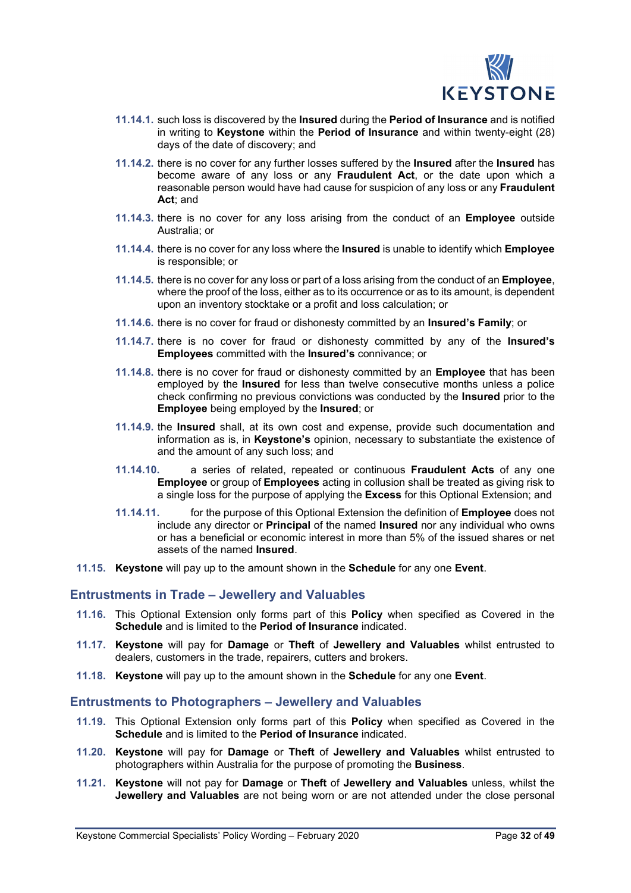**11.14.1.** such loss is discovered by the **Insured** during the **Period of Insurance** and is notified in writing to **Keystone** within the **Period of Insurance** and within twenty-eight (28) days of the date of discovery; and

**11.14.2.** there is no cover for any further losses suffered by the **Insured** after the **Insured** has become aware of any loss or any **Fraudulent Act**, or the date upon which a reasonable person would have had cause for suspicion of any loss or any **Fraudulent Act**; and

**11.14.3.** there is no cover for any loss arising from the conduct of an **Employee** outside Australia; or

**11.14.4.** there is no cover for any loss where the **Insured** is unable to identify which **Employee** is responsible; or

**11.14.5.** there is no cover for any loss or part of a loss arising from the conduct of an **Employee**, where the proof of the loss, either as to its occurrence or as to its amount, is dependent upon an inventory stocktake or a profit and loss calculation; or

**11.14.6.** there is no cover for fraud or dishonesty committed by an **Insured's Family**; or

**11.14.7.** there is no cover for fraud or dishonesty committed by any of the **Insured's Employees** committed with the **Insured's** connivance; or

**11.14.8.** there is no cover for fraud or dishonesty committed by an **Employee** that has been employed by the **Insured** for less than twelve consecutive months unless a police check confirming no previous convictions was conducted by the **Insured** prior to the **Employee** being employed by the **Insured**; or

**11.14.9.** the **Insured** shall, at its own cost and expense, provide such documentation and information as is, in **Keystone's** opinion, necessary to substantiate the existence of and the amount of any such loss; and

**11.14.10.** a series of related, repeated or continuous **Fraudulent Acts** of any one **Employee** or group of **Employees** acting in collusion shall be treated as giving risk to a single loss for the purpose of applying the **Excess** for this Optional Extension; and

**11.14.11.** for the purpose of this Optional Extension the definition of **Employee** does not include any director or **Principal** of the named **Insured** nor any individual who owns or has a beneficial or economic interest in more than 5% of the issued shares or net assets of the named **Insured**.

**11.15.** **Keystone** will pay up to the amount shown in the **Schedule** for any one **Event**.

## Entrustments in Trade – Jewellery and Valuables

**11.16.** This Optional Extension only forms part of this **Policy** when specified as Covered in the **Schedule** and is limited to the **Period of Insurance** indicated.

**11.17.** **Keystone** will pay for **Damage** or **Theft** of **Jewellery and Valuables** whilst entrusted to dealers, customers in the trade, repairers, cutters and brokers.

**11.18.** **Keystone** will pay up to the amount shown in the **Schedule** for any one **Event**.

## Entrustments to Photographers – Jewellery and Valuables

**11.19.** This Optional Extension only forms part of this **Policy** when specified as Covered in the **Schedule** and is limited to the **Period of Insurance** indicated.

**11.20.** **Keystone** will pay for **Damage** or **Theft** of **Jewellery and Valuables** whilst entrusted to photographers within Australia for the purpose of promoting the **Business**.

**11.21.** **Keystone** will not pay for **Damage** or **Theft** of **Jewellery and Valuables** unless, whilst the **Jewellery and Valuables** are not being worn or are not attended under the close personal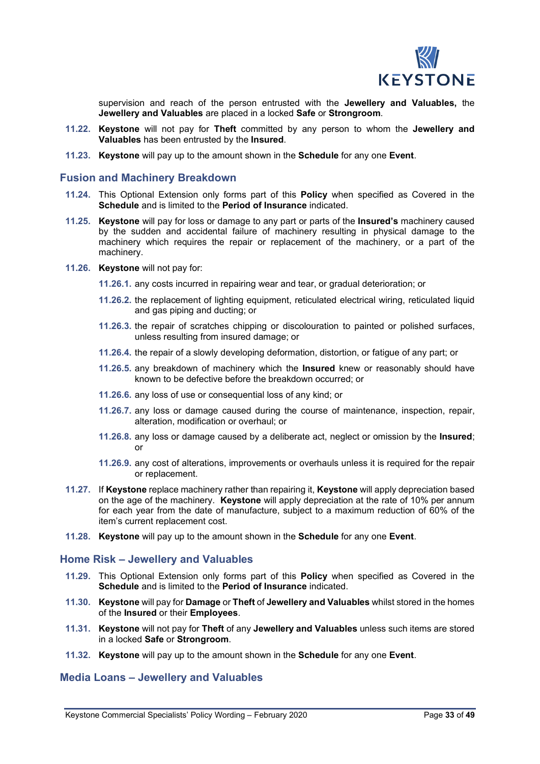supervision and reach of the person entrusted with the **Jewellery and Valuables,** the **Jewellery and Valuables** are placed in a locked **Safe** or **Strongroom**.

**11.22.** **Keystone** will not pay for **Theft** committed by any person to whom the **Jewellery and Valuables** has been entrusted by the **Insured**.

**11.23.** **Keystone** will pay up to the amount shown in the **Schedule** for any one **Event**.

## Fusion and Machinery Breakdown

**11.24.** This Optional Extension only forms part of this **Policy** when specified as Covered in the **Schedule** and is limited to the **Period of Insurance** indicated.

**11.25.** **Keystone** will pay for loss or damage to any part or parts of the **Insured's** machinery caused by the sudden and accidental failure of machinery resulting in physical damage to the machinery which requires the repair or replacement of the machinery, or a part of the machinery.

**11.26.** **Keystone** will not pay for:

- **11.26.1.** any costs incurred in repairing wear and tear, or gradual deterioration; or
- **11.26.2.** the replacement of lighting equipment, reticulated electrical wiring, reticulated liquid and gas piping and ducting; or
- **11.26.3.** the repair of scratches chipping or discolouration to painted or polished surfaces, unless resulting from insured damage; or
- **11.26.4.** the repair of a slowly developing deformation, distortion, or fatigue of any part; or
- **11.26.5.** any breakdown of machinery which the **Insured** knew or reasonably should have known to be defective before the breakdown occurred; or
- **11.26.6.** any loss of use or consequential loss of any kind; or
- **11.26.7.** any loss or damage caused during the course of maintenance, inspection, repair, alteration, modification or overhaul; or
- **11.26.8.** any loss or damage caused by a deliberate act, neglect or omission by the **Insured**; or
- **11.26.9.** any cost of alterations, improvements or overhauls unless it is required for the repair or replacement.

**11.27.** If **Keystone** replace machinery rather than repairing it, **Keystone** will apply depreciation based on the age of the machinery. **Keystone** will apply depreciation at the rate of 10% per annum for each year from the date of manufacture, subject to a maximum reduction of 60% of the item's current replacement cost.

**11.28.** **Keystone** will pay up to the amount shown in the **Schedule** for any one **Event**.

## Home Risk – Jewellery and Valuables

**11.29.** This Optional Extension only forms part of this **Policy** when specified as Covered in the **Schedule** and is limited to the **Period of Insurance** indicated.

**11.30.** **Keystone** will pay for **Damage** or **Theft** of **Jewellery and Valuables** whilst stored in the homes of the **Insured** or their **Employees**.

**11.31.** **Keystone** will not pay for **Theft** of any **Jewellery and Valuables** unless such items are stored in a locked **Safe** or **Strongroom**.

**11.32.** **Keystone** will pay up to the amount shown in the **Schedule** for any one **Event**.

## Media Loans – Jewellery and Valuables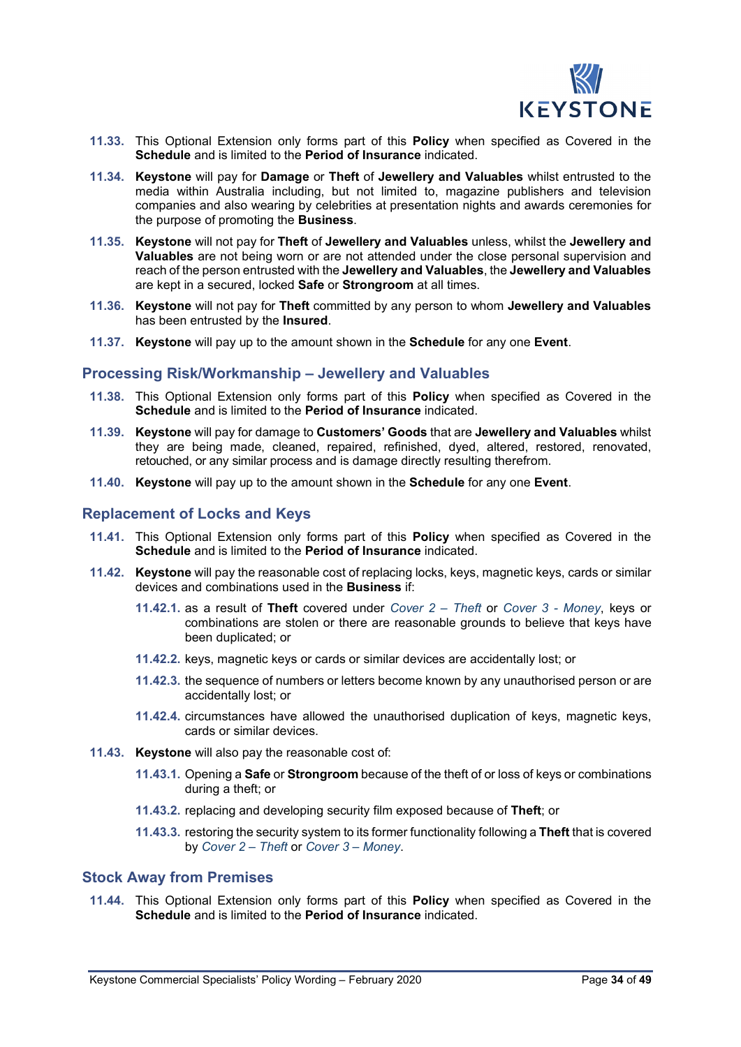**11.33.** This Optional Extension only forms part of this **Policy** when specified as Covered in the **Schedule** and is limited to the **Period of Insurance** indicated.

**11.34.** **Keystone** will pay for **Damage** or **Theft** of **Jewellery and Valuables** whilst entrusted to the media within Australia including, but not limited to, magazine publishers and television companies and also wearing by celebrities at presentation nights and awards ceremonies for the purpose of promoting the **Business**.

**11.35.** **Keystone** will not pay for **Theft** of **Jewellery and Valuables** unless, whilst the **Jewellery and Valuables** are not being worn or are not attended under the close personal supervision and reach of the person entrusted with the **Jewellery and Valuables**, the **Jewellery and Valuables** are kept in a secured, locked **Safe** or **Strongroom** at all times.

**11.36.** **Keystone** will not pay for **Theft** committed by any person to whom **Jewellery and Valuables** has been entrusted by the **Insured**.

**11.37.** **Keystone** will pay up to the amount shown in the **Schedule** for any one **Event**.

## Processing Risk/Workmanship – Jewellery and Valuables

**11.38.** This Optional Extension only forms part of this **Policy** when specified as Covered in the **Schedule** and is limited to the **Period of Insurance** indicated.

**11.39.** **Keystone** will pay for damage to **Customers' Goods** that are **Jewellery and Valuables** whilst they are being made, cleaned, repaired, refinished, dyed, altered, restored, renovated, retouched, or any similar process and is damage directly resulting therefrom.

**11.40.** **Keystone** will pay up to the amount shown in the **Schedule** for any one **Event**.

## Replacement of Locks and Keys

**11.41.** This Optional Extension only forms part of this **Policy** when specified as Covered in the **Schedule** and is limited to the **Period of Insurance** indicated.

**11.42.** **Keystone** will pay the reasonable cost of replacing locks, keys, magnetic keys, cards or similar devices and combinations used in the **Business** if:

- **11.42.1.** as a result of **Theft** covered under *Cover 2 – Theft* or *Cover 3 - Money*, keys or combinations are stolen or there are reasonable grounds to believe that keys have been duplicated; or
- **11.42.2.** keys, magnetic keys or cards or similar devices are accidentally lost; or
- **11.42.3.** the sequence of numbers or letters become known by any unauthorised person or are accidentally lost; or
- **11.42.4.** circumstances have allowed the unauthorised duplication of keys, magnetic keys, cards or similar devices.

**11.43.** **Keystone** will also pay the reasonable cost of:

- **11.43.1.** Opening a **Safe** or **Strongroom** because of the theft of or loss of keys or combinations during a theft; or
- **11.43.2.** replacing and developing security film exposed because of **Theft**; or
- **11.43.3.** restoring the security system to its former functionality following a **Theft** that is covered by *Cover 2 – Theft* or *Cover 3 – Money*.

## Stock Away from Premises

**11.44.** This Optional Extension only forms part of this **Policy** when specified as Covered in the **Schedule** and is limited to the **Period of Insurance** indicated.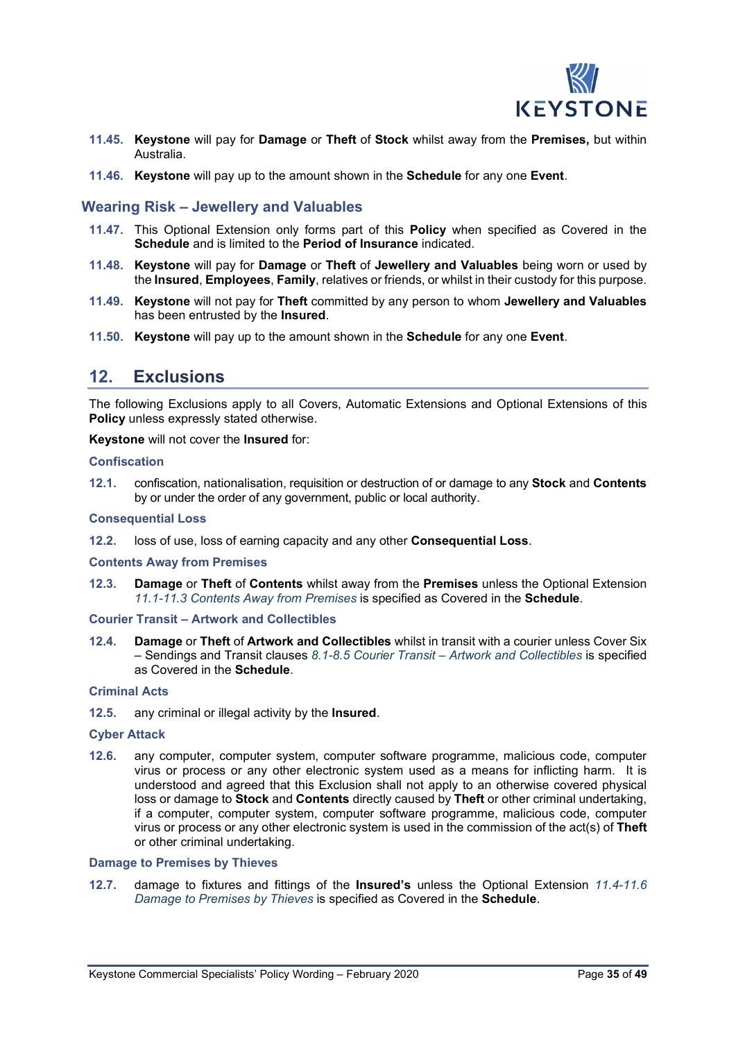11.45. **Keystone** will pay for **Damage** or **Theft** of **Stock** whilst away from the **Premises,** but within Australia.

11.46. **Keystone** will pay up to the amount shown in the **Schedule** for any one **Event**.

### Wearing Risk – Jewellery and Valuables

11.47. This Optional Extension only forms part of this **Policy** when specified as Covered in the **Schedule** and is limited to the **Period of Insurance** indicated.

11.48. **Keystone** will pay for **Damage** or **Theft** of **Jewellery and Valuables** being worn or used by the **Insured**, **Employees**, **Family**, relatives or friends, or whilst in their custody for this purpose.

11.49. **Keystone** will not pay for **Theft** committed by any person to whom **Jewellery and Valuables** has been entrusted by the **Insured**.

11.50. **Keystone** will pay up to the amount shown in the **Schedule** for any one **Event**.

## 12. Exclusions

The following Exclusions apply to all Covers, Automatic Extensions and Optional Extensions of this **Policy** unless expressly stated otherwise.

**Keystone** will not cover the **Insured** for:

#### Confiscation

12.1. confiscation, nationalisation, requisition or destruction of or damage to any **Stock** and **Contents** by or under the order of any government, public or local authority.

#### Consequential Loss

12.2. loss of use, loss of earning capacity and any other **Consequential Loss**.

#### Contents Away from Premises

12.3. **Damage** or **Theft** of **Contents** whilst away from the **Premises** unless the Optional Extension *11.1-11.3 Contents Away from Premises* is specified as Covered in the **Schedule**.

#### Courier Transit – Artwork and Collectibles

12.4. **Damage** or **Theft** of **Artwork and Collectibles** whilst in transit with a courier unless Cover Six – Sendings and Transit clauses *8.1-8.5 Courier Transit – Artwork and Collectibles* is specified as Covered in the **Schedule**.

#### Criminal Acts

12.5. any criminal or illegal activity by the **Insured**.

#### Cyber Attack

12.6. any computer, computer system, computer software programme, malicious code, computer virus or process or any other electronic system used as a means for inflicting harm. It is understood and agreed that this Exclusion shall not apply to an otherwise covered physical loss or damage to **Stock** and **Contents** directly caused by **Theft** or other criminal undertaking, if a computer, computer system, computer software programme, malicious code, computer virus or process or any other electronic system is used in the commission of the act(s) of **Theft** or other criminal undertaking.

#### Damage to Premises by Thieves

12.7. damage to fixtures and fittings of the **Insured's** unless the Optional Extension *11.4-11.6 Damage to Premises by Thieves* is specified as Covered in the **Schedule**.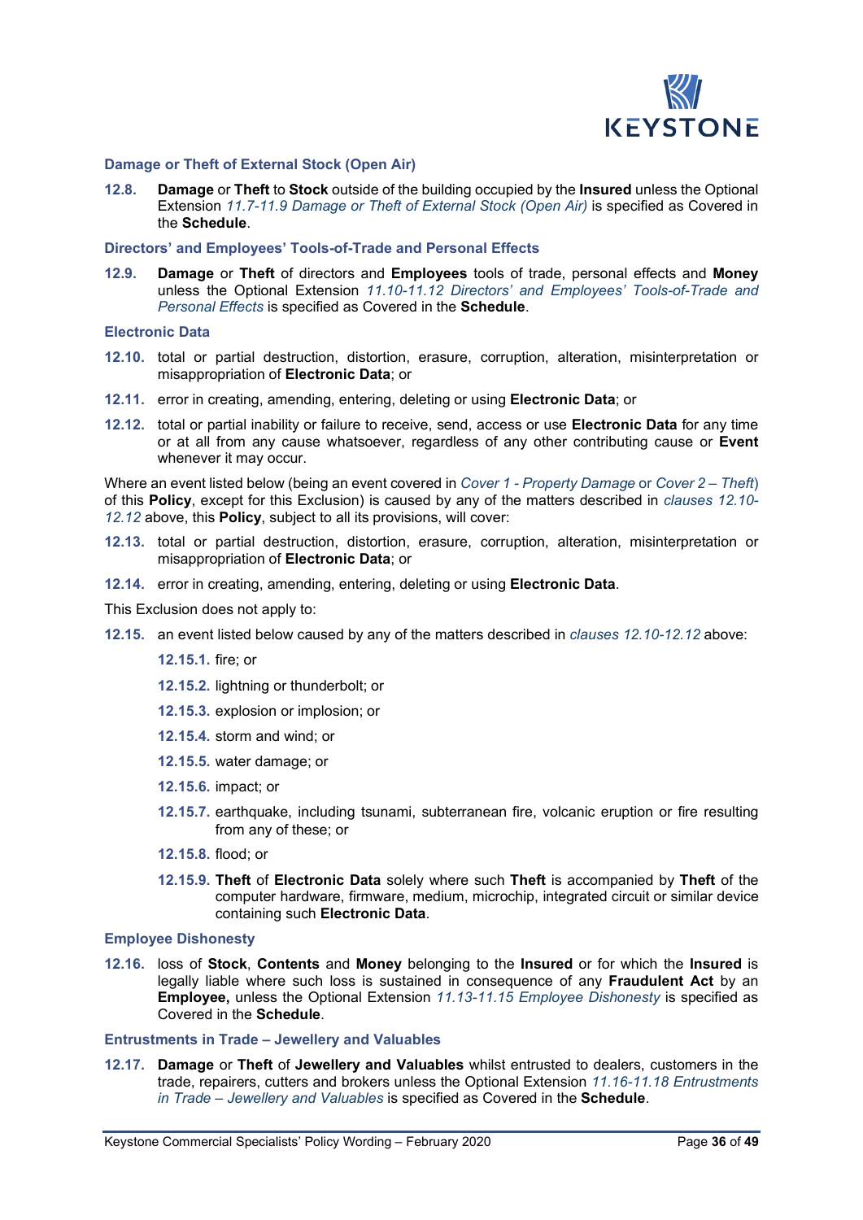### Damage or Theft of External Stock (Open Air)

**12.8.** **Damage** or **Theft** to **Stock** outside of the building occupied by the **Insured** unless the Optional Extension *11.7-11.9 Damage or Theft of External Stock (Open Air)* is specified as Covered in the **Schedule**.

### Directors' and Employees' Tools-of-Trade and Personal Effects

**12.9.** **Damage** or **Theft** of directors and **Employees** tools of trade, personal effects and **Money** unless the Optional Extension *11.10-11.12 Directors' and Employees' Tools-of-Trade and Personal Effects* is specified as Covered in the **Schedule**.

### Electronic Data

**12.10.** total or partial destruction, distortion, erasure, corruption, alteration, misinterpretation or misappropriation of **Electronic Data**; or

**12.11.** error in creating, amending, entering, deleting or using **Electronic Data**; or

**12.12.** total or partial inability or failure to receive, send, access or use **Electronic Data** for any time or at all from any cause whatsoever, regardless of any other contributing cause or **Event** whenever it may occur.

Where an event listed below (being an event covered in *Cover 1 - Property Damage* or *Cover 2 – Theft*) of this **Policy**, except for this Exclusion) is caused by any of the matters described in *clauses 12.10-12.12* above, this **Policy**, subject to all its provisions, will cover:

**12.13.** total or partial destruction, distortion, erasure, corruption, alteration, misinterpretation or misappropriation of **Electronic Data**; or

**12.14.** error in creating, amending, entering, deleting or using **Electronic Data**.

This Exclusion does not apply to:

**12.15.** an event listed below caused by any of the matters described in *clauses 12.10-12.12* above:

- **12.15.1.** fire; or
- **12.15.2.** lightning or thunderbolt; or
- **12.15.3.** explosion or implosion; or
- **12.15.4.** storm and wind; or
- **12.15.5.** water damage; or
- **12.15.6.** impact; or
- **12.15.7.** earthquake, including tsunami, subterranean fire, volcanic eruption or fire resulting from any of these; or
- **12.15.8.** flood; or
- **12.15.9.** **Theft** of **Electronic Data** solely where such **Theft** is accompanied by **Theft** of the computer hardware, firmware, medium, microchip, integrated circuit or similar device containing such **Electronic Data**.

### Employee Dishonesty

**12.16.** loss of **Stock**, **Contents** and **Money** belonging to the **Insured** or for which the **Insured** is legally liable where such loss is sustained in consequence of any **Fraudulent Act** by an **Employee,** unless the Optional Extension *11.13-11.15 Employee Dishonesty* is specified as Covered in the **Schedule**.

### Entrustments in Trade – Jewellery and Valuables

**12.17.** **Damage** or **Theft** of **Jewellery and Valuables** whilst entrusted to dealers, customers in the trade, repairers, cutters and brokers unless the Optional Extension *11.16-11.18 Entrustments in Trade – Jewellery and Valuables* is specified as Covered in the **Schedule**.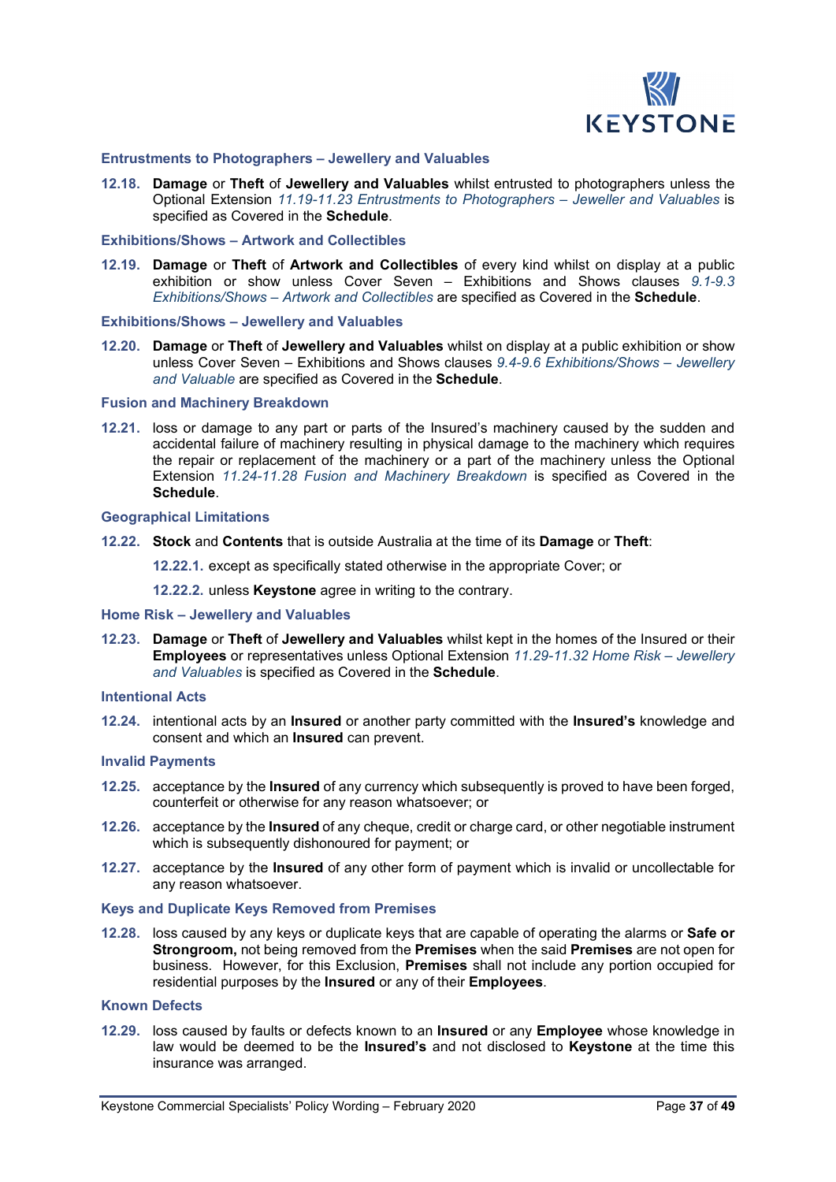### Entrustments to Photographers – Jewellery and Valuables

**12.18.** **Damage** or **Theft** of **Jewellery and Valuables** whilst entrusted to photographers unless the Optional Extension *11.19-11.23 Entrustments to Photographers – Jeweller and Valuables* is specified as Covered in the **Schedule**.

### Exhibitions/Shows – Artwork and Collectibles

**12.19.** **Damage** or **Theft** of **Artwork and Collectibles** of every kind whilst on display at a public exhibition or show unless Cover Seven – Exhibitions and Shows clauses *9.1-9.3 Exhibitions/Shows – Artwork and Collectibles* are specified as Covered in the **Schedule**.

### Exhibitions/Shows – Jewellery and Valuables

**12.20.** **Damage** or **Theft** of **Jewellery and Valuables** whilst on display at a public exhibition or show unless Cover Seven – Exhibitions and Shows clauses *9.4-9.6 Exhibitions/Shows – Jewellery and Valuable* are specified as Covered in the **Schedule**.

### Fusion and Machinery Breakdown

**12.21.** loss or damage to any part or parts of the Insured's machinery caused by the sudden and accidental failure of machinery resulting in physical damage to the machinery which requires the repair or replacement of the machinery or a part of the machinery unless the Optional Extension *11.24-11.28 Fusion and Machinery Breakdown* is specified as Covered in the **Schedule**.

### Geographical Limitations

**12.22.** **Stock** and **Contents** that is outside Australia at the time of its **Damage** or **Theft**:

**12.22.1.** except as specifically stated otherwise in the appropriate Cover; or

**12.22.2.** unless **Keystone** agree in writing to the contrary.

### Home Risk – Jewellery and Valuables

**12.23.** **Damage** or **Theft** of **Jewellery and Valuables** whilst kept in the homes of the Insured or their **Employees** or representatives unless Optional Extension *11.29-11.32 Home Risk – Jewellery and Valuables* is specified as Covered in the **Schedule**.

### Intentional Acts

**12.24.** intentional acts by an **Insured** or another party committed with the **Insured's** knowledge and consent and which an **Insured** can prevent.

### Invalid Payments

**12.25.** acceptance by the **Insured** of any currency which subsequently is proved to have been forged, counterfeit or otherwise for any reason whatsoever; or

**12.26.** acceptance by the **Insured** of any cheque, credit or charge card, or other negotiable instrument which is subsequently dishonoured for payment; or

**12.27.** acceptance by the **Insured** of any other form of payment which is invalid or uncollectable for any reason whatsoever.

### Keys and Duplicate Keys Removed from Premises

**12.28.** loss caused by any keys or duplicate keys that are capable of operating the alarms or **Safe or Strongroom,** not being removed from the **Premises** when the said **Premises** are not open for business. However, for this Exclusion, **Premises** shall not include any portion occupied for residential purposes by the **Insured** or any of their **Employees**.

### Known Defects

**12.29.** loss caused by faults or defects known to an **Insured** or any **Employee** whose knowledge in law would be deemed to be the **Insured's** and not disclosed to **Keystone** at the time this insurance was arranged.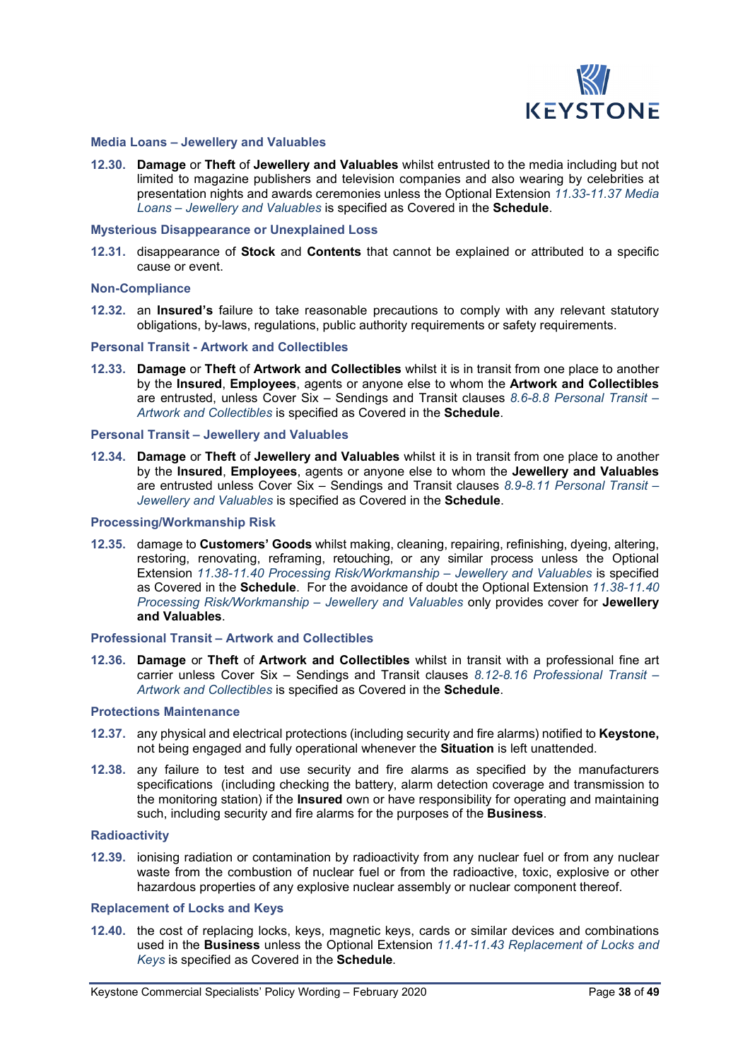### Media Loans – Jewellery and Valuables

**12.30.** **Damage** or **Theft** of **Jewellery and Valuables** whilst entrusted to the media including but not limited to magazine publishers and television companies and also wearing by celebrities at presentation nights and awards ceremonies unless the Optional Extension *11.33-11.37 Media Loans – Jewellery and Valuables* is specified as Covered in the **Schedule**.

### Mysterious Disappearance or Unexplained Loss

**12.31.** disappearance of **Stock** and **Contents** that cannot be explained or attributed to a specific cause or event.

### Non-Compliance

**12.32.** an **Insured's** failure to take reasonable precautions to comply with any relevant statutory obligations, by-laws, regulations, public authority requirements or safety requirements.

### Personal Transit - Artwork and Collectibles

**12.33.** **Damage** or **Theft** of **Artwork and Collectibles** whilst it is in transit from one place to another by the **Insured**, **Employees**, agents or anyone else to whom the **Artwork and Collectibles** are entrusted, unless Cover Six – Sendings and Transit clauses *8.6-8.8 Personal Transit – Artwork and Collectibles* is specified as Covered in the **Schedule**.

### Personal Transit – Jewellery and Valuables

**12.34.** **Damage** or **Theft** of **Jewellery and Valuables** whilst it is in transit from one place to another by the **Insured**, **Employees**, agents or anyone else to whom the **Jewellery and Valuables** are entrusted unless Cover Six – Sendings and Transit clauses *8.9-8.11 Personal Transit – Jewellery and Valuables* is specified as Covered in the **Schedule**.

### Processing/Workmanship Risk

**12.35.** damage to **Customers' Goods** whilst making, cleaning, repairing, refinishing, dyeing, altering, restoring, renovating, reframing, retouching, or any similar process unless the Optional Extension *11.38-11.40 Processing Risk/Workmanship – Jewellery and Valuables* is specified as Covered in the **Schedule**. For the avoidance of doubt the Optional Extension *11.38-11.40 Processing Risk/Workmanship – Jewellery and Valuables* only provides cover for **Jewellery and Valuables**.

### Professional Transit – Artwork and Collectibles

**12.36.** **Damage** or **Theft** of **Artwork and Collectibles** whilst in transit with a professional fine art carrier unless Cover Six – Sendings and Transit clauses *8.12-8.16 Professional Transit – Artwork and Collectibles* is specified as Covered in the **Schedule**.

### Protections Maintenance

**12.37.** any physical and electrical protections (including security and fire alarms) notified to **Keystone,** not being engaged and fully operational whenever the **Situation** is left unattended.

**12.38.** any failure to test and use security and fire alarms as specified by the manufacturers specifications (including checking the battery, alarm detection coverage and transmission to the monitoring station) if the **Insured** own or have responsibility for operating and maintaining such, including security and fire alarms for the purposes of the **Business**.

### Radioactivity

**12.39.** ionising radiation or contamination by radioactivity from any nuclear fuel or from any nuclear waste from the combustion of nuclear fuel or from the radioactive, toxic, explosive or other hazardous properties of any explosive nuclear assembly or nuclear component thereof.

### Replacement of Locks and Keys

**12.40.** the cost of replacing locks, keys, magnetic keys, cards or similar devices and combinations used in the **Business** unless the Optional Extension *11.41-11.43 Replacement of Locks and Keys* is specified as Covered in the **Schedule**.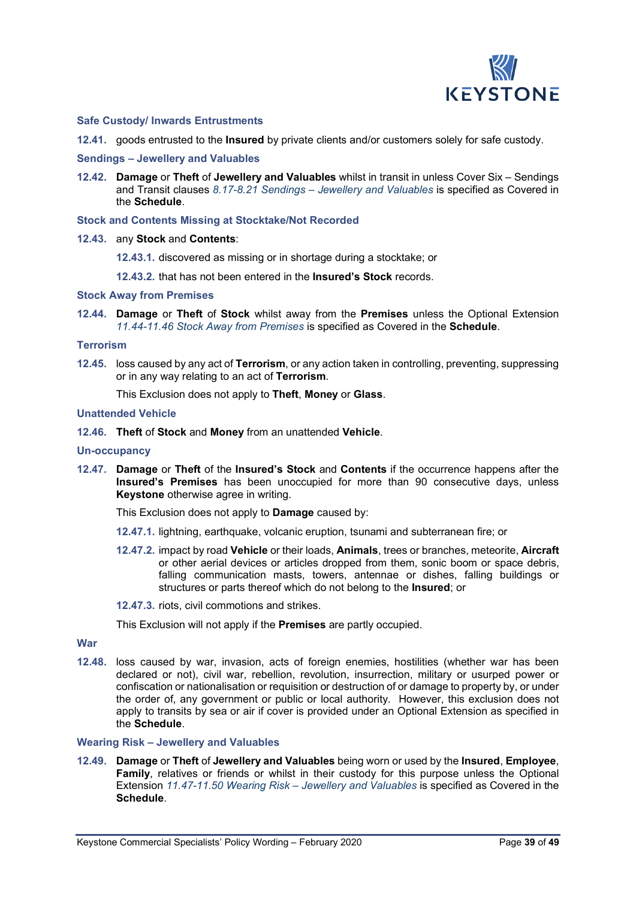### Safe Custody/ Inwards Entrustments

**12.41.** goods entrusted to the **Insured** by private clients and/or customers solely for safe custody.

### Sendings – Jewellery and Valuables

**12.42.** **Damage** or **Theft** of **Jewellery and Valuables** whilst in transit in unless Cover Six – Sendings and Transit clauses *8.17-8.21 Sendings – Jewellery and Valuables* is specified as Covered in the **Schedule**.

### Stock and Contents Missing at Stocktake/Not Recorded

**12.43.** any **Stock** and **Contents**:

**12.43.1.** discovered as missing or in shortage during a stocktake; or

**12.43.2.** that has not been entered in the **Insured's Stock** records.

### Stock Away from Premises

**12.44.** **Damage** or **Theft** of **Stock** whilst away from the **Premises** unless the Optional Extension *11.44-11.46 Stock Away from Premises* is specified as Covered in the **Schedule**.

### Terrorism

**12.45.** loss caused by any act of **Terrorism**, or any action taken in controlling, preventing, suppressing or in any way relating to an act of **Terrorism**.

This Exclusion does not apply to **Theft**, **Money** or **Glass**.

### Unattended Vehicle

**12.46.** **Theft** of **Stock** and **Money** from an unattended **Vehicle**.

### Un-occupancy

**12.47.** **Damage** or **Theft** of the **Insured's Stock** and **Contents** if the occurrence happens after the **Insured's Premises** has been unoccupied for more than 90 consecutive days, unless **Keystone** otherwise agree in writing.

This Exclusion does not apply to **Damage** caused by:

**12.47.1.** lightning, earthquake, volcanic eruption, tsunami and subterranean fire; or

**12.47.2.** impact by road **Vehicle** or their loads, **Animals**, trees or branches, meteorite, **Aircraft** or other aerial devices or articles dropped from them, sonic boom or space debris, falling communication masts, towers, antennae or dishes, falling buildings or structures or parts thereof which do not belong to the **Insured**; or

**12.47.3.** riots, civil commotions and strikes.

This Exclusion will not apply if the **Premises** are partly occupied.

### War

**12.48.** loss caused by war, invasion, acts of foreign enemies, hostilities (whether war has been declared or not), civil war, rebellion, revolution, insurrection, military or usurped power or confiscation or nationalisation or requisition or destruction of or damage to property by, or under the order of, any government or public or local authority. However, this exclusion does not apply to transits by sea or air if cover is provided under an Optional Extension as specified in the **Schedule**.

### Wearing Risk – Jewellery and Valuables

**12.49.** **Damage** or **Theft** of **Jewellery and Valuables** being worn or used by the **Insured**, **Employee**, **Family**, relatives or friends or whilst in their custody for this purpose unless the Optional Extension *11.47-11.50 Wearing Risk – Jewellery and Valuables* is specified as Covered in the **Schedule**.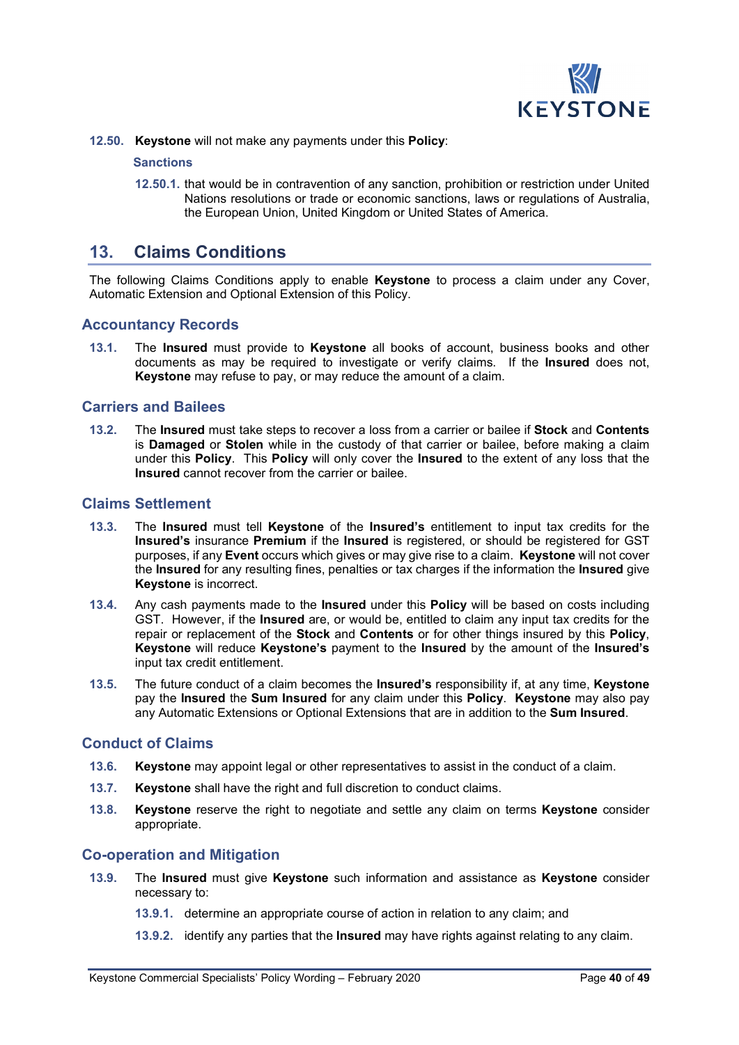**12.50. Keystone** will not make any payments under this **Policy**:

**Sanctions**

12.50.1. that would be in contravention of any sanction, prohibition or restriction under United Nations resolutions or trade or economic sanctions, laws or regulations of Australia, the European Union, United Kingdom or United States of America.

## 13. Claims Conditions

The following Claims Conditions apply to enable **Keystone** to process a claim under any Cover, Automatic Extension and Optional Extension of this Policy.

### Accountancy Records

13.1. The **Insured** must provide to **Keystone** all books of account, business books and other documents as may be required to investigate or verify claims. If the **Insured** does not, **Keystone** may refuse to pay, or may reduce the amount of a claim.

### Carriers and Bailees

13.2. The **Insured** must take steps to recover a loss from a carrier or bailee if **Stock** and **Contents** is **Damaged** or **Stolen** while in the custody of that carrier or bailee, before making a claim under this **Policy**. This **Policy** will only cover the **Insured** to the extent of any loss that the **Insured** cannot recover from the carrier or bailee.

### Claims Settlement

13.3. The **Insured** must tell **Keystone** of the **Insured's** entitlement to input tax credits for the **Insured's** insurance **Premium** if the **Insured** is registered, or should be registered for GST purposes, if any **Event** occurs which gives or may give rise to a claim. **Keystone** will not cover the **Insured** for any resulting fines, penalties or tax charges if the information the **Insured** give **Keystone** is incorrect.

13.4. Any cash payments made to the **Insured** under this **Policy** will be based on costs including GST. However, if the **Insured** are, or would be, entitled to claim any input tax credits for the repair or replacement of the **Stock** and **Contents** or for other things insured by this **Policy**, **Keystone** will reduce **Keystone's** payment to the **Insured** by the amount of the **Insured's** input tax credit entitlement.

13.5. The future conduct of a claim becomes the **Insured's** responsibility if, at any time, **Keystone** pay the **Insured** the **Sum Insured** for any claim under this **Policy**. **Keystone** may also pay any Automatic Extensions or Optional Extensions that are in addition to the **Sum Insured**.

### Conduct of Claims

13.6. **Keystone** may appoint legal or other representatives to assist in the conduct of a claim.

13.7. **Keystone** shall have the right and full discretion to conduct claims.

13.8. **Keystone** reserve the right to negotiate and settle any claim on terms **Keystone** consider appropriate.

### Co-operation and Mitigation

13.9. The **Insured** must give **Keystone** such information and assistance as **Keystone** consider necessary to:

13.9.1. determine an appropriate course of action in relation to any claim; and

13.9.2. identify any parties that the **Insured** may have rights against relating to any claim.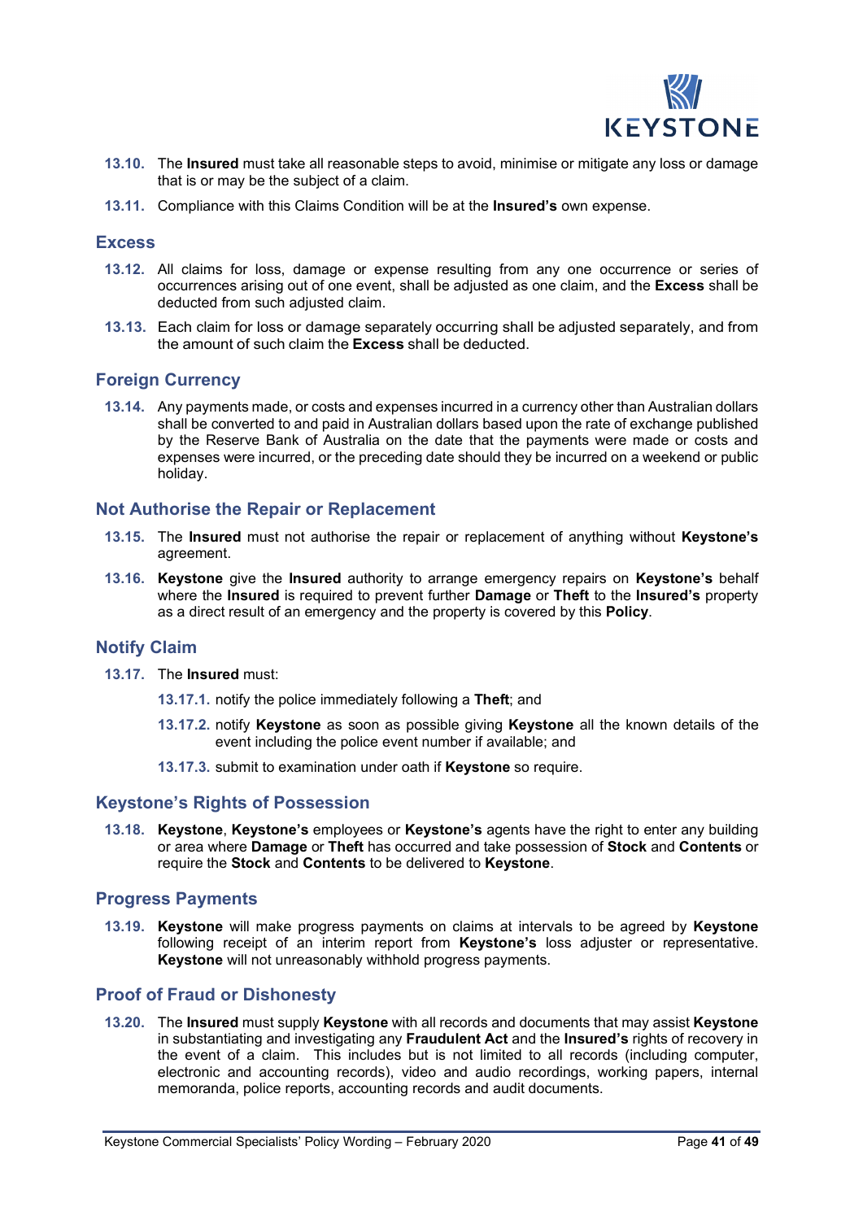**13.10.** The **Insured** must take all reasonable steps to avoid, minimise or mitigate any loss or damage that is or may be the subject of a claim.

**13.11.** Compliance with this Claims Condition will be at the **Insured's** own expense.

## Excess

**13.12.** All claims for loss, damage or expense resulting from any one occurrence or series of occurrences arising out of one event, shall be adjusted as one claim, and the **Excess** shall be deducted from such adjusted claim.

**13.13.** Each claim for loss or damage separately occurring shall be adjusted separately, and from the amount of such claim the **Excess** shall be deducted.

## Foreign Currency

**13.14.** Any payments made, or costs and expenses incurred in a currency other than Australian dollars shall be converted to and paid in Australian dollars based upon the rate of exchange published by the Reserve Bank of Australia on the date that the payments were made or costs and expenses were incurred, or the preceding date should they be incurred on a weekend or public holiday.

## Not Authorise the Repair or Replacement

**13.15.** The **Insured** must not authorise the repair or replacement of anything without **Keystone's** agreement.

**13.16.** **Keystone** give the **Insured** authority to arrange emergency repairs on **Keystone's** behalf where the **Insured** is required to prevent further **Damage** or **Theft** to the **Insured's** property as a direct result of an emergency and the property is covered by this **Policy**.

## Notify Claim

**13.17.** The **Insured** must:

- **13.17.1.** notify the police immediately following a **Theft**; and
- **13.17.2.** notify **Keystone** as soon as possible giving **Keystone** all the known details of the event including the police event number if available; and
- **13.17.3.** submit to examination under oath if **Keystone** so require.

## Keystone's Rights of Possession

**13.18.** **Keystone**, **Keystone's** employees or **Keystone's** agents have the right to enter any building or area where **Damage** or **Theft** has occurred and take possession of **Stock** and **Contents** or require the **Stock** and **Contents** to be delivered to **Keystone**.

## Progress Payments

**13.19.** **Keystone** will make progress payments on claims at intervals to be agreed by **Keystone** following receipt of an interim report from **Keystone's** loss adjuster or representative. **Keystone** will not unreasonably withhold progress payments.

## Proof of Fraud or Dishonesty

**13.20.** The **Insured** must supply **Keystone** with all records and documents that may assist **Keystone** in substantiating and investigating any **Fraudulent Act** and the **Insured's** rights of recovery in the event of a claim. This includes but is not limited to all records (including computer, electronic and accounting records), video and audio recordings, working papers, internal memoranda, police reports, accounting records and audit documents.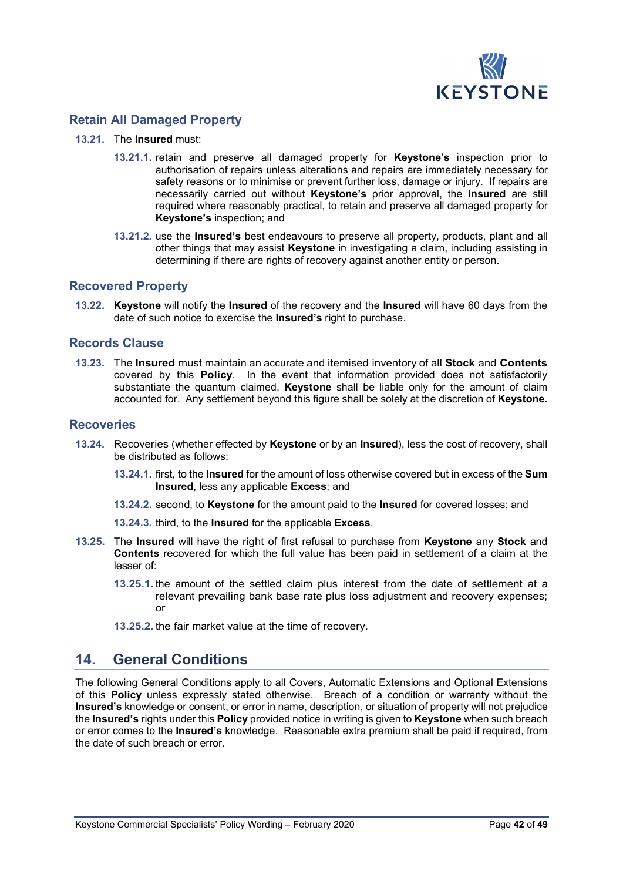## Retain All Damaged Property

**13.21.** The **Insured** must:

**13.21.1.** retain and preserve all damaged property for **Keystone's** inspection prior to authorisation of repairs unless alterations and repairs are immediately necessary for safety reasons or to minimise or prevent further loss, damage or injury. If repairs are necessarily carried out without **Keystone's** prior approval, the **Insured** are still required where reasonably practical, to retain and preserve all damaged property for **Keystone's** inspection; and

**13.21.2.** use the **Insured's** best endeavours to preserve all property, products, plant and all other things that may assist **Keystone** in investigating a claim, including assisting in determining if there are rights of recovery against another entity or person.

## Recovered Property

**13.22.** **Keystone** will notify the **Insured** of the recovery and the **Insured** will have 60 days from the date of such notice to exercise the **Insured's** right to purchase.

## Records Clause

**13.23.** The **Insured** must maintain an accurate and itemised inventory of all **Stock** and **Contents** covered by this **Policy**. In the event that information provided does not satisfactorily substantiate the quantum claimed, **Keystone** shall be liable only for the amount of claim accounted for. Any settlement beyond this figure shall be solely at the discretion of **Keystone.**

## Recoveries

**13.24.** Recoveries (whether effected by **Keystone** or by an **Insured**), less the cost of recovery, shall be distributed as follows:

**13.24.1.** first, to the **Insured** for the amount of loss otherwise covered but in excess of the **Sum Insured**, less any applicable **Excess**; and

**13.24.2.** second, to **Keystone** for the amount paid to the **Insured** for covered losses; and

**13.24.3.** third, to the **Insured** for the applicable **Excess**.

**13.25.** The **Insured** will have the right of first refusal to purchase from **Keystone** any **Stock** and **Contents** recovered for which the full value has been paid in settlement of a claim at the lesser of:

**13.25.1.** the amount of the settled claim plus interest from the date of settlement at a relevant prevailing bank base rate plus loss adjustment and recovery expenses; or

**13.25.2.** the fair market value at the time of recovery.

# 14. General Conditions

The following General Conditions apply to all Covers, Automatic Extensions and Optional Extensions of this **Policy** unless expressly stated otherwise. Breach of a condition or warranty without the **Insured's** knowledge or consent, or error in name, description, or situation of property will not prejudice the **Insured's** rights under this **Policy** provided notice in writing is given to **Keystone** when such breach or error comes to the **Insured's** knowledge. Reasonable extra premium shall be paid if required, from the date of such breach or error.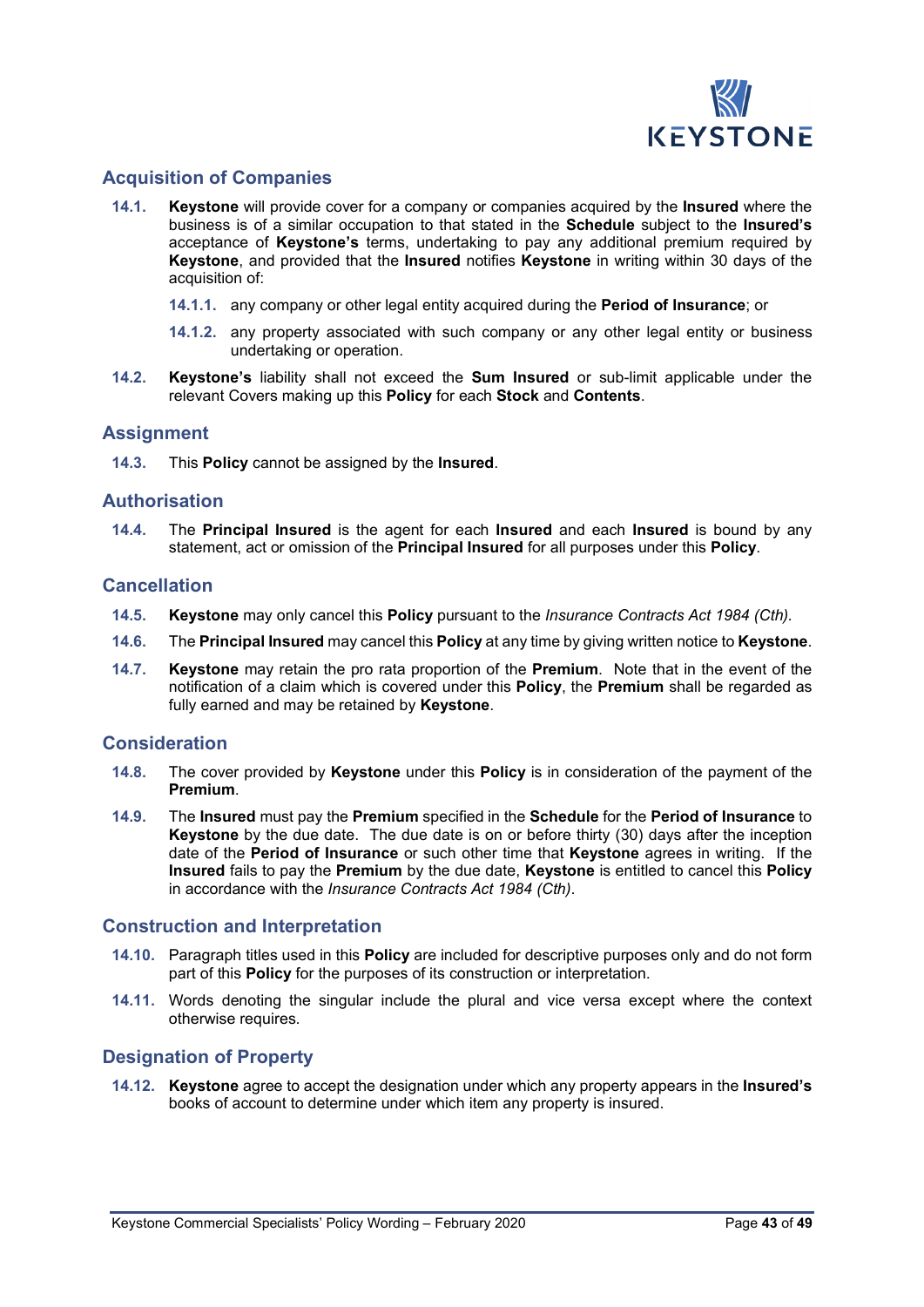## Acquisition of Companies

**14.1.** **Keystone** will provide cover for a company or companies acquired by the **Insured** where the business is of a similar occupation to that stated in the **Schedule** subject to the **Insured's** acceptance of **Keystone's** terms, undertaking to pay any additional premium required by **Keystone**, and provided that the **Insured** notifies **Keystone** in writing within 30 days of the acquisition of:

- **14.1.1.** any company or other legal entity acquired during the **Period of Insurance**; or
- **14.1.2.** any property associated with such company or any other legal entity or business undertaking or operation.

**14.2.** **Keystone's** liability shall not exceed the **Sum Insured** or sub-limit applicable under the relevant Covers making up this **Policy** for each **Stock** and **Contents**.

## Assignment

**14.3.** This **Policy** cannot be assigned by the **Insured**.

## Authorisation

**14.4.** The **Principal Insured** is the agent for each **Insured** and each **Insured** is bound by any statement, act or omission of the **Principal Insured** for all purposes under this **Policy**.

## Cancellation

**14.5.** **Keystone** may only cancel this **Policy** pursuant to the *Insurance Contracts Act 1984 (Cth).*

**14.6.** The **Principal Insured** may cancel this **Policy** at any time by giving written notice to **Keystone**.

**14.7.** **Keystone** may retain the pro rata proportion of the **Premium**. Note that in the event of the notification of a claim which is covered under this **Policy**, the **Premium** shall be regarded as fully earned and may be retained by **Keystone**.

## Consideration

**14.8.** The cover provided by **Keystone** under this **Policy** is in consideration of the payment of the **Premium**.

**14.9.** The **Insured** must pay the **Premium** specified in the **Schedule** for the **Period of Insurance** to **Keystone** by the due date. The due date is on or before thirty (30) days after the inception date of the **Period of Insurance** or such other time that **Keystone** agrees in writing. If the **Insured** fails to pay the **Premium** by the due date, **Keystone** is entitled to cancel this **Policy** in accordance with the *Insurance Contracts Act 1984 (Cth)*.

## Construction and Interpretation

**14.10.** Paragraph titles used in this **Policy** are included for descriptive purposes only and do not form part of this **Policy** for the purposes of its construction or interpretation.

**14.11.** Words denoting the singular include the plural and vice versa except where the context otherwise requires.

## Designation of Property

**14.12.** **Keystone** agree to accept the designation under which any property appears in the **Insured's** books of account to determine under which item any property is insured.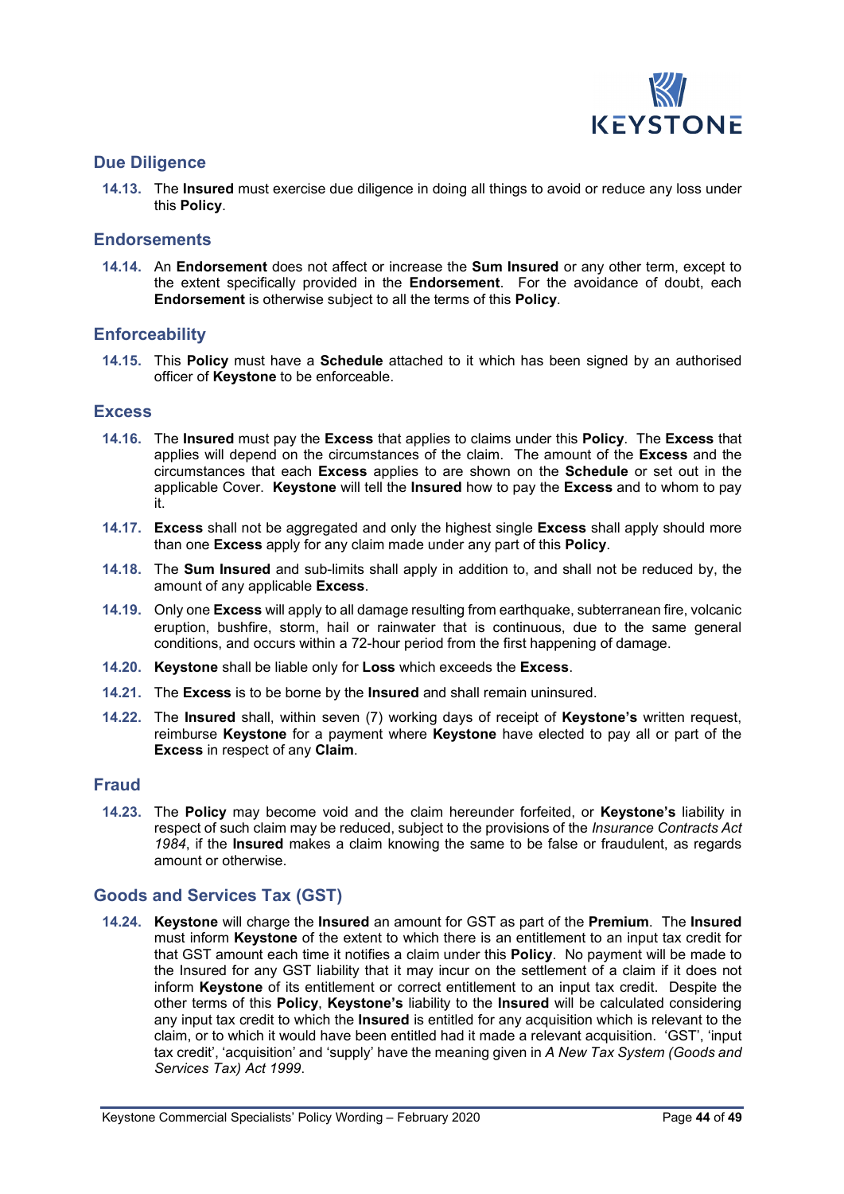## Due Diligence

**14.13.** The **Insured** must exercise due diligence in doing all things to avoid or reduce any loss under this **Policy**.

## Endorsements

**14.14.** An **Endorsement** does not affect or increase the **Sum Insured** or any other term, except to the extent specifically provided in the **Endorsement**. For the avoidance of doubt, each **Endorsement** is otherwise subject to all the terms of this **Policy**.

## Enforceability

**14.15.** This **Policy** must have a **Schedule** attached to it which has been signed by an authorised officer of **Keystone** to be enforceable.

## Excess

**14.16.** The **Insured** must pay the **Excess** that applies to claims under this **Policy**. The **Excess** that applies will depend on the circumstances of the claim. The amount of the **Excess** and the circumstances that each **Excess** applies to are shown on the **Schedule** or set out in the applicable Cover. **Keystone** will tell the **Insured** how to pay the **Excess** and to whom to pay it.

**14.17.** **Excess** shall not be aggregated and only the highest single **Excess** shall apply should more than one **Excess** apply for any claim made under any part of this **Policy**.

**14.18.** The **Sum Insured** and sub-limits shall apply in addition to, and shall not be reduced by, the amount of any applicable **Excess**.

**14.19.** Only one **Excess** will apply to all damage resulting from earthquake, subterranean fire, volcanic eruption, bushfire, storm, hail or rainwater that is continuous, due to the same general conditions, and occurs within a 72-hour period from the first happening of damage.

**14.20.** **Keystone** shall be liable only for **Loss** which exceeds the **Excess**.

**14.21.** The **Excess** is to be borne by the **Insured** and shall remain uninsured.

**14.22.** The **Insured** shall, within seven (7) working days of receipt of **Keystone's** written request, reimburse **Keystone** for a payment where **Keystone** have elected to pay all or part of the **Excess** in respect of any **Claim**.

## Fraud

**14.23.** The **Policy** may become void and the claim hereunder forfeited, or **Keystone's** liability in respect of such claim may be reduced, subject to the provisions of the *Insurance Contracts Act 1984*, if the **Insured** makes a claim knowing the same to be false or fraudulent, as regards amount or otherwise.

## Goods and Services Tax (GST)

**14.24.** **Keystone** will charge the **Insured** an amount for GST as part of the **Premium**. The **Insured** must inform **Keystone** of the extent to which there is an entitlement to an input tax credit for that GST amount each time it notifies a claim under this **Policy**. No payment will be made to the Insured for any GST liability that it may incur on the settlement of a claim if it does not inform **Keystone** of its entitlement or correct entitlement to an input tax credit. Despite the other terms of this **Policy**, **Keystone's** liability to the **Insured** will be calculated considering any input tax credit to which the **Insured** is entitled for any acquisition which is relevant to the claim, or to which it would have been entitled had it made a relevant acquisition. 'GST', 'input tax credit', 'acquisition' and 'supply' have the meaning given in *A New Tax System (Goods and Services Tax) Act 1999*.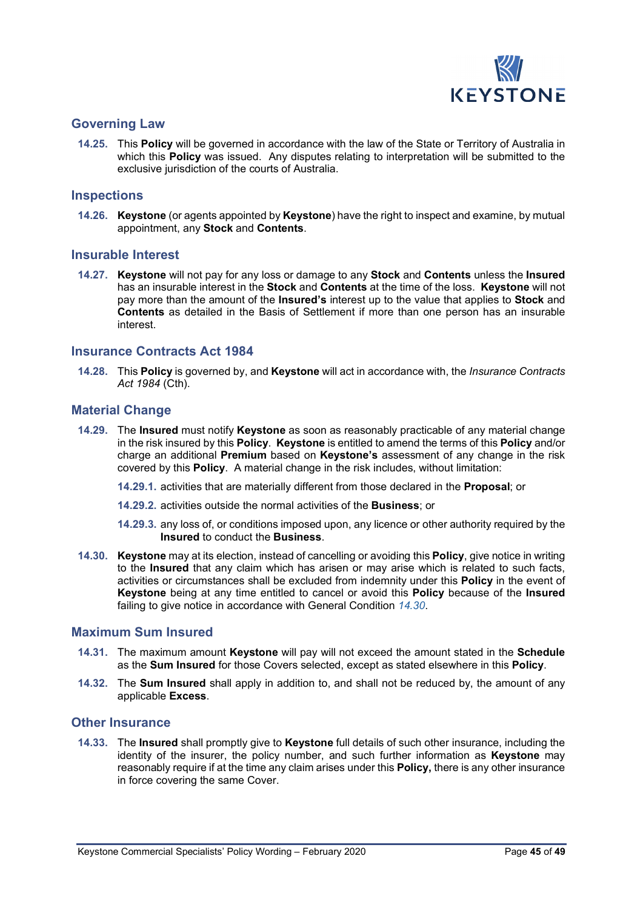## Governing Law

**14.25.** This **Policy** will be governed in accordance with the law of the State or Territory of Australia in which this **Policy** was issued. Any disputes relating to interpretation will be submitted to the exclusive jurisdiction of the courts of Australia.

## Inspections

**14.26.** **Keystone** (or agents appointed by **Keystone**) have the right to inspect and examine, by mutual appointment, any **Stock** and **Contents**.

## Insurable Interest

**14.27.** **Keystone** will not pay for any loss or damage to any **Stock** and **Contents** unless the **Insured** has an insurable interest in the **Stock** and **Contents** at the time of the loss. **Keystone** will not pay more than the amount of the **Insured's** interest up to the value that applies to **Stock** and **Contents** as detailed in the Basis of Settlement if more than one person has an insurable interest.

## Insurance Contracts Act 1984

**14.28.** This **Policy** is governed by, and **Keystone** will act in accordance with, the *Insurance Contracts Act 1984* (Cth).

## Material Change

**14.29.** The **Insured** must notify **Keystone** as soon as reasonably practicable of any material change in the risk insured by this **Policy**. **Keystone** is entitled to amend the terms of this **Policy** and/or charge an additional **Premium** based on **Keystone's** assessment of any change in the risk covered by this **Policy**. A material change in the risk includes, without limitation:

**14.29.1.** activities that are materially different from those declared in the **Proposal**; or

**14.29.2.** activities outside the normal activities of the **Business**; or

**14.29.3.** any loss of, or conditions imposed upon, any licence or other authority required by the **Insured** to conduct the **Business**.

**14.30.** **Keystone** may at its election, instead of cancelling or avoiding this **Policy**, give notice in writing to the **Insured** that any claim which has arisen or may arise which is related to such facts, activities or circumstances shall be excluded from indemnity under this **Policy** in the event of **Keystone** being at any time entitled to cancel or avoid this **Policy** because of the **Insured** failing to give notice in accordance with General Condition *14.30*.

## Maximum Sum Insured

**14.31.** The maximum amount **Keystone** will pay will not exceed the amount stated in the **Schedule** as the **Sum Insured** for those Covers selected, except as stated elsewhere in this **Policy**.

**14.32.** The **Sum Insured** shall apply in addition to, and shall not be reduced by, the amount of any applicable **Excess**.

## Other Insurance

**14.33.** The **Insured** shall promptly give to **Keystone** full details of such other insurance, including the identity of the insurer, the policy number, and such further information as **Keystone** may reasonably require if at the time any claim arises under this **Policy,** there is any other insurance in force covering the same Cover.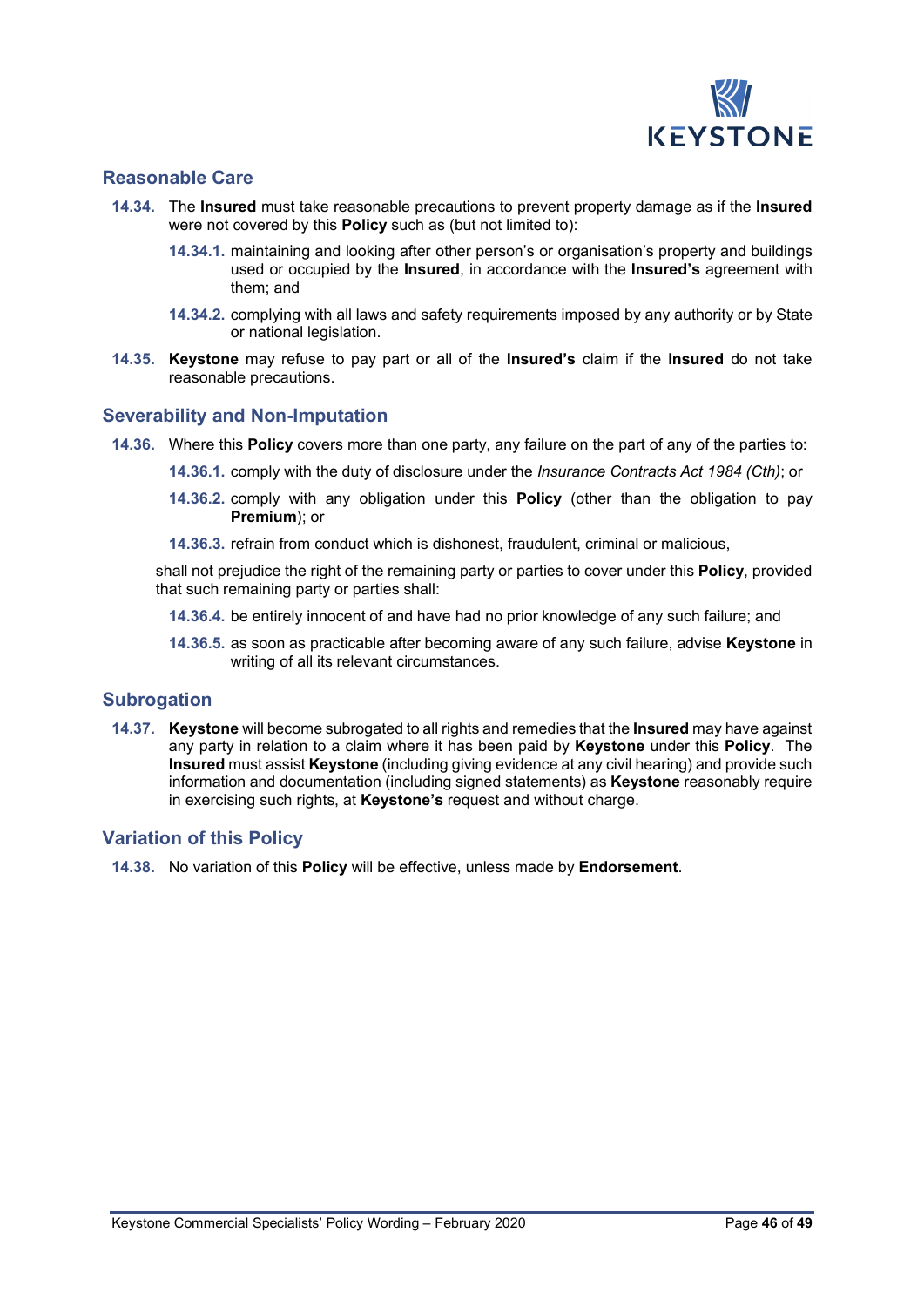## Reasonable Care

**14.34.** The **Insured** must take reasonable precautions to prevent property damage as if the **Insured** were not covered by this **Policy** such as (but not limited to):

**14.34.1.** maintaining and looking after other person's or organisation's property and buildings used or occupied by the **Insured**, in accordance with the **Insured's** agreement with them; and

**14.34.2.** complying with all laws and safety requirements imposed by any authority or by State or national legislation.

**14.35.** **Keystone** may refuse to pay part or all of the **Insured's** claim if the **Insured** do not take reasonable precautions.

## Severability and Non-Imputation

**14.36.** Where this **Policy** covers more than one party, any failure on the part of any of the parties to:

**14.36.1.** comply with the duty of disclosure under the *Insurance Contracts Act 1984 (Cth)*; or

**14.36.2.** comply with any obligation under this **Policy** (other than the obligation to pay **Premium**); or

**14.36.3.** refrain from conduct which is dishonest, fraudulent, criminal or malicious,

shall not prejudice the right of the remaining party or parties to cover under this **Policy**, provided that such remaining party or parties shall:

**14.36.4.** be entirely innocent of and have had no prior knowledge of any such failure; and

**14.36.5.** as soon as practicable after becoming aware of any such failure, advise **Keystone** in writing of all its relevant circumstances.

## Subrogation

**14.37.** **Keystone** will become subrogated to all rights and remedies that the **Insured** may have against any party in relation to a claim where it has been paid by **Keystone** under this **Policy**. The **Insured** must assist **Keystone** (including giving evidence at any civil hearing) and provide such information and documentation (including signed statements) as **Keystone** reasonably require in exercising such rights, at **Keystone's** request and without charge.

## Variation of this Policy

**14.38.** No variation of this **Policy** will be effective, unless made by **Endorsement**.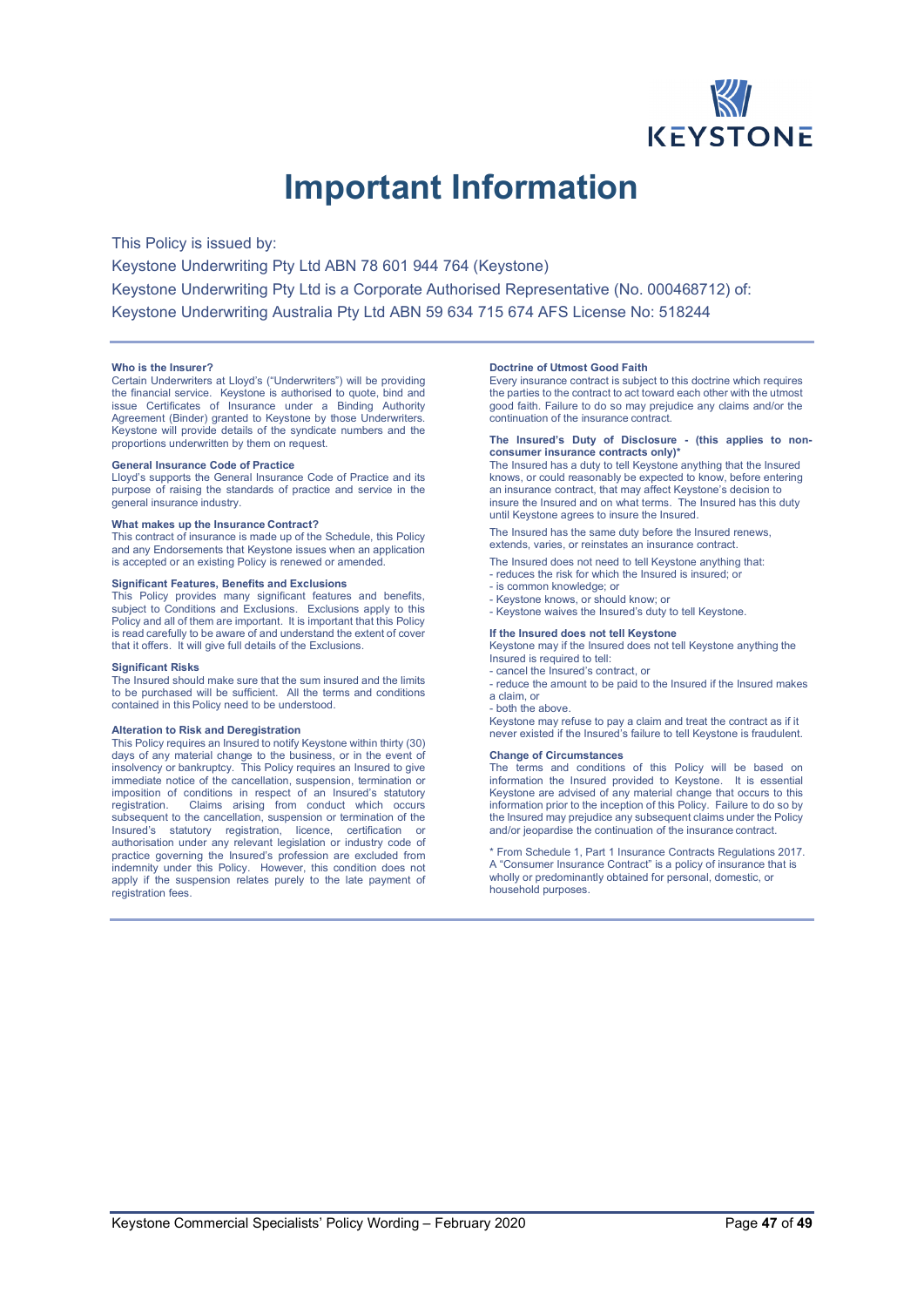# Important Information

This Policy is issued by:

Keystone Underwriting Pty Ltd ABN 78 601 944 764 (Keystone)

Keystone Underwriting Pty Ltd is a Corporate Authorised Representative (No. 000468712) of:

Keystone Underwriting Australia Pty Ltd ABN 59 634 715 674 AFS License No: 518244

**Who is the Insurer?**

Certain Underwriters at Lloyd's ("Underwriters") will be providing the financial service. Keystone is authorised to quote, bind and issue Certificates of Insurance under a Binding Authority Agreement (Binder) granted to Keystone by those Underwriters. Keystone will provide details of the syndicate numbers and the proportions underwritten by them on request.

**General Insurance Code of Practice**

Lloyd's supports the General Insurance Code of Practice and its purpose of raising the standards of practice and service in the general insurance industry.

**What makes up the Insurance Contract?**

This contract of insurance is made up of the Schedule, this Policy and any Endorsements that Keystone issues when an application is accepted or an existing Policy is renewed or amended.

**Significant Features, Benefits and Exclusions**

This Policy provides many significant features and benefits, subject to Conditions and Exclusions. Exclusions apply to this Policy and all of them are important. It is important that this Policy is read carefully to be aware of and understand the extent of cover that it offers. It will give full details of the Exclusions.

**Significant Risks**

The Insured should make sure that the sum insured and the limits to be purchased will be sufficient. All the terms and conditions contained in this Policy need to be understood.

**Alteration to Risk and Deregistration**

This Policy requires an Insured to notify Keystone within thirty (30) days of any material change to the business, or in the event of insolvency or bankruptcy. This Policy requires an Insured to give immediate notice of the cancellation, suspension, termination or imposition of conditions in respect of an Insured's statutory registration. Claims arising from conduct which occurs subsequent to the cancellation, suspension or termination of the Insured's statutory registration, licence, certification or authorisation under any relevant legislation or industry code of practice governing the Insured's profession are excluded from indemnity under this Policy. However, this condition does not apply if the suspension relates purely to the late payment of registration fees.

**Doctrine of Utmost Good Faith**

Every insurance contract is subject to this doctrine which requires the parties to the contract to act toward each other with the utmost good faith. Failure to do so may prejudice any claims and/or the continuation of the insurance contract.

**The Insured's Duty of Disclosure - (this applies to non-consumer insurance contracts only)***

The Insured has a duty to tell Keystone anything that the Insured knows, or could reasonably be expected to know, before entering an insurance contract, that may affect Keystone's decision to insure the Insured and on what terms. The Insured has this duty until Keystone agrees to insure the Insured.

The Insured has the same duty before the Insured renews, extends, varies, or reinstates an insurance contract.

The Insured does not need to tell Keystone anything that:

- reduces the risk for which the Insured is insured; or
- is common knowledge; or
- Keystone knows, or should know; or
- Keystone waives the Insured's duty to tell Keystone.

**If the Insured does not tell Keystone**

Keystone may if the Insured does not tell Keystone anything the Insured is required to tell:

- cancel the Insured's contract, or
- reduce the amount to be paid to the Insured if the Insured makes a claim, or
- both the above.

Keystone may refuse to pay a claim and treat the contract as if it never existed if the Insured's failure to tell Keystone is fraudulent.

**Change of Circumstances**

The terms and conditions of this Policy will be based on information the Insured provided to Keystone. It is essential Keystone are advised of any material change that occurs to this information prior to the inception of this Policy. Failure to do so by the Insured may prejudice any subsequent claims under the Policy and/or jeopardise the continuation of the insurance contract.

* From Schedule 1, Part 1 Insurance Contracts Regulations 2017. A "Consumer Insurance Contract" is a policy of insurance that is wholly or predominantly obtained for personal, domestic, or household purposes.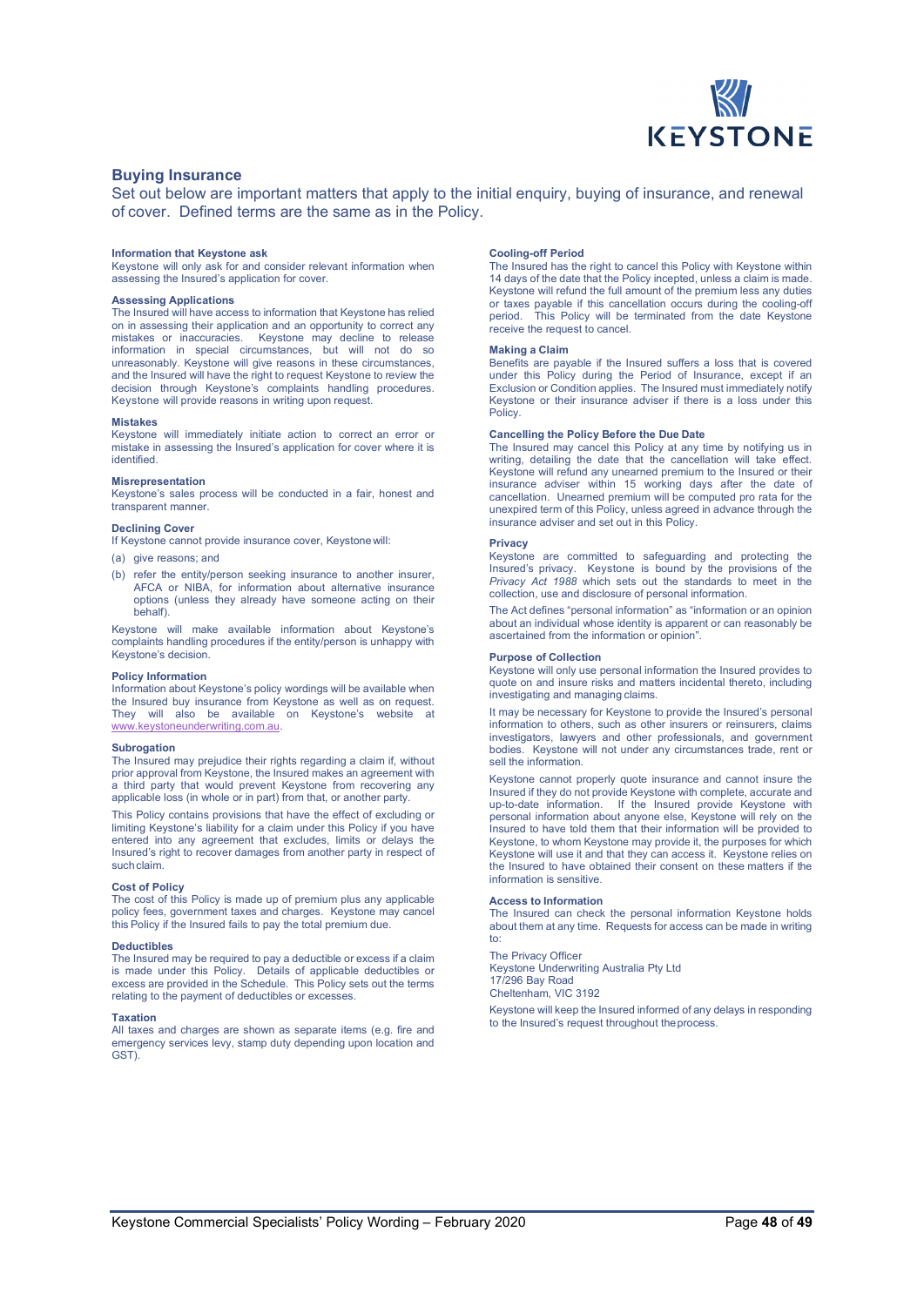## Buying Insurance

Set out below are important matters that apply to the initial enquiry, buying of insurance, and renewal of cover. Defined terms are the same as in the Policy.

#### Information that Keystone ask

Keystone will only ask for and consider relevant information when assessing the Insured's application for cover.

#### Assessing Applications

The Insured will have access to information that Keystone has relied on in assessing their application and an opportunity to correct any mistakes or inaccuracies. Keystone may decline to release information in special circumstances, but will not do so unreasonably. Keystone will give reasons in these circumstances, and the Insured will have the right to request Keystone to review the decision through Keystone's complaints handling procedures. Keystone will provide reasons in writing upon request.

#### Mistakes

Keystone will immediately initiate action to correct an error or mistake in assessing the Insured's application for cover where it is identified.

#### Misrepresentation

Keystone's sales process will be conducted in a fair, honest and transparent manner.

#### Declining Cover

If Keystone cannot provide insurance cover, Keystone will:

(a) give reasons; and

(b) refer the entity/person seeking insurance to another insurer, AFCA or NIBA, for information about alternative insurance options (unless they already have someone acting on their behalf).

Keystone will make available information about Keystone's complaints handling procedures if the entity/person is unhappy with Keystone's decision.

#### Policy Information

Information about Keystone's policy wordings will be available when the Insured buy insurance from Keystone as well as on request. They will also be available on Keystone's website at www.keystoneunderwriting.com.au.

#### Subrogation

The Insured may prejudice their rights regarding a claim if, without prior approval from Keystone, the Insured makes an agreement with a third party that would prevent Keystone from recovering any applicable loss (in whole or in part) from that, or another party.

This Policy contains provisions that have the effect of excluding or limiting Keystone's liability for a claim under this Policy if you have entered into any agreement that excludes, limits or delays the Insured's right to recover damages from another party in respect of such claim.

#### Cost of Policy

The cost of this Policy is made up of premium plus any applicable policy fees, government taxes and charges. Keystone may cancel this Policy if the Insured fails to pay the total premium due.

#### Deductibles

The Insured may be required to pay a deductible or excess if a claim is made under this Policy. Details of applicable deductibles or excess are provided in the Schedule. This Policy sets out the terms relating to the payment of deductibles or excesses.

#### Taxation

All taxes and charges are shown as separate items (e.g. fire and emergency services levy, stamp duty depending upon location and GST).

#### Cooling-off Period

The Insured has the right to cancel this Policy with Keystone within 14 days of the date that the Policy incepted, unless a claim is made. Keystone will refund the full amount of the premium less any duties or taxes payable if this cancellation occurs during the cooling-off period. This Policy will be terminated from the date Keystone receive the request to cancel.

#### Making a Claim

Benefits are payable if the Insured suffers a loss that is covered under this Policy during the Period of Insurance, except if an Exclusion or Condition applies. The Insured must immediately notify Keystone or their insurance adviser if there is a loss under this Policy.

#### Cancelling the Policy Before the Due Date

The Insured may cancel this Policy at any time by notifying us in writing, detailing the date that the cancellation will take effect. Keystone will refund any unearned premium to the Insured or their insurance adviser within 15 working days after the date of cancellation. Unearned premium will be computed pro rata for the unexpired term of this Policy, unless agreed in advance through the insurance adviser and set out in this Policy.

#### Privacy

Keystone are committed to safeguarding and protecting the Insured's privacy. Keystone is bound by the provisions of the *Privacy Act 1988* which sets out the standards to meet in the collection, use and disclosure of personal information.

The Act defines "personal information" as "information or an opinion about an individual whose identity is apparent or can reasonably be ascertained from the information or opinion".

#### Purpose of Collection

Keystone will only use personal information the Insured provides to quote on and insure risks and matters incidental thereto, including investigating and managing claims.

It may be necessary for Keystone to provide the Insured's personal information to others, such as other insurers or reinsurers, claims investigators, lawyers and other professionals, and government bodies. Keystone will not under any circumstances trade, rent or sell the information.

Keystone cannot properly quote insurance and cannot insure the Insured if they do not provide Keystone with complete, accurate and up-to-date information. If the Insured provide Keystone with personal information about anyone else, Keystone will rely on the Insured to have told them that their information will be provided to Keystone, to whom Keystone may provide it, the purposes for which Keystone will use it and that they can access it. Keystone relies on the Insured to have obtained their consent on these matters if the information is sensitive.

#### Access to Information

The Insured can check the personal information Keystone holds about them at any time. Requests for access can be made in writing to:

The Privacy Officer
Keystone Underwriting Australia Pty Ltd
17/296 Bay Road
Cheltenham, VIC 3192

Keystone will keep the Insured informed of any delays in responding to the Insured's request throughout the process.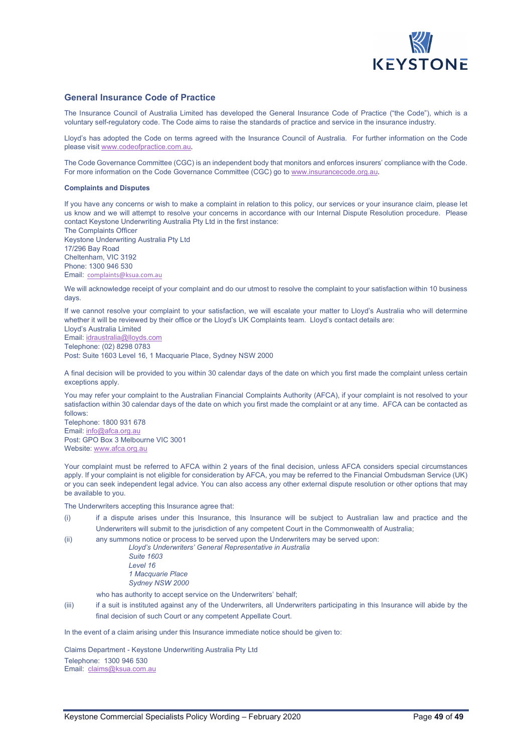## General Insurance Code of Practice

The Insurance Council of Australia Limited has developed the General Insurance Code of Practice ("the Code"), which is a voluntary self-regulatory code. The Code aims to raise the standards of practice and service in the insurance industry.

Lloyd's has adopted the Code on terms agreed with the Insurance Council of Australia. For further information on the Code please visit www.codeofpractice.com.au.

The Code Governance Committee (CGC) is an independent body that monitors and enforces insurers' compliance with the Code. For more information on the Code Governance Committee (CGC) go to www.insurancecode.org.au.

#### Complaints and Disputes

If you have any concerns or wish to make a complaint in relation to this policy, our services or your insurance claim, please let us know and we will attempt to resolve your concerns in accordance with our Internal Dispute Resolution procedure. Please contact Keystone Underwriting Australia Pty Ltd in the first instance:
The Complaints Officer
Keystone Underwriting Australia Pty Ltd
17/296 Bay Road
Cheltenham, VIC 3192
Phone: 1300 946 530
Email: complaints@ksua.com.au

We will acknowledge receipt of your complaint and do our utmost to resolve the complaint to your satisfaction within 10 business days.

If we cannot resolve your complaint to your satisfaction, we will escalate your matter to Lloyd's Australia who will determine whether it will be reviewed by their office or the Lloyd's UK Complaints team. Lloyd's contact details are:
Lloyd's Australia Limited
Email: idraustralia@lloyds.com
Telephone: (02) 8298 0783
Post: Suite 1603 Level 16, 1 Macquarie Place, Sydney NSW 2000

A final decision will be provided to you within 30 calendar days of the date on which you first made the complaint unless certain exceptions apply.

You may refer your complaint to the Australian Financial Complaints Authority (AFCA), if your complaint is not resolved to your satisfaction within 30 calendar days of the date on which you first made the complaint or at any time. AFCA can be contacted as follows:
Telephone: 1800 931 678
Email: info@afca.org.au
Post: GPO Box 3 Melbourne VIC 3001
Website: www.afca.org.au

Your complaint must be referred to AFCA within 2 years of the final decision, unless AFCA considers special circumstances apply. If your complaint is not eligible for consideration by AFCA, you may be referred to the Financial Ombudsman Service (UK) or you can seek independent legal advice. You can also access any other external dispute resolution or other options that may be available to you.

The Underwriters accepting this Insurance agree that:

(i) if a dispute arises under this Insurance, this Insurance will be subject to Australian law and practice and the Underwriters will submit to the jurisdiction of any competent Court in the Commonwealth of Australia;

(ii) any summons notice or process to be served upon the Underwriters may be served upon:

*Lloyd's Underwriters' General Representative in Australia*
*Suite 1603*
*Level 16*
*1 Macquarie Place*
*Sydney NSW 2000*

who has authority to accept service on the Underwriters' behalf;

(iii) if a suit is instituted against any of the Underwriters, all Underwriters participating in this Insurance will abide by the final decision of such Court or any competent Appellate Court.

In the event of a claim arising under this Insurance immediate notice should be given to:

Claims Department - Keystone Underwriting Australia Pty Ltd
Telephone: 1300 946 530
Email: claims@ksua.com.au